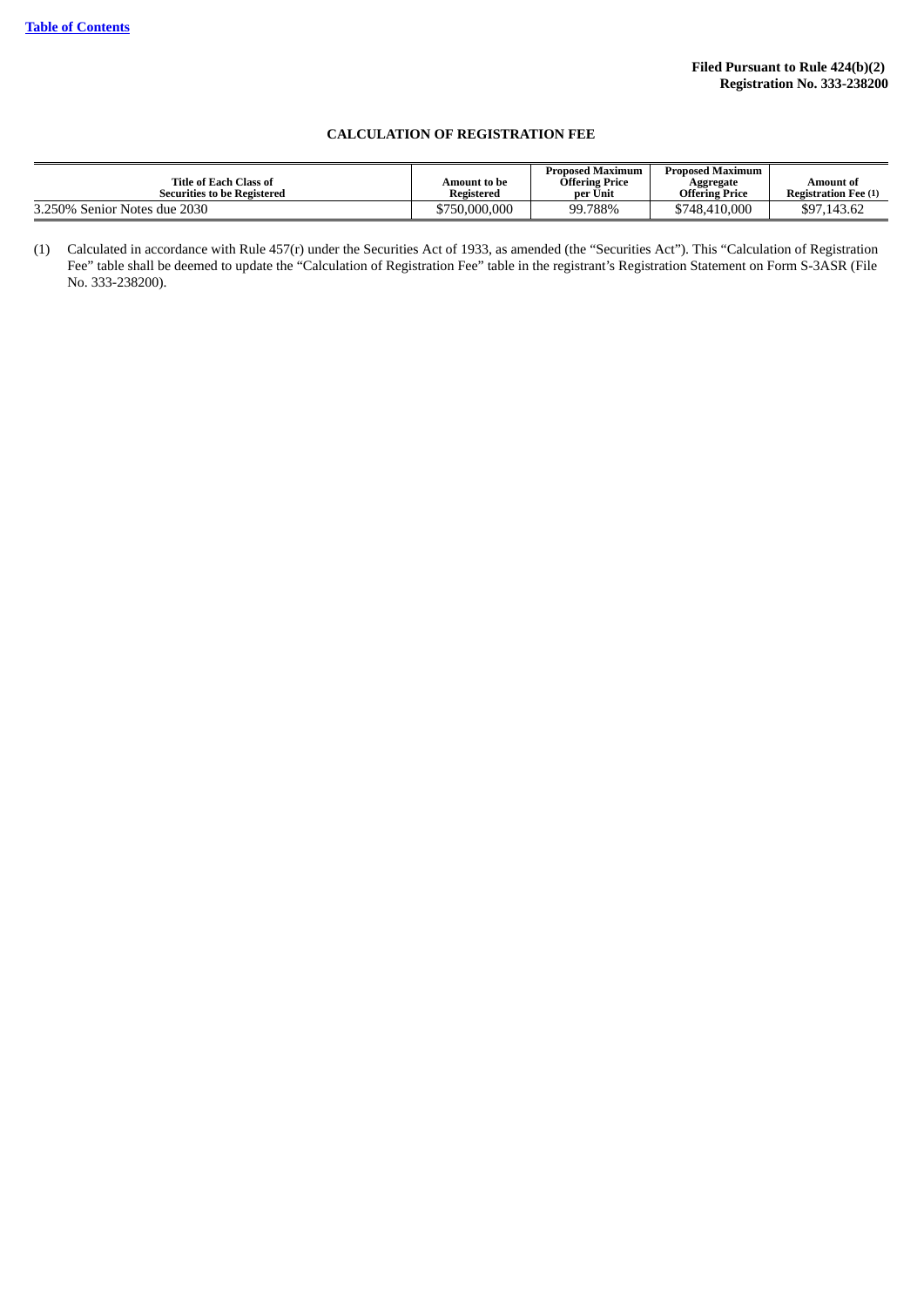[Table of Contents]

**Filed Pursuant to Rule 424(b)(2)**
**Registration No. 333-238200**

## CALCULATION OF REGISTRATION FEE

| Title of Each Class of Securities to be Registered | Amount to be Registered | Proposed Maximum Offering Price per Unit | Proposed Maximum Aggregate Offering Price | Amount of Registration Fee (1) |
|---|---|---|---|---|
| 3.250% Senior Notes due 2030 | $750,000,000 | 99.788% | $748,410,000 | $97,143.62 |

(1) Calculated in accordance with Rule 457(r) under the Securities Act of 1933, as amended (the "Securities Act"). This "Calculation of Registration Fee" table shall be deemed to update the "Calculation of Registration Fee" table in the registrant's Registration Statement on Form S-3ASR (File No. 333-238200).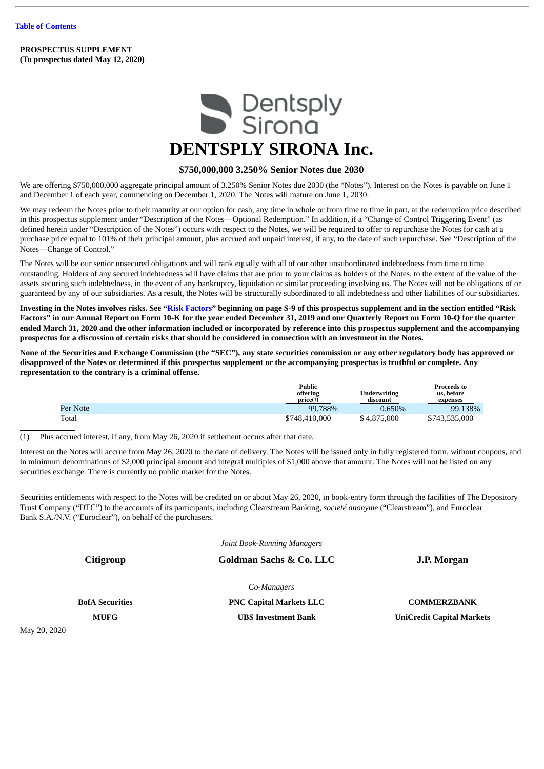[Table of Contents](#)

**PROSPECTUS SUPPLEMENT**
**(To prospectus dated May 12, 2020)**

# DENTSPLY SIRONA Inc.

## $750,000,000 3.250% Senior Notes due 2030

We are offering $750,000,000 aggregate principal amount of 3.250% Senior Notes due 2030 (the "Notes"). Interest on the Notes is payable on June 1 and December 1 of each year, commencing on December 1, 2020. The Notes will mature on June 1, 2030.

We may redeem the Notes prior to their maturity at our option for cash, any time in whole or from time to time in part, at the redemption price described in this prospectus supplement under "Description of the Notes—Optional Redemption." In addition, if a "Change of Control Triggering Event" (as defined herein under "Description of the Notes") occurs with respect to the Notes, we will be required to offer to repurchase the Notes for cash at a purchase price equal to 101% of their principal amount, plus accrued and unpaid interest, if any, to the date of such repurchase. See "Description of the Notes—Change of Control."

The Notes will be our senior unsecured obligations and will rank equally with all of our other unsubordinated indebtedness from time to time outstanding. Holders of any secured indebtedness will have claims that are prior to your claims as holders of the Notes, to the extent of the value of the assets securing such indebtedness, in the event of any bankruptcy, liquidation or similar proceeding involving us. The Notes will not be obligations of or guaranteed by any of our subsidiaries. As a result, the Notes will be structurally subordinated to all indebtedness and other liabilities of our subsidiaries.

**Investing in the Notes involves risks. See "[Risk Factors](#)" beginning on page S-9 of this prospectus supplement and in the section entitled "Risk Factors" in our Annual Report on Form 10-K for the year ended December 31, 2019 and our Quarterly Report on Form 10-Q for the quarter ended March 31, 2020 and the other information included or incorporated by reference into this prospectus supplement and the accompanying prospectus for a discussion of certain risks that should be considered in connection with an investment in the Notes.**

**None of the Securities and Exchange Commission (the "SEC"), any state securities commission or any other regulatory body has approved or disapproved of the Notes or determined if this prospectus supplement or the accompanying prospectus is truthful or complete. Any representation to the contrary is a criminal offense.**

| | Public offering price(1) | Underwriting discount | Proceeds to us, before expenses |
|---|---|---|---|
| Per Note | 99.788% | 0.650% | 99.138% |
| Total | $748,410,000 | $4,875,000 | $743,535,000 |

(1) Plus accrued interest, if any, from May 26, 2020 if settlement occurs after that date.

Interest on the Notes will accrue from May 26, 2020 to the date of delivery. The Notes will be issued only in fully registered form, without coupons, and in minimum denominations of $2,000 principal amount and integral multiples of $1,000 above that amount. The Notes will not be listed on any securities exchange. There is currently no public market for the Notes.

Securities entitlements with respect to the Notes will be credited on or about May 26, 2020, in book-entry form through the facilities of The Depository Trust Company ("DTC") to the accounts of its participants, including Clearstream Banking, *societé anonyme* ("Clearstream"), and Euroclear Bank S.A./N.V. ("Euroclear"), on behalf of the purchasers.

*Joint Book-Running Managers*

**Citigroup** | **Goldman Sachs & Co. LLC** | **J.P. Morgan**

*Co-Managers*

**BofA Securities** | **PNC Capital Markets LLC** | **COMMERZBANK**

**MUFG** | **UBS Investment Bank** | **UniCredit Capital Markets**

May 20, 2020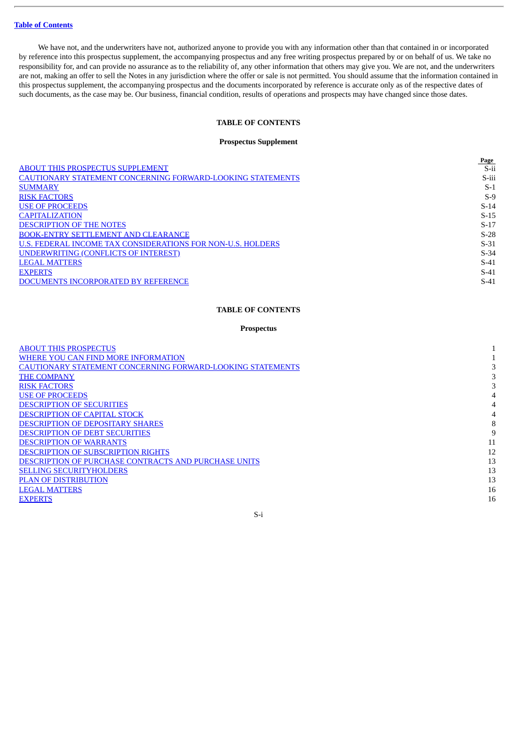Table of Contents

We have not, and the underwriters have not, authorized anyone to provide you with any information other than that contained in or incorporated by reference into this prospectus supplement, the accompanying prospectus and any free writing prospectus prepared by or on behalf of us. We take no responsibility for, and can provide no assurance as to the reliability of, any other information that others may give you. We are not, and the underwriters are not, making an offer to sell the Notes in any jurisdiction where the offer or sale is not permitted. You should assume that the information contained in this prospectus supplement, the accompanying prospectus and the documents incorporated by reference is accurate only as of the respective dates of such documents, as the case may be. Our business, financial condition, results of operations and prospects may have changed since those dates.

## TABLE OF CONTENTS

### Prospectus Supplement

| | Page |
|---|---|
| ABOUT THIS PROSPECTUS SUPPLEMENT | S-ii |
| CAUTIONARY STATEMENT CONCERNING FORWARD-LOOKING STATEMENTS | S-iii |
| SUMMARY | S-1 |
| RISK FACTORS | S-9 |
| USE OF PROCEEDS | S-14 |
| CAPITALIZATION | S-15 |
| DESCRIPTION OF THE NOTES | S-17 |
| BOOK-ENTRY SETTLEMENT AND CLEARANCE | S-28 |
| U.S. FEDERAL INCOME TAX CONSIDERATIONS FOR NON-U.S. HOLDERS | S-31 |
| UNDERWRITING (CONFLICTS OF INTEREST) | S-34 |
| LEGAL MATTERS | S-41 |
| EXPERTS | S-41 |
| DOCUMENTS INCORPORATED BY REFERENCE | S-41 |

## TABLE OF CONTENTS

### Prospectus

| | |
|---|---|
| ABOUT THIS PROSPECTUS | 1 |
| WHERE YOU CAN FIND MORE INFORMATION | 1 |
| CAUTIONARY STATEMENT CONCERNING FORWARD-LOOKING STATEMENTS | 3 |
| THE COMPANY | 3 |
| RISK FACTORS | 3 |
| USE OF PROCEEDS | 4 |
| DESCRIPTION OF SECURITIES | 4 |
| DESCRIPTION OF CAPITAL STOCK | 4 |
| DESCRIPTION OF DEPOSITARY SHARES | 8 |
| DESCRIPTION OF DEBT SECURITIES | 9 |
| DESCRIPTION OF WARRANTS | 11 |
| DESCRIPTION OF SUBSCRIPTION RIGHTS | 12 |
| DESCRIPTION OF PURCHASE CONTRACTS AND PURCHASE UNITS | 13 |
| SELLING SECURITYHOLDERS | 13 |
| PLAN OF DISTRIBUTION | 13 |
| LEGAL MATTERS | 16 |
| EXPERTS | 16 |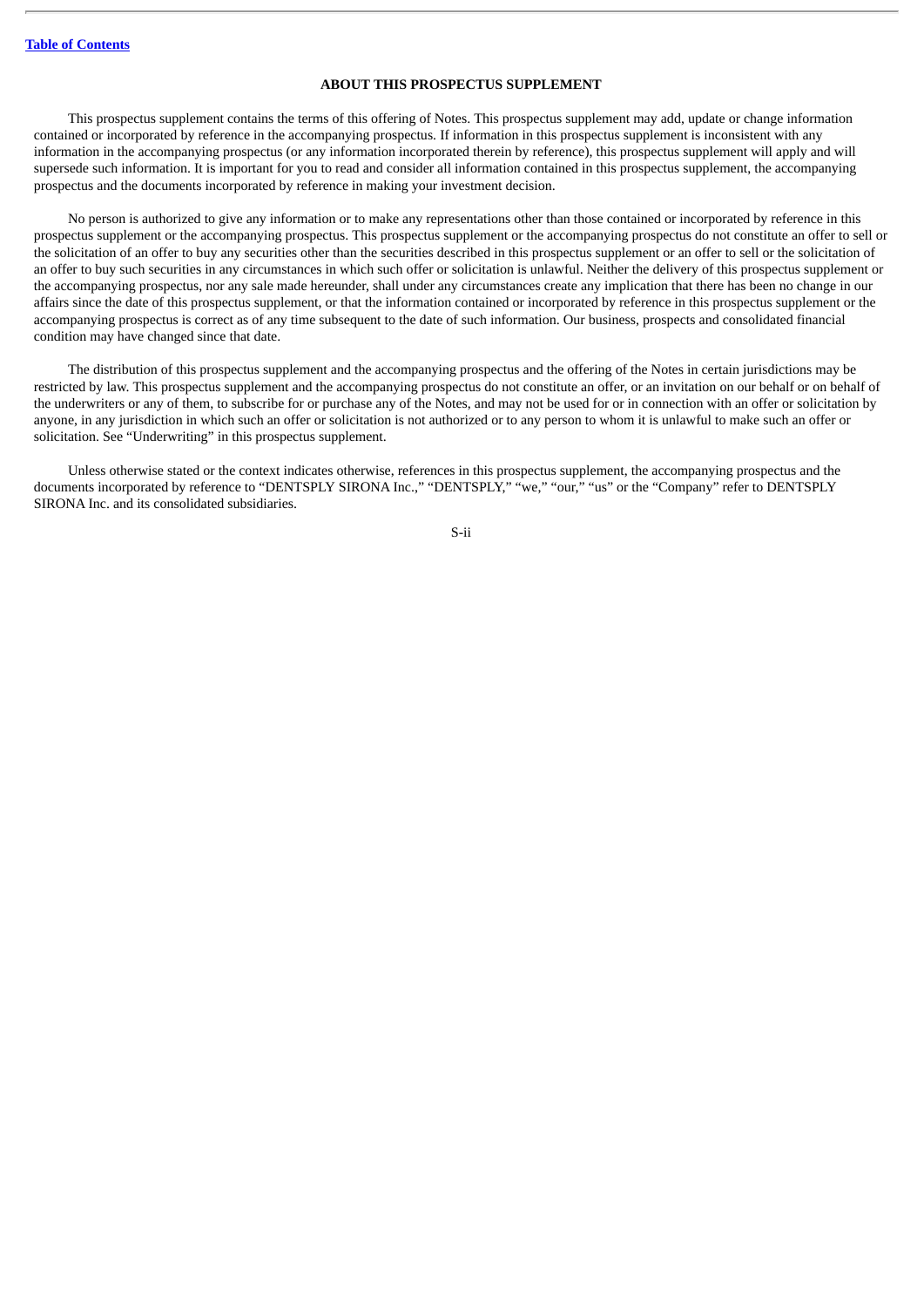## ABOUT THIS PROSPECTUS SUPPLEMENT

This prospectus supplement contains the terms of this offering of Notes. This prospectus supplement may add, update or change information contained or incorporated by reference in the accompanying prospectus. If information in this prospectus supplement is inconsistent with any information in the accompanying prospectus (or any information incorporated therein by reference), this prospectus supplement will apply and will supersede such information. It is important for you to read and consider all information contained in this prospectus supplement, the accompanying prospectus and the documents incorporated by reference in making your investment decision.

No person is authorized to give any information or to make any representations other than those contained or incorporated by reference in this prospectus supplement or the accompanying prospectus. This prospectus supplement or the accompanying prospectus do not constitute an offer to sell or the solicitation of an offer to buy any securities other than the securities described in this prospectus supplement or an offer to sell or the solicitation of an offer to buy such securities in any circumstances in which such offer or solicitation is unlawful. Neither the delivery of this prospectus supplement or the accompanying prospectus, nor any sale made hereunder, shall under any circumstances create any implication that there has been no change in our affairs since the date of this prospectus supplement, or that the information contained or incorporated by reference in this prospectus supplement or the accompanying prospectus is correct as of any time subsequent to the date of such information. Our business, prospects and consolidated financial condition may have changed since that date.

The distribution of this prospectus supplement and the accompanying prospectus and the offering of the Notes in certain jurisdictions may be restricted by law. This prospectus supplement and the accompanying prospectus do not constitute an offer, or an invitation on our behalf or on behalf of the underwriters or any of them, to subscribe for or purchase any of the Notes, and may not be used for or in connection with an offer or solicitation by anyone, in any jurisdiction in which such an offer or solicitation is not authorized or to any person to whom it is unlawful to make such an offer or solicitation. See "Underwriting" in this prospectus supplement.

Unless otherwise stated or the context indicates otherwise, references in this prospectus supplement, the accompanying prospectus and the documents incorporated by reference to "DENTSPLY SIRONA Inc.," "DENTSPLY," "we," "our," "us" or the "Company" refer to DENTSPLY SIRONA Inc. and its consolidated subsidiaries.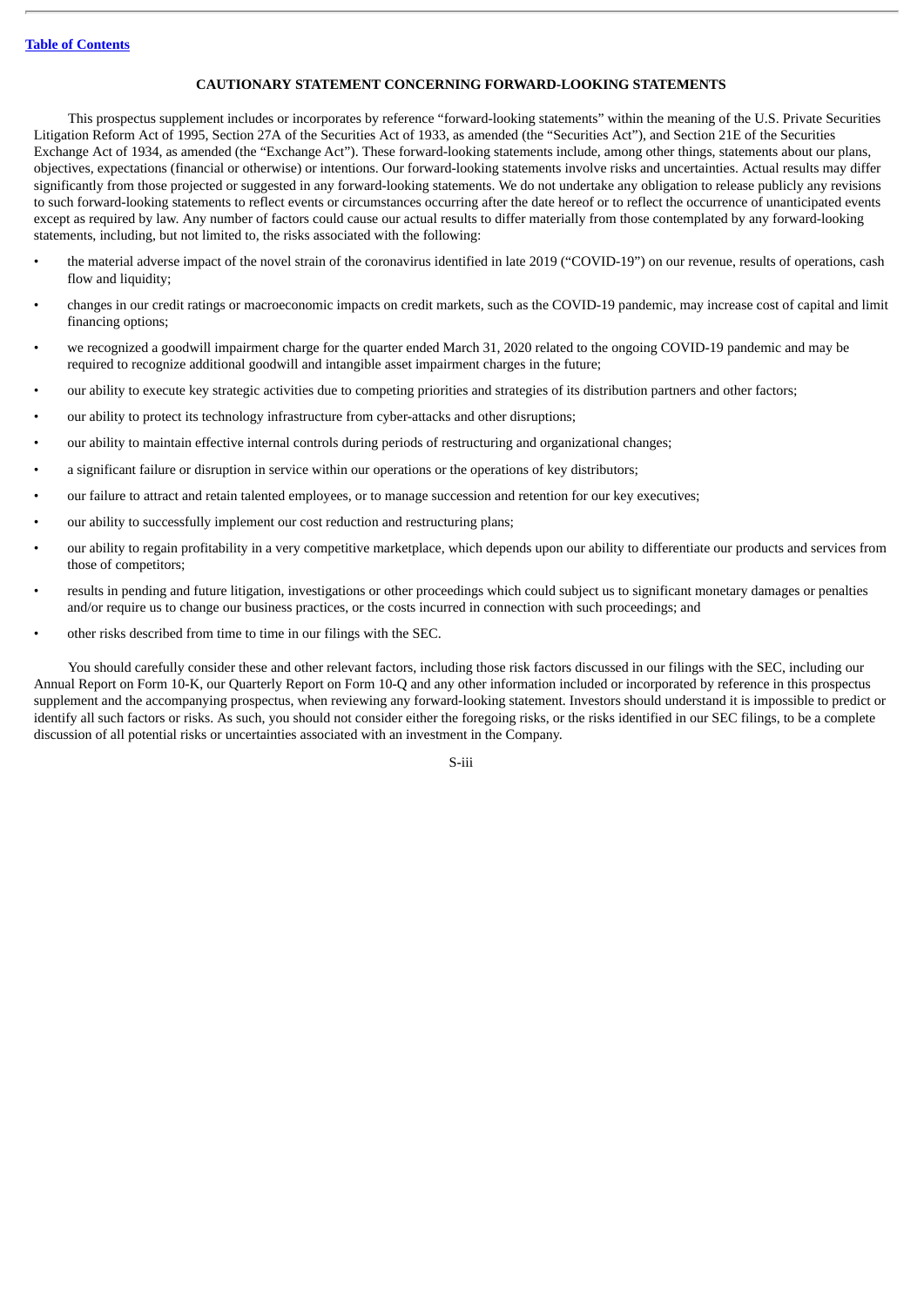## CAUTIONARY STATEMENT CONCERNING FORWARD-LOOKING STATEMENTS

This prospectus supplement includes or incorporates by reference "forward-looking statements" within the meaning of the U.S. Private Securities Litigation Reform Act of 1995, Section 27A of the Securities Act of 1933, as amended (the "Securities Act"), and Section 21E of the Securities Exchange Act of 1934, as amended (the "Exchange Act"). These forward-looking statements include, among other things, statements about our plans, objectives, expectations (financial or otherwise) or intentions. Our forward-looking statements involve risks and uncertainties. Actual results may differ significantly from those projected or suggested in any forward-looking statements. We do not undertake any obligation to release publicly any revisions to such forward-looking statements to reflect events or circumstances occurring after the date hereof or to reflect the occurrence of unanticipated events except as required by law. Any number of factors could cause our actual results to differ materially from those contemplated by any forward-looking statements, including, but not limited to, the risks associated with the following:

- the material adverse impact of the novel strain of the coronavirus identified in late 2019 ("COVID-19") on our revenue, results of operations, cash flow and liquidity;
- changes in our credit ratings or macroeconomic impacts on credit markets, such as the COVID-19 pandemic, may increase cost of capital and limit financing options;
- we recognized a goodwill impairment charge for the quarter ended March 31, 2020 related to the ongoing COVID-19 pandemic and may be required to recognize additional goodwill and intangible asset impairment charges in the future;
- our ability to execute key strategic activities due to competing priorities and strategies of its distribution partners and other factors;
- our ability to protect its technology infrastructure from cyber-attacks and other disruptions;
- our ability to maintain effective internal controls during periods of restructuring and organizational changes;
- a significant failure or disruption in service within our operations or the operations of key distributors;
- our failure to attract and retain talented employees, or to manage succession and retention for our key executives;
- our ability to successfully implement our cost reduction and restructuring plans;
- our ability to regain profitability in a very competitive marketplace, which depends upon our ability to differentiate our products and services from those of competitors;
- results in pending and future litigation, investigations or other proceedings which could subject us to significant monetary damages or penalties and/or require us to change our business practices, or the costs incurred in connection with such proceedings; and
- other risks described from time to time in our filings with the SEC.

You should carefully consider these and other relevant factors, including those risk factors discussed in our filings with the SEC, including our Annual Report on Form 10-K, our Quarterly Report on Form 10-Q and any other information included or incorporated by reference in this prospectus supplement and the accompanying prospectus, when reviewing any forward-looking statement. Investors should understand it is impossible to predict or identify all such factors or risks. As such, you should not consider either the foregoing risks, or the risks identified in our SEC filings, to be a complete discussion of all potential risks or uncertainties associated with an investment in the Company.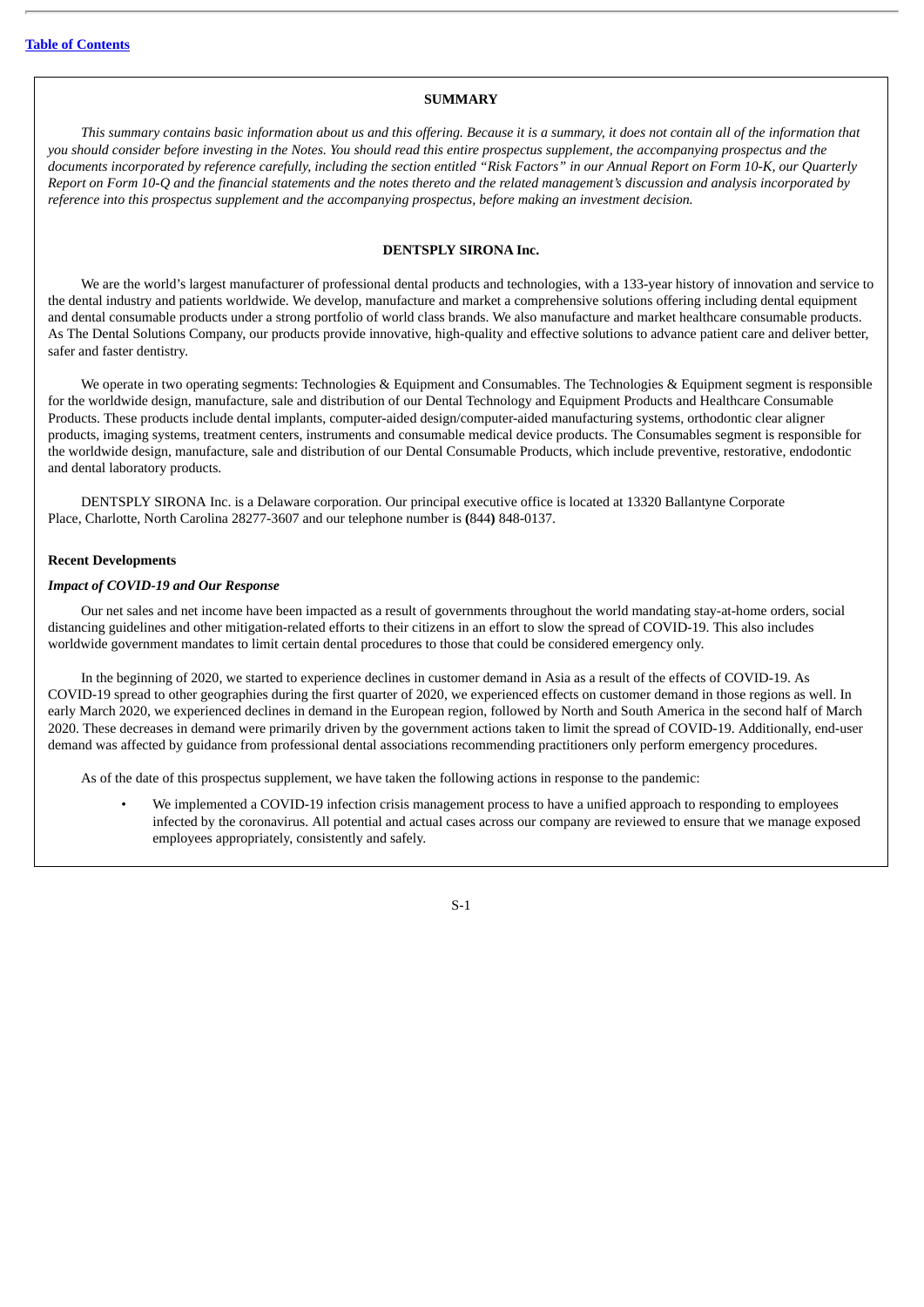## SUMMARY

*This summary contains basic information about us and this offering. Because it is a summary, it does not contain all of the information that you should consider before investing in the Notes. You should read this entire prospectus supplement, the accompanying prospectus and the documents incorporated by reference carefully, including the section entitled "Risk Factors" in our Annual Report on Form 10-K, our Quarterly Report on Form 10-Q and the financial statements and the notes thereto and the related management's discussion and analysis incorporated by reference into this prospectus supplement and the accompanying prospectus, before making an investment decision.*

### DENTSPLY SIRONA Inc.

We are the world's largest manufacturer of professional dental products and technologies, with a 133-year history of innovation and service to the dental industry and patients worldwide. We develop, manufacture and market a comprehensive solutions offering including dental equipment and dental consumable products under a strong portfolio of world class brands. We also manufacture and market healthcare consumable products. As The Dental Solutions Company, our products provide innovative, high-quality and effective solutions to advance patient care and deliver better, safer and faster dentistry.

We operate in two operating segments: Technologies & Equipment and Consumables. The Technologies & Equipment segment is responsible for the worldwide design, manufacture, sale and distribution of our Dental Technology and Equipment Products and Healthcare Consumable Products. These products include dental implants, computer-aided design/computer-aided manufacturing systems, orthodontic clear aligner products, imaging systems, treatment centers, instruments and consumable medical device products. The Consumables segment is responsible for the worldwide design, manufacture, sale and distribution of our Dental Consumable Products, which include preventive, restorative, endodontic and dental laboratory products.

DENTSPLY SIRONA Inc. is a Delaware corporation. Our principal executive office is located at 13320 Ballantyne Corporate Place, Charlotte, North Carolina 28277-3607 and our telephone number is (844) 848-0137.

#### Recent Developments

***Impact of COVID-19 and Our Response***

Our net sales and net income have been impacted as a result of governments throughout the world mandating stay-at-home orders, social distancing guidelines and other mitigation-related efforts to their citizens in an effort to slow the spread of COVID-19. This also includes worldwide government mandates to limit certain dental procedures to those that could be considered emergency only.

In the beginning of 2020, we started to experience declines in customer demand in Asia as a result of the effects of COVID-19. As COVID-19 spread to other geographies during the first quarter of 2020, we experienced effects on customer demand in those regions as well. In early March 2020, we experienced declines in demand in the European region, followed by North and South America in the second half of March 2020. These decreases in demand were primarily driven by the government actions taken to limit the spread of COVID-19. Additionally, end-user demand was affected by guidance from professional dental associations recommending practitioners only perform emergency procedures.

As of the date of this prospectus supplement, we have taken the following actions in response to the pandemic:

- We implemented a COVID-19 infection crisis management process to have a unified approach to responding to employees infected by the coronavirus. All potential and actual cases across our company are reviewed to ensure that we manage exposed employees appropriately, consistently and safely.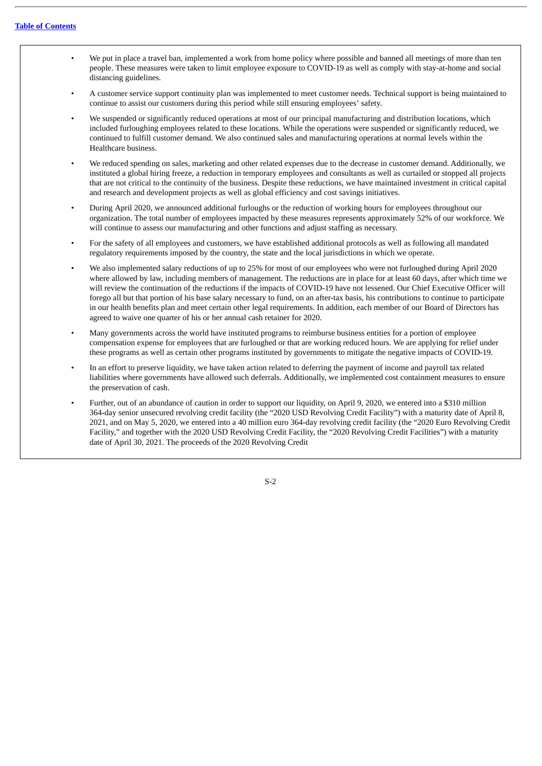- We put in place a travel ban, implemented a work from home policy where possible and banned all meetings of more than ten people. These measures were taken to limit employee exposure to COVID-19 as well as comply with stay-at-home and social distancing guidelines.
- A customer service support continuity plan was implemented to meet customer needs. Technical support is being maintained to continue to assist our customers during this period while still ensuring employees' safety.
- We suspended or significantly reduced operations at most of our principal manufacturing and distribution locations, which included furloughing employees related to these locations. While the operations were suspended or significantly reduced, we continued to fulfill customer demand. We also continued sales and manufacturing operations at normal levels within the Healthcare business.
- We reduced spending on sales, marketing and other related expenses due to the decrease in customer demand. Additionally, we instituted a global hiring freeze, a reduction in temporary employees and consultants as well as curtailed or stopped all projects that are not critical to the continuity of the business. Despite these reductions, we have maintained investment in critical capital and research and development projects as well as global efficiency and cost savings initiatives.
- During April 2020, we announced additional furloughs or the reduction of working hours for employees throughout our organization. The total number of employees impacted by these measures represents approximately 52% of our workforce. We will continue to assess our manufacturing and other functions and adjust staffing as necessary.
- For the safety of all employees and customers, we have established additional protocols as well as following all mandated regulatory requirements imposed by the country, the state and the local jurisdictions in which we operate.
- We also implemented salary reductions of up to 25% for most of our employees who were not furloughed during April 2020 where allowed by law, including members of management. The reductions are in place for at least 60 days, after which time we will review the continuation of the reductions if the impacts of COVID-19 have not lessened. Our Chief Executive Officer will forego all but that portion of his base salary necessary to fund, on an after-tax basis, his contributions to continue to participate in our health benefits plan and meet certain other legal requirements. In addition, each member of our Board of Directors has agreed to waive one quarter of his or her annual cash retainer for 2020.
- Many governments across the world have instituted programs to reimburse business entities for a portion of employee compensation expense for employees that are furloughed or that are working reduced hours. We are applying for relief under these programs as well as certain other programs instituted by governments to mitigate the negative impacts of COVID-19.
- In an effort to preserve liquidity, we have taken action related to deferring the payment of income and payroll tax related liabilities where governments have allowed such deferrals. Additionally, we implemented cost containment measures to ensure the preservation of cash.
- Further, out of an abundance of caution in order to support our liquidity, on April 9, 2020, we entered into a $310 million 364-day senior unsecured revolving credit facility (the "2020 USD Revolving Credit Facility") with a maturity date of April 8, 2021, and on May 5, 2020, we entered into a 40 million euro 364-day revolving credit facility (the "2020 Euro Revolving Credit Facility," and together with the 2020 USD Revolving Credit Facility, the "2020 Revolving Credit Facilities") with a maturity date of April 30, 2021. The proceeds of the 2020 Revolving Credit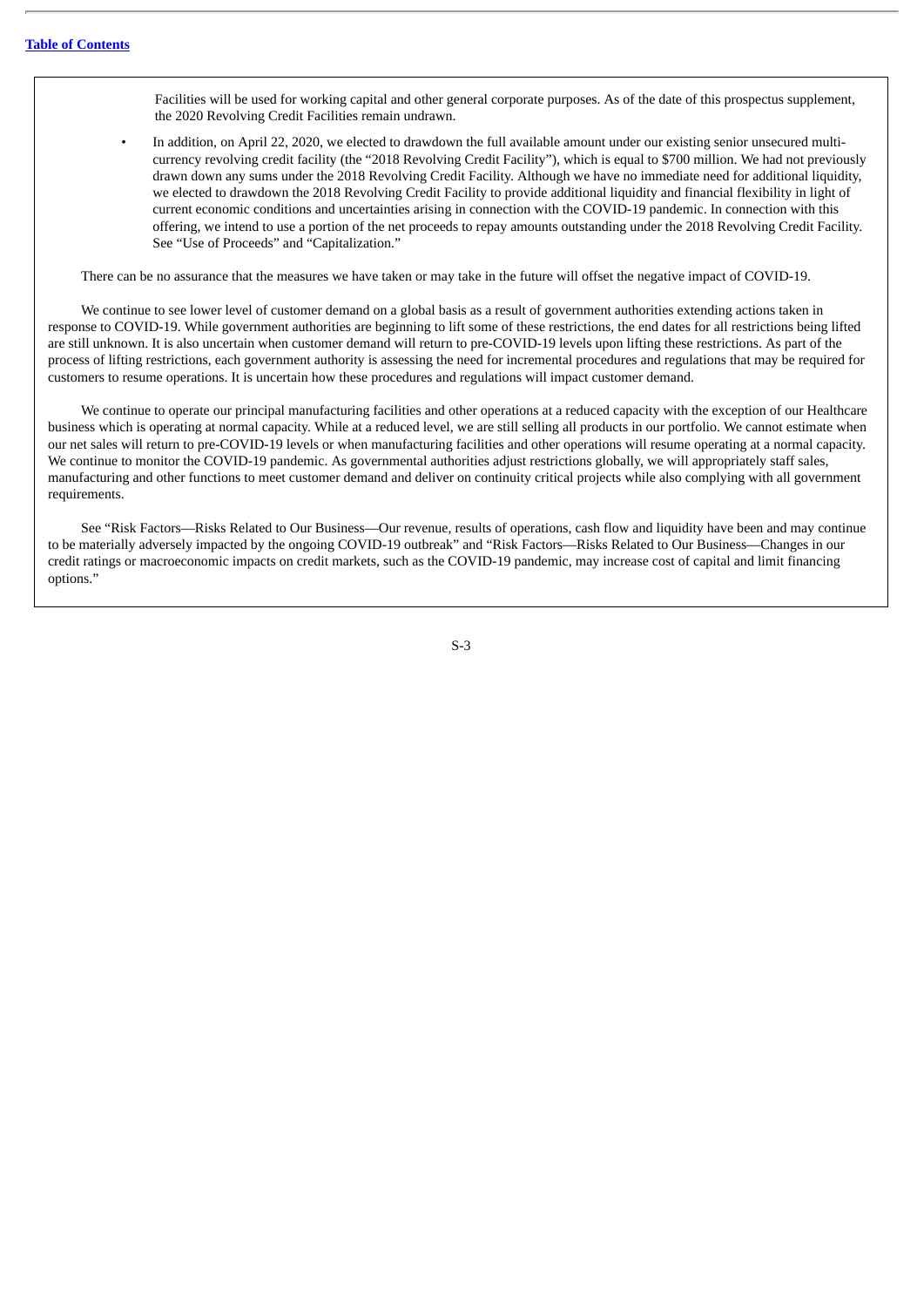Facilities will be used for working capital and other general corporate purposes. As of the date of this prospectus supplement, the 2020 Revolving Credit Facilities remain undrawn.

- In addition, on April 22, 2020, we elected to drawdown the full available amount under our existing senior unsecured multi-currency revolving credit facility (the "2018 Revolving Credit Facility"), which is equal to $700 million. We had not previously drawn down any sums under the 2018 Revolving Credit Facility. Although we have no immediate need for additional liquidity, we elected to drawdown the 2018 Revolving Credit Facility to provide additional liquidity and financial flexibility in light of current economic conditions and uncertainties arising in connection with the COVID-19 pandemic. In connection with this offering, we intend to use a portion of the net proceeds to repay amounts outstanding under the 2018 Revolving Credit Facility. See "Use of Proceeds" and "Capitalization."

There can be no assurance that the measures we have taken or may take in the future will offset the negative impact of COVID-19.

We continue to see lower level of customer demand on a global basis as a result of government authorities extending actions taken in response to COVID-19. While government authorities are beginning to lift some of these restrictions, the end dates for all restrictions being lifted are still unknown. It is also uncertain when customer demand will return to pre-COVID-19 levels upon lifting these restrictions. As part of the process of lifting restrictions, each government authority is assessing the need for incremental procedures and regulations that may be required for customers to resume operations. It is uncertain how these procedures and regulations will impact customer demand.

We continue to operate our principal manufacturing facilities and other operations at a reduced capacity with the exception of our Healthcare business which is operating at normal capacity. While at a reduced level, we are still selling all products in our portfolio. We cannot estimate when our net sales will return to pre-COVID-19 levels or when manufacturing facilities and other operations will resume operating at a normal capacity. We continue to monitor the COVID-19 pandemic. As governmental authorities adjust restrictions globally, we will appropriately staff sales, manufacturing and other functions to meet customer demand and deliver on continuity critical projects while also complying with all government requirements.

See "Risk Factors—Risks Related to Our Business—Our revenue, results of operations, cash flow and liquidity have been and may continue to be materially adversely impacted by the ongoing COVID-19 outbreak" and "Risk Factors—Risks Related to Our Business—Changes in our credit ratings or macroeconomic impacts on credit markets, such as the COVID-19 pandemic, may increase cost of capital and limit financing options."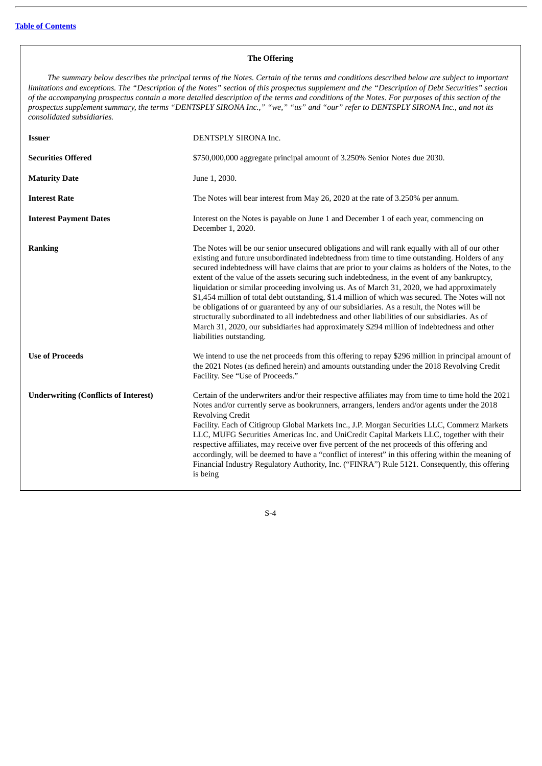## The Offering

*The summary below describes the principal terms of the Notes. Certain of the terms and conditions described below are subject to important limitations and exceptions. The "Description of the Notes" section of this prospectus supplement and the "Description of Debt Securities" section of the accompanying prospectus contain a more detailed description of the terms and conditions of the Notes. For purposes of this section of the prospectus supplement summary, the terms "DENTSPLY SIRONA Inc.," "we," "us" and "our" refer to DENTSPLY SIRONA Inc., and not its consolidated subsidiaries.*

| | |
|---|---|
| **Issuer** | DENTSPLY SIRONA Inc. |
| **Securities Offered** | $750,000,000 aggregate principal amount of 3.250% Senior Notes due 2030. |
| **Maturity Date** | June 1, 2030. |
| **Interest Rate** | The Notes will bear interest from May 26, 2020 at the rate of 3.250% per annum. |
| **Interest Payment Dates** | Interest on the Notes is payable on June 1 and December 1 of each year, commencing on December 1, 2020. |
| **Ranking** | The Notes will be our senior unsecured obligations and will rank equally with all of our other existing and future unsubordinated indebtedness from time to time outstanding. Holders of any secured indebtedness will have claims that are prior to your claims as holders of the Notes, to the extent of the value of the assets securing such indebtedness, in the event of any bankruptcy, liquidation or similar proceeding involving us. As of March 31, 2020, we had approximately $1,454 million of total debt outstanding, $1.4 million of which was secured. The Notes will not be obligations of or guaranteed by any of our subsidiaries. As a result, the Notes will be structurally subordinated to all indebtedness and other liabilities of our subsidiaries. As of March 31, 2020, our subsidiaries had approximately $294 million of indebtedness and other liabilities outstanding. |
| **Use of Proceeds** | We intend to use the net proceeds from this offering to repay $296 million in principal amount of the 2021 Notes (as defined herein) and amounts outstanding under the 2018 Revolving Credit Facility. See "Use of Proceeds." |
| **Underwriting (Conflicts of Interest)** | Certain of the underwriters and/or their respective affiliates may from time to time hold the 2021 Notes and/or currently serve as bookrunners, arrangers, lenders and/or agents under the 2018 Revolving Credit Facility. Each of Citigroup Global Markets Inc., J.P. Morgan Securities LLC, Commerz Markets LLC, MUFG Securities Americas Inc. and UniCredit Capital Markets LLC, together with their respective affiliates, may receive over five percent of the net proceeds of this offering and accordingly, will be deemed to have a "conflict of interest" in this offering within the meaning of Financial Industry Regulatory Authority, Inc. ("FINRA") Rule 5121. Consequently, this offering is being |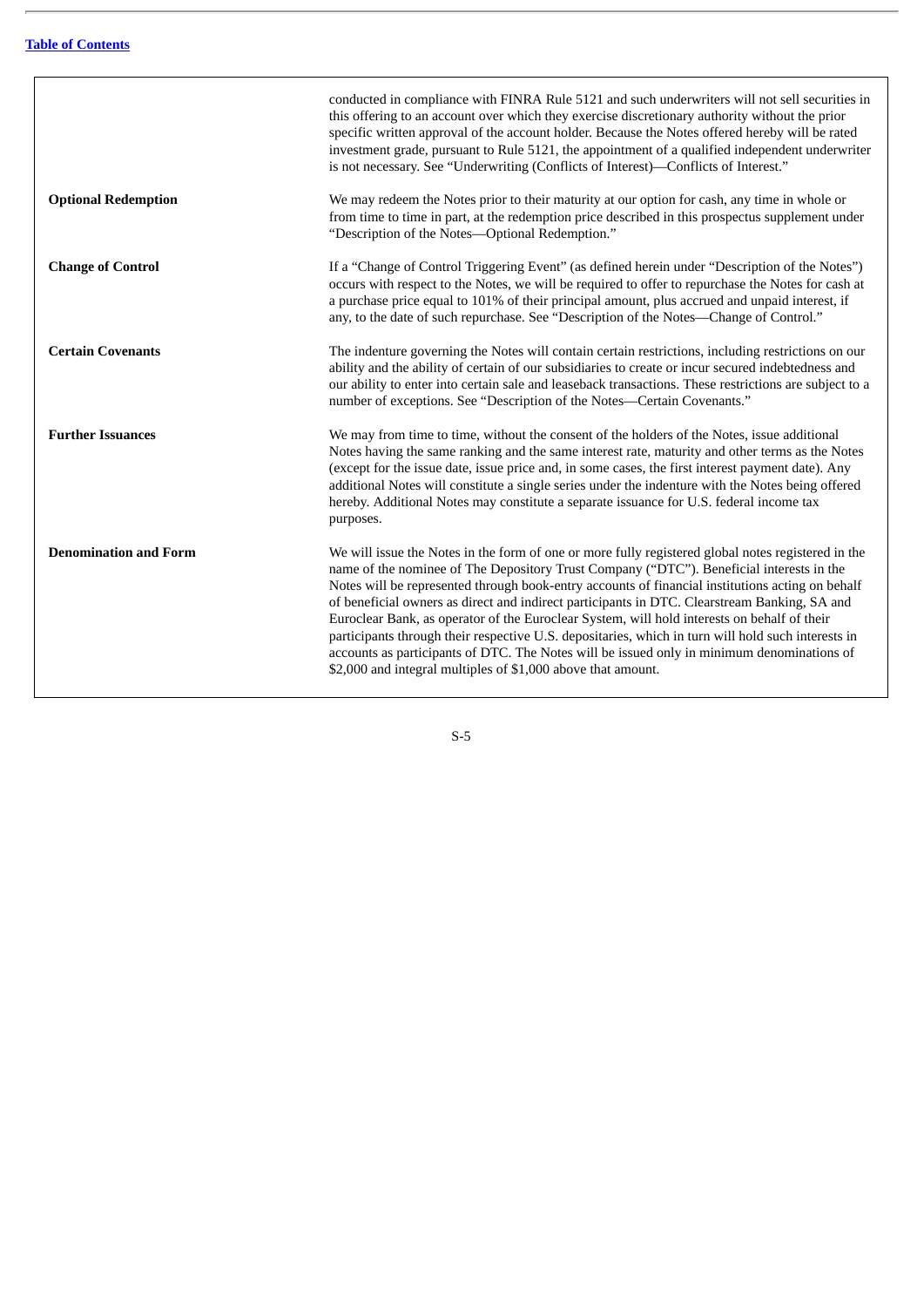|  |  |
|---|---|
|  | conducted in compliance with FINRA Rule 5121 and such underwriters will not sell securities in this offering to an account over which they exercise discretionary authority without the prior specific written approval of the account holder. Because the Notes offered hereby will be rated investment grade, pursuant to Rule 5121, the appointment of a qualified independent underwriter is not necessary. See "Underwriting (Conflicts of Interest)—Conflicts of Interest." |
| **Optional Redemption** | We may redeem the Notes prior to their maturity at our option for cash, any time in whole or from time to time in part, at the redemption price described in this prospectus supplement under "Description of the Notes—Optional Redemption." |
| **Change of Control** | If a "Change of Control Triggering Event" (as defined herein under "Description of the Notes") occurs with respect to the Notes, we will be required to offer to repurchase the Notes for cash at a purchase price equal to 101% of their principal amount, plus accrued and unpaid interest, if any, to the date of such repurchase. See "Description of the Notes—Change of Control." |
| **Certain Covenants** | The indenture governing the Notes will contain certain restrictions, including restrictions on our ability and the ability of certain of our subsidiaries to create or incur secured indebtedness and our ability to enter into certain sale and leaseback transactions. These restrictions are subject to a number of exceptions. See "Description of the Notes—Certain Covenants." |
| **Further Issuances** | We may from time to time, without the consent of the holders of the Notes, issue additional Notes having the same ranking and the same interest rate, maturity and other terms as the Notes (except for the issue date, issue price and, in some cases, the first interest payment date). Any additional Notes will constitute a single series under the indenture with the Notes being offered hereby. Additional Notes may constitute a separate issuance for U.S. federal income tax purposes. |
| **Denomination and Form** | We will issue the Notes in the form of one or more fully registered global notes registered in the name of the nominee of The Depository Trust Company ("DTC"). Beneficial interests in the Notes will be represented through book-entry accounts of financial institutions acting on behalf of beneficial owners as direct and indirect participants in DTC. Clearstream Banking, SA and Euroclear Bank, as operator of the Euroclear System, will hold interests on behalf of their participants through their respective U.S. depositaries, which in turn will hold such interests in accounts as participants of DTC. The Notes will be issued only in minimum denominations of $2,000 and integral multiples of $1,000 above that amount. |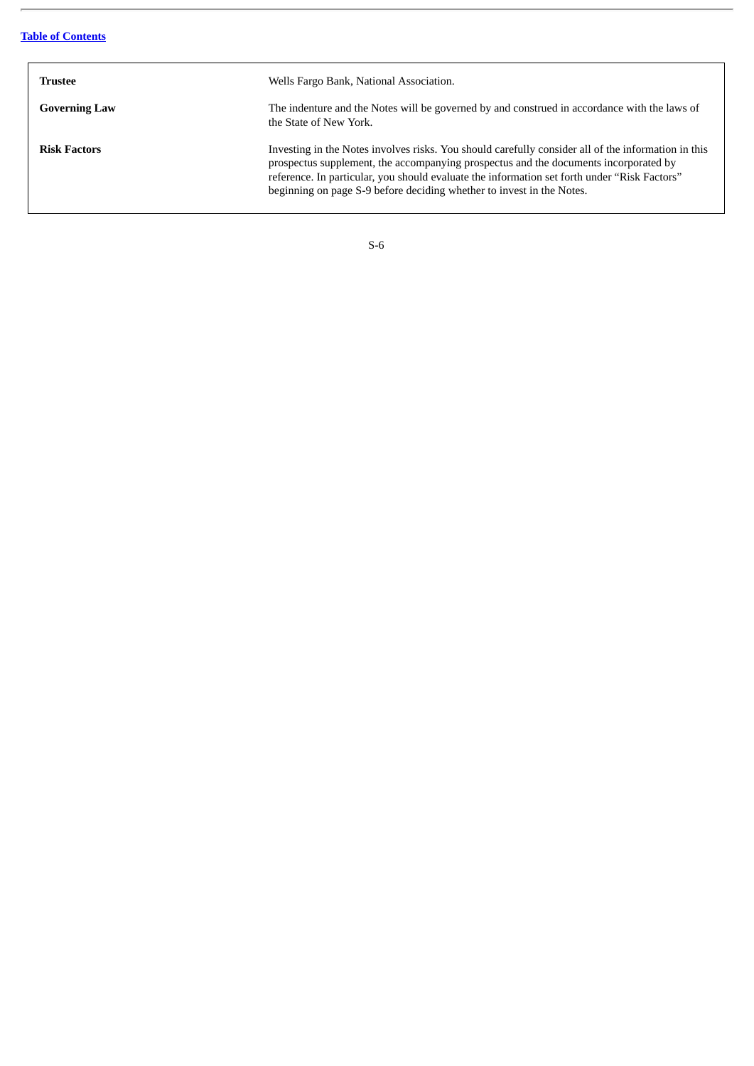| | |
|---|---|
| **Trustee** | Wells Fargo Bank, National Association. |
| **Governing Law** | The indenture and the Notes will be governed by and construed in accordance with the laws of the State of New York. |
| **Risk Factors** | Investing in the Notes involves risks. You should carefully consider all of the information in this prospectus supplement, the accompanying prospectus and the documents incorporated by reference. In particular, you should evaluate the information set forth under "Risk Factors" beginning on page S-9 before deciding whether to invest in the Notes. |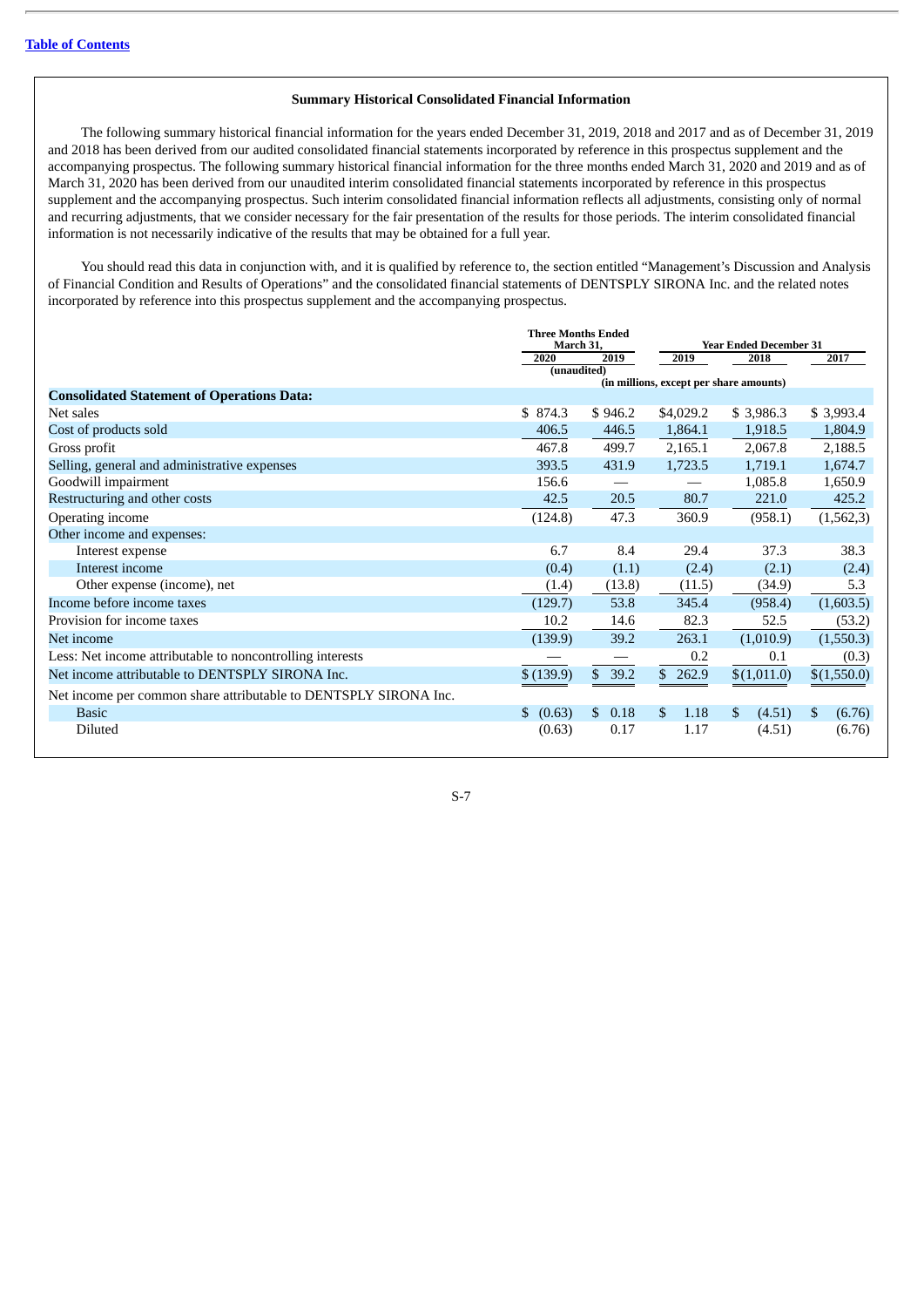### Summary Historical Consolidated Financial Information

The following summary historical financial information for the years ended December 31, 2019, 2018 and 2017 and as of December 31, 2019 and 2018 has been derived from our audited consolidated financial statements incorporated by reference in this prospectus supplement and the accompanying prospectus. The following summary historical financial information for the three months ended March 31, 2020 and 2019 and as of March 31, 2020 has been derived from our unaudited interim consolidated financial statements incorporated by reference in this prospectus supplement and the accompanying prospectus. Such interim consolidated financial information reflects all adjustments, consisting only of normal and recurring adjustments, that we consider necessary for the fair presentation of the results for those periods. The interim consolidated financial information is not necessarily indicative of the results that may be obtained for a full year.

You should read this data in conjunction with, and it is qualified by reference to, the section entitled "Management's Discussion and Analysis of Financial Condition and Results of Operations" and the consolidated financial statements of DENTSPLY SIRONA Inc. and the related notes incorporated by reference into this prospectus supplement and the accompanying prospectus.

| | Three Months Ended March 31, | | Year Ended December 31 | | |
|---|---|---|---|---|---|
| | 2020 | 2019 | 2019 | 2018 | 2017 |
| | (unaudited) | | (in millions, except per share amounts) | | |
| **Consolidated Statement of Operations Data:** | | | | | |
| Net sales | $ 874.3 | $ 946.2 | $4,029.2 | $ 3,986.3 | $ 3,993.4 |
| Cost of products sold | 406.5 | 446.5 | 1,864.1 | 1,918.5 | 1,804.9 |
| Gross profit | 467.8 | 499.7 | 2,165.1 | 2,067.8 | 2,188.5 |
| Selling, general and administrative expenses | 393.5 | 431.9 | 1,723.5 | 1,719.1 | 1,674.7 |
| Goodwill impairment | 156.6 | — | — | 1,085.8 | 1,650.9 |
| Restructuring and other costs | 42.5 | 20.5 | 80.7 | 221.0 | 425.2 |
| Operating income | (124.8) | 47.3 | 360.9 | (958.1) | (1,562,3) |
| Other income and expenses: | | | | | |
| Interest expense | 6.7 | 8.4 | 29.4 | 37.3 | 38.3 |
| Interest income | (0.4) | (1.1) | (2.4) | (2.1) | (2.4) |
| Other expense (income), net | (1.4) | (13.8) | (11.5) | (34.9) | 5.3 |
| Income before income taxes | (129.7) | 53.8 | 345.4 | (958.4) | (1,603.5) |
| Provision for income taxes | 10.2 | 14.6 | 82.3 | 52.5 | (53.2) |
| Net income | (139.9) | 39.2 | 263.1 | (1,010.9) | (1,550.3) |
| Less: Net income attributable to noncontrolling interests | — | — | 0.2 | 0.1 | (0.3) |
| Net income attributable to DENTSPLY SIRONA Inc. | $ (139.9) | $ 39.2 | $ 262.9 | $(1,011.0) | $(1,550.0) |
| Net income per common share attributable to DENTSPLY SIRONA Inc. | | | | | |
| Basic | $ (0.63) | $ 0.18 | $ 1.18 | $ (4.51) | $ (6.76) |
| Diluted | (0.63) | 0.17 | 1.17 | (4.51) | (6.76) |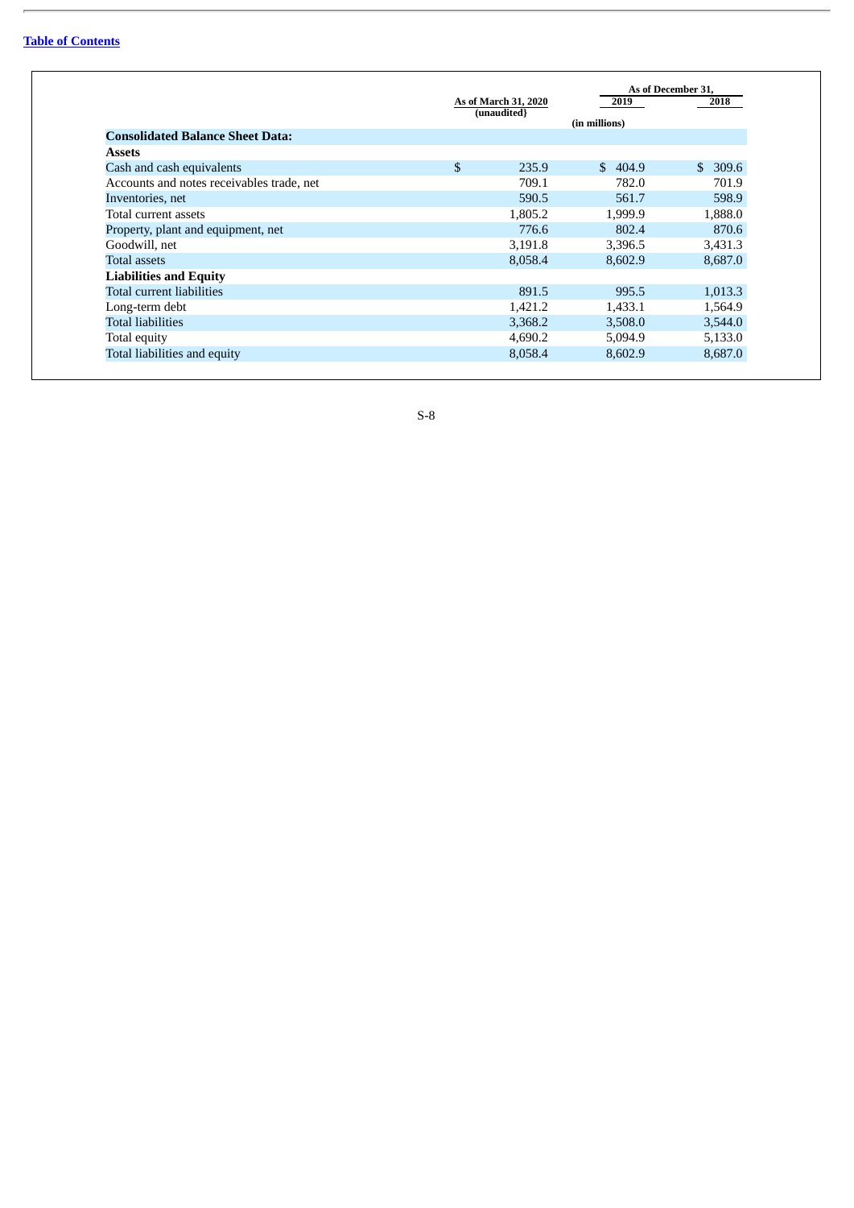| | As of March 31, 2020 (unaudited) | As of December 31, | |
|---|---|---|---|
| | | 2019 | 2018 |
| | | (in millions) | |
| **Consolidated Balance Sheet Data:** | | | |
| **Assets** | | | |
| Cash and cash equivalents | $ 235.9 | $ 404.9 | $ 309.6 |
| Accounts and notes receivables trade, net | 709.1 | 782.0 | 701.9 |
| Inventories, net | 590.5 | 561.7 | 598.9 |
| Total current assets | 1,805.2 | 1,999.9 | 1,888.0 |
| Property, plant and equipment, net | 776.6 | 802.4 | 870.6 |
| Goodwill, net | 3,191.8 | 3,396.5 | 3,431.3 |
| Total assets | 8,058.4 | 8,602.9 | 8,687.0 |
| **Liabilities and Equity** | | | |
| Total current liabilities | 891.5 | 995.5 | 1,013.3 |
| Long-term debt | 1,421.2 | 1,433.1 | 1,564.9 |
| Total liabilities | 3,368.2 | 3,508.0 | 3,544.0 |
| Total equity | 4,690.2 | 5,094.9 | 5,133.0 |
| Total liabilities and equity | 8,058.4 | 8,602.9 | 8,687.0 |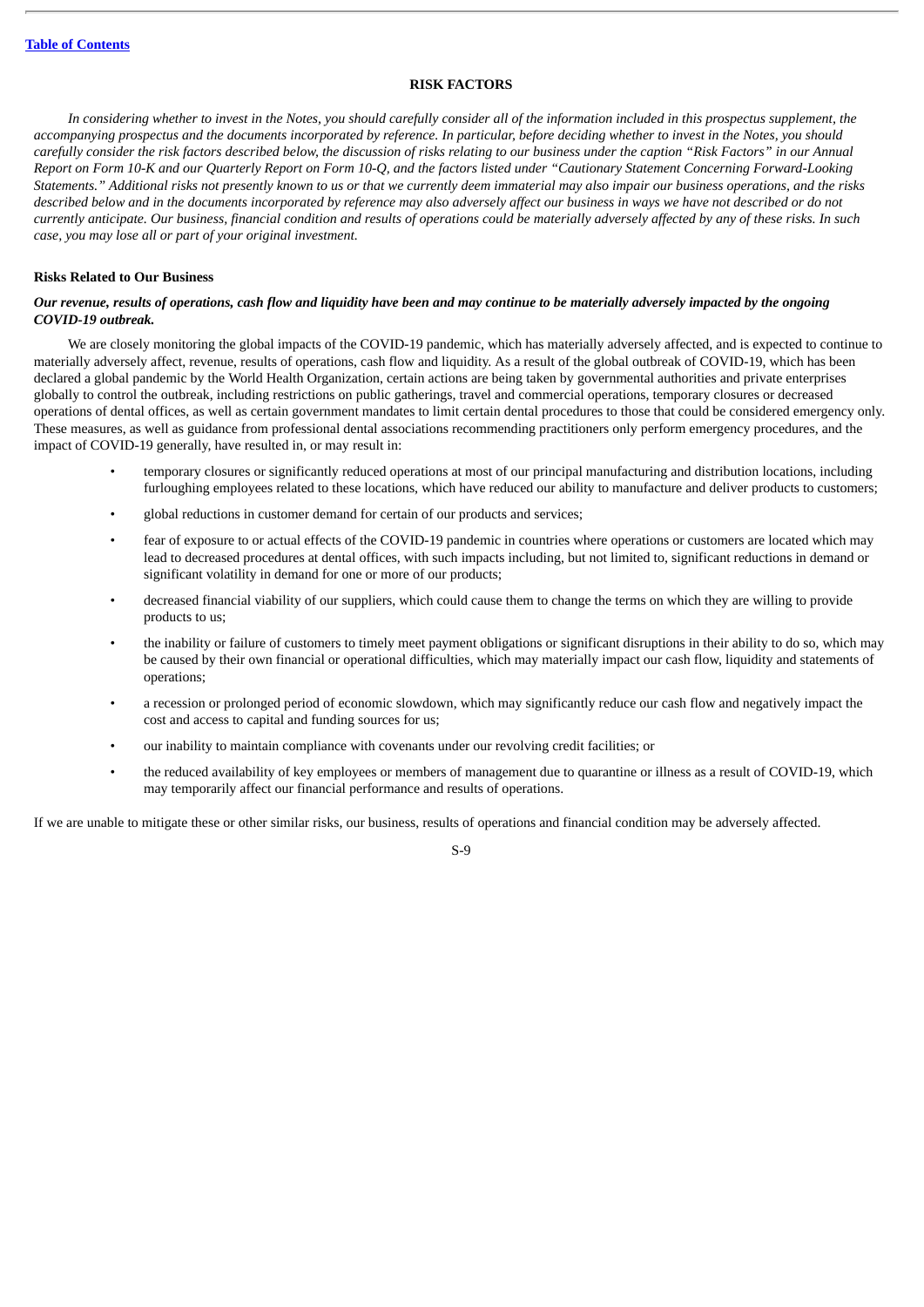## RISK FACTORS

*In considering whether to invest in the Notes, you should carefully consider all of the information included in this prospectus supplement, the accompanying prospectus and the documents incorporated by reference. In particular, before deciding whether to invest in the Notes, you should carefully consider the risk factors described below, the discussion of risks relating to our business under the caption "Risk Factors" in our Annual Report on Form 10-K and our Quarterly Report on Form 10-Q, and the factors listed under "Cautionary Statement Concerning Forward-Looking Statements." Additional risks not presently known to us or that we currently deem immaterial may also impair our business operations, and the risks described below and in the documents incorporated by reference may also adversely affect our business in ways we have not described or do not currently anticipate. Our business, financial condition and results of operations could be materially adversely affected by any of these risks. In such case, you may lose all or part of your original investment.*

### Risks Related to Our Business

***Our revenue, results of operations, cash flow and liquidity have been and may continue to be materially adversely impacted by the ongoing COVID-19 outbreak.***

We are closely monitoring the global impacts of the COVID-19 pandemic, which has materially adversely affected, and is expected to continue to materially adversely affect, revenue, results of operations, cash flow and liquidity. As a result of the global outbreak of COVID-19, which has been declared a global pandemic by the World Health Organization, certain actions are being taken by governmental authorities and private enterprises globally to control the outbreak, including restrictions on public gatherings, travel and commercial operations, temporary closures or decreased operations of dental offices, as well as certain government mandates to limit certain dental procedures to those that could be considered emergency only. These measures, as well as guidance from professional dental associations recommending practitioners only perform emergency procedures, and the impact of COVID-19 generally, have resulted in, or may result in:

- temporary closures or significantly reduced operations at most of our principal manufacturing and distribution locations, including furloughing employees related to these locations, which have reduced our ability to manufacture and deliver products to customers;
- global reductions in customer demand for certain of our products and services;
- fear of exposure to or actual effects of the COVID-19 pandemic in countries where operations or customers are located which may lead to decreased procedures at dental offices, with such impacts including, but not limited to, significant reductions in demand or significant volatility in demand for one or more of our products;
- decreased financial viability of our suppliers, which could cause them to change the terms on which they are willing to provide products to us;
- the inability or failure of customers to timely meet payment obligations or significant disruptions in their ability to do so, which may be caused by their own financial or operational difficulties, which may materially impact our cash flow, liquidity and statements of operations;
- a recession or prolonged period of economic slowdown, which may significantly reduce our cash flow and negatively impact the cost and access to capital and funding sources for us;
- our inability to maintain compliance with covenants under our revolving credit facilities; or
- the reduced availability of key employees or members of management due to quarantine or illness as a result of COVID-19, which may temporarily affect our financial performance and results of operations.

If we are unable to mitigate these or other similar risks, our business, results of operations and financial condition may be adversely affected.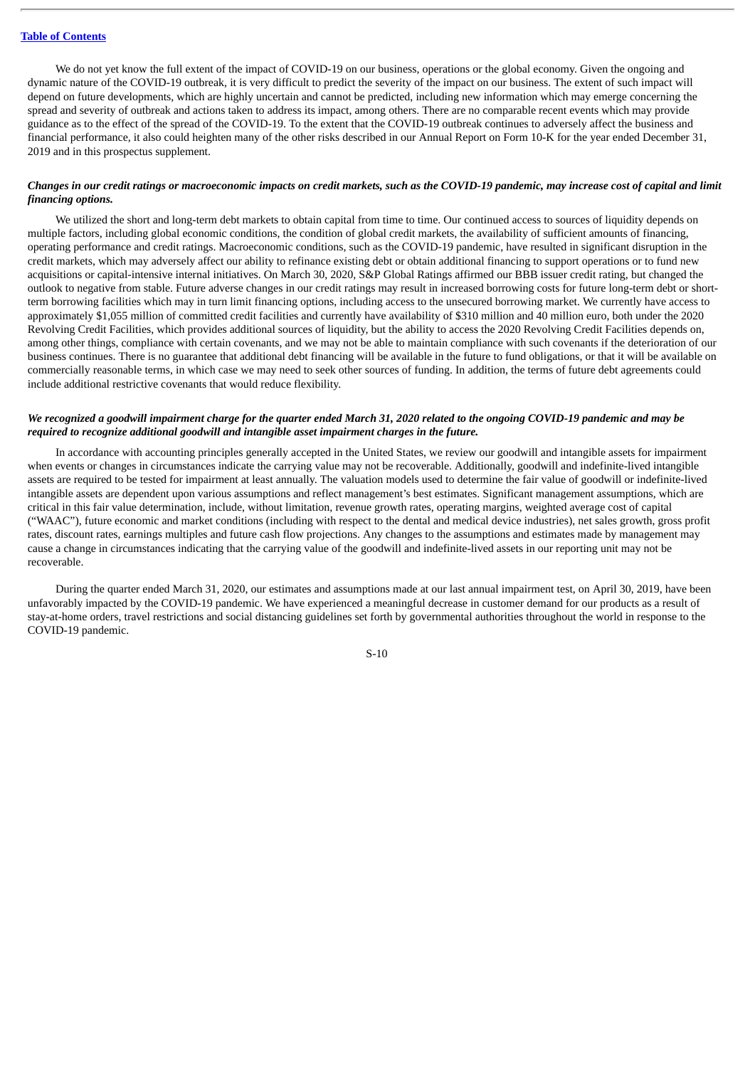We do not yet know the full extent of the impact of COVID-19 on our business, operations or the global economy. Given the ongoing and dynamic nature of the COVID-19 outbreak, it is very difficult to predict the severity of the impact on our business. The extent of such impact will depend on future developments, which are highly uncertain and cannot be predicted, including new information which may emerge concerning the spread and severity of outbreak and actions taken to address its impact, among others. There are no comparable recent events which may provide guidance as to the effect of the spread of the COVID-19. To the extent that the COVID-19 outbreak continues to adversely affect the business and financial performance, it also could heighten many of the other risks described in our Annual Report on Form 10-K for the year ended December 31, 2019 and in this prospectus supplement.

***Changes in our credit ratings or macroeconomic impacts on credit markets, such as the COVID-19 pandemic, may increase cost of capital and limit financing options.***

We utilized the short and long-term debt markets to obtain capital from time to time. Our continued access to sources of liquidity depends on multiple factors, including global economic conditions, the condition of global credit markets, the availability of sufficient amounts of financing, operating performance and credit ratings. Macroeconomic conditions, such as the COVID-19 pandemic, have resulted in significant disruption in the credit markets, which may adversely affect our ability to refinance existing debt or obtain additional financing to support operations or to fund new acquisitions or capital-intensive internal initiatives. On March 30, 2020, S&P Global Ratings affirmed our BBB issuer credit rating, but changed the outlook to negative from stable. Future adverse changes in our credit ratings may result in increased borrowing costs for future long-term debt or short-term borrowing facilities which may in turn limit financing options, including access to the unsecured borrowing market. We currently have access to approximately $1,055 million of committed credit facilities and currently have availability of $310 million and 40 million euro, both under the 2020 Revolving Credit Facilities, which provides additional sources of liquidity, but the ability to access the 2020 Revolving Credit Facilities depends on, among other things, compliance with certain covenants, and we may not be able to maintain compliance with such covenants if the deterioration of our business continues. There is no guarantee that additional debt financing will be available in the future to fund obligations, or that it will be available on commercially reasonable terms, in which case we may need to seek other sources of funding. In addition, the terms of future debt agreements could include additional restrictive covenants that would reduce flexibility.

***We recognized a goodwill impairment charge for the quarter ended March 31, 2020 related to the ongoing COVID-19 pandemic and may be required to recognize additional goodwill and intangible asset impairment charges in the future.***

In accordance with accounting principles generally accepted in the United States, we review our goodwill and intangible assets for impairment when events or changes in circumstances indicate the carrying value may not be recoverable. Additionally, goodwill and indefinite-lived intangible assets are required to be tested for impairment at least annually. The valuation models used to determine the fair value of goodwill or indefinite-lived intangible assets are dependent upon various assumptions and reflect management's best estimates. Significant management assumptions, which are critical in this fair value determination, include, without limitation, revenue growth rates, operating margins, weighted average cost of capital ("WAAC"), future economic and market conditions (including with respect to the dental and medical device industries), net sales growth, gross profit rates, discount rates, earnings multiples and future cash flow projections. Any changes to the assumptions and estimates made by management may cause a change in circumstances indicating that the carrying value of the goodwill and indefinite-lived assets in our reporting unit may not be recoverable.

During the quarter ended March 31, 2020, our estimates and assumptions made at our last annual impairment test, on April 30, 2019, have been unfavorably impacted by the COVID-19 pandemic. We have experienced a meaningful decrease in customer demand for our products as a result of stay-at-home orders, travel restrictions and social distancing guidelines set forth by governmental authorities throughout the world in response to the COVID-19 pandemic.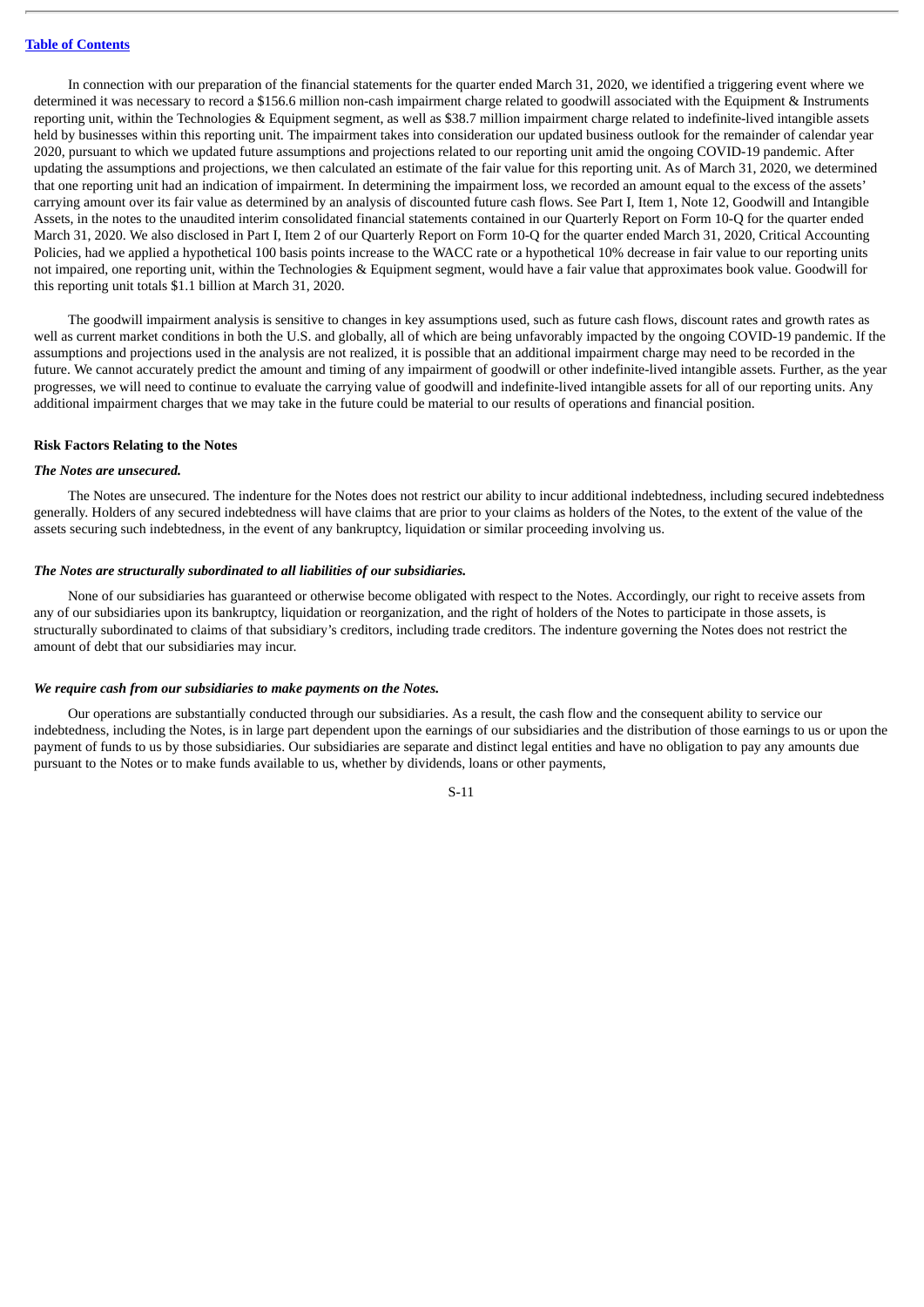In connection with our preparation of the financial statements for the quarter ended March 31, 2020, we identified a triggering event where we determined it was necessary to record a $156.6 million non-cash impairment charge related to goodwill associated with the Equipment & Instruments reporting unit, within the Technologies & Equipment segment, as well as $38.7 million impairment charge related to indefinite-lived intangible assets held by businesses within this reporting unit. The impairment takes into consideration our updated business outlook for the remainder of calendar year 2020, pursuant to which we updated future assumptions and projections related to our reporting unit amid the ongoing COVID-19 pandemic. After updating the assumptions and projections, we then calculated an estimate of the fair value for this reporting unit. As of March 31, 2020, we determined that one reporting unit had an indication of impairment. In determining the impairment loss, we recorded an amount equal to the excess of the assets' carrying amount over its fair value as determined by an analysis of discounted future cash flows. See Part I, Item 1, Note 12, Goodwill and Intangible Assets, in the notes to the unaudited interim consolidated financial statements contained in our Quarterly Report on Form 10-Q for the quarter ended March 31, 2020. We also disclosed in Part I, Item 2 of our Quarterly Report on Form 10-Q for the quarter ended March 31, 2020, Critical Accounting Policies, had we applied a hypothetical 100 basis points increase to the WACC rate or a hypothetical 10% decrease in fair value to our reporting units not impaired, one reporting unit, within the Technologies & Equipment segment, would have a fair value that approximates book value. Goodwill for this reporting unit totals $1.1 billion at March 31, 2020.

The goodwill impairment analysis is sensitive to changes in key assumptions used, such as future cash flows, discount rates and growth rates as well as current market conditions in both the U.S. and globally, all of which are being unfavorably impacted by the ongoing COVID-19 pandemic. If the assumptions and projections used in the analysis are not realized, it is possible that an additional impairment charge may need to be recorded in the future. We cannot accurately predict the amount and timing of any impairment of goodwill or other indefinite-lived intangible assets. Further, as the year progresses, we will need to continue to evaluate the carrying value of goodwill and indefinite-lived intangible assets for all of our reporting units. Any additional impairment charges that we may take in the future could be material to our results of operations and financial position.

**Risk Factors Relating to the Notes**

***The Notes are unsecured.***

The Notes are unsecured. The indenture for the Notes does not restrict our ability to incur additional indebtedness, including secured indebtedness generally. Holders of any secured indebtedness will have claims that are prior to your claims as holders of the Notes, to the extent of the value of the assets securing such indebtedness, in the event of any bankruptcy, liquidation or similar proceeding involving us.

***The Notes are structurally subordinated to all liabilities of our subsidiaries.***

None of our subsidiaries has guaranteed or otherwise become obligated with respect to the Notes. Accordingly, our right to receive assets from any of our subsidiaries upon its bankruptcy, liquidation or reorganization, and the right of holders of the Notes to participate in those assets, is structurally subordinated to claims of that subsidiary's creditors, including trade creditors. The indenture governing the Notes does not restrict the amount of debt that our subsidiaries may incur.

***We require cash from our subsidiaries to make payments on the Notes.***

Our operations are substantially conducted through our subsidiaries. As a result, the cash flow and the consequent ability to service our indebtedness, including the Notes, is in large part dependent upon the earnings of our subsidiaries and the distribution of those earnings to us or upon the payment of funds to us by those subsidiaries. Our subsidiaries are separate and distinct legal entities and have no obligation to pay any amounts due pursuant to the Notes or to make funds available to us, whether by dividends, loans or other payments,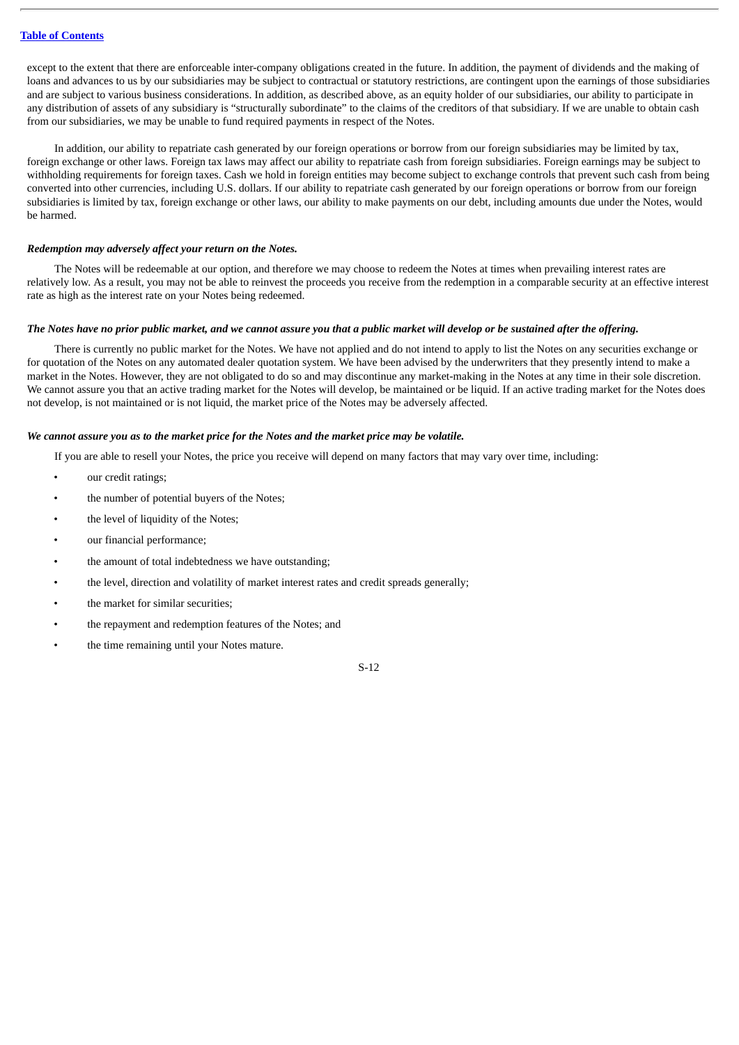except to the extent that there are enforceable inter-company obligations created in the future. In addition, the payment of dividends and the making of loans and advances to us by our subsidiaries may be subject to contractual or statutory restrictions, are contingent upon the earnings of those subsidiaries and are subject to various business considerations. In addition, as described above, as an equity holder of our subsidiaries, our ability to participate in any distribution of assets of any subsidiary is "structurally subordinate" to the claims of the creditors of that subsidiary. If we are unable to obtain cash from our subsidiaries, we may be unable to fund required payments in respect of the Notes.

In addition, our ability to repatriate cash generated by our foreign operations or borrow from our foreign subsidiaries may be limited by tax, foreign exchange or other laws. Foreign tax laws may affect our ability to repatriate cash from foreign subsidiaries. Foreign earnings may be subject to withholding requirements for foreign taxes. Cash we hold in foreign entities may become subject to exchange controls that prevent such cash from being converted into other currencies, including U.S. dollars. If our ability to repatriate cash generated by our foreign operations or borrow from our foreign subsidiaries is limited by tax, foreign exchange or other laws, our ability to make payments on our debt, including amounts due under the Notes, would be harmed.

***Redemption may adversely affect your return on the Notes.***

The Notes will be redeemable at our option, and therefore we may choose to redeem the Notes at times when prevailing interest rates are relatively low. As a result, you may not be able to reinvest the proceeds you receive from the redemption in a comparable security at an effective interest rate as high as the interest rate on your Notes being redeemed.

***The Notes have no prior public market, and we cannot assure you that a public market will develop or be sustained after the offering.***

There is currently no public market for the Notes. We have not applied and do not intend to apply to list the Notes on any securities exchange or for quotation of the Notes on any automated dealer quotation system. We have been advised by the underwriters that they presently intend to make a market in the Notes. However, they are not obligated to do so and may discontinue any market-making in the Notes at any time in their sole discretion. We cannot assure you that an active trading market for the Notes will develop, be maintained or be liquid. If an active trading market for the Notes does not develop, is not maintained or is not liquid, the market price of the Notes may be adversely affected.

***We cannot assure you as to the market price for the Notes and the market price may be volatile.***

If you are able to resell your Notes, the price you receive will depend on many factors that may vary over time, including:

- our credit ratings;
- the number of potential buyers of the Notes;
- the level of liquidity of the Notes;
- our financial performance;
- the amount of total indebtedness we have outstanding;
- the level, direction and volatility of market interest rates and credit spreads generally;
- the market for similar securities;
- the repayment and redemption features of the Notes; and
- the time remaining until your Notes mature.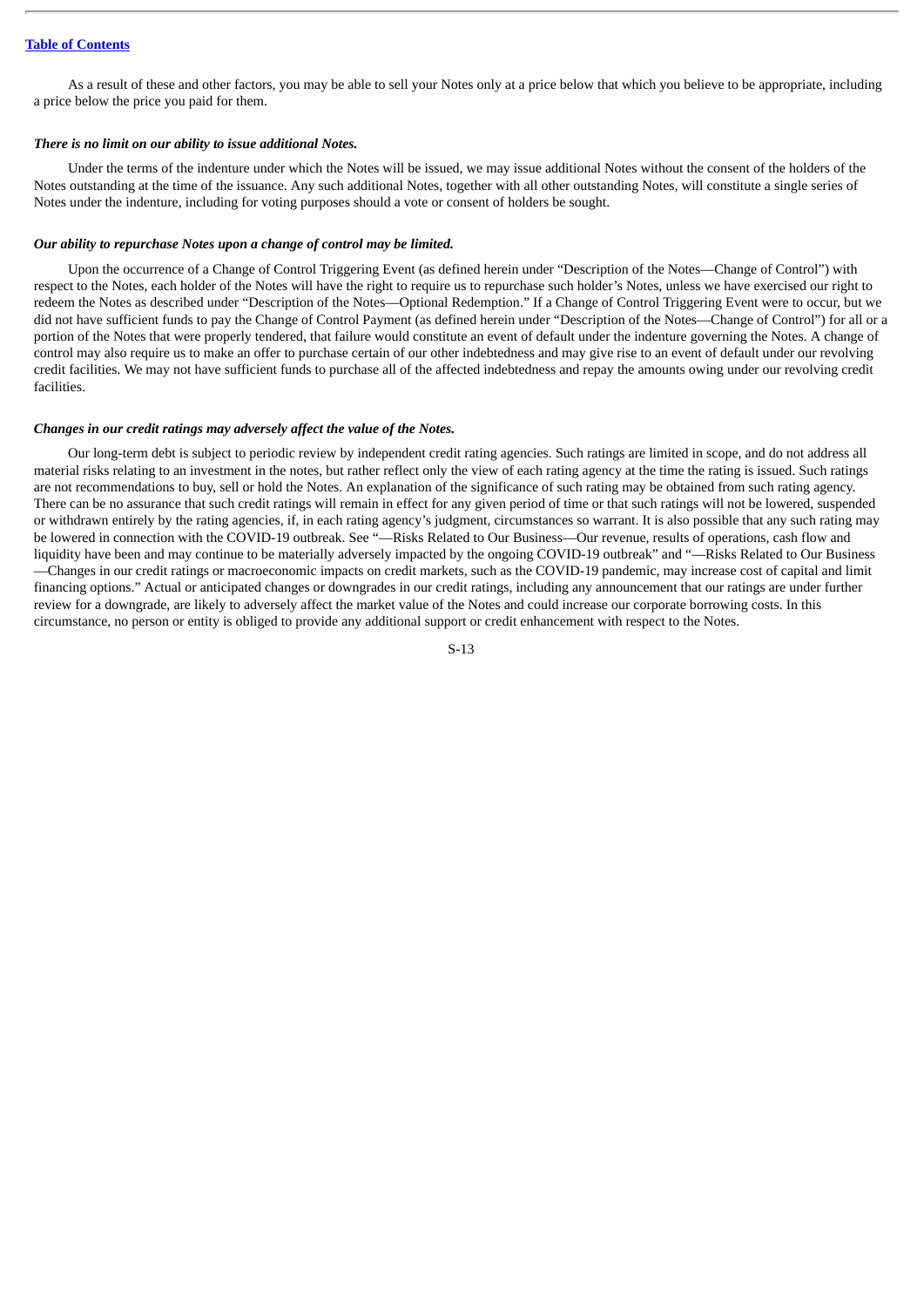As a result of these and other factors, you may be able to sell your Notes only at a price below that which you believe to be appropriate, including a price below the price you paid for them.

***There is no limit on our ability to issue additional Notes.***

Under the terms of the indenture under which the Notes will be issued, we may issue additional Notes without the consent of the holders of the Notes outstanding at the time of the issuance. Any such additional Notes, together with all other outstanding Notes, will constitute a single series of Notes under the indenture, including for voting purposes should a vote or consent of holders be sought.

***Our ability to repurchase Notes upon a change of control may be limited.***

Upon the occurrence of a Change of Control Triggering Event (as defined herein under "Description of the Notes—Change of Control") with respect to the Notes, each holder of the Notes will have the right to require us to repurchase such holder's Notes, unless we have exercised our right to redeem the Notes as described under "Description of the Notes—Optional Redemption." If a Change of Control Triggering Event were to occur, but we did not have sufficient funds to pay the Change of Control Payment (as defined herein under "Description of the Notes—Change of Control") for all or a portion of the Notes that were properly tendered, that failure would constitute an event of default under the indenture governing the Notes. A change of control may also require us to make an offer to purchase certain of our other indebtedness and may give rise to an event of default under our revolving credit facilities. We may not have sufficient funds to purchase all of the affected indebtedness and repay the amounts owing under our revolving credit facilities.

***Changes in our credit ratings may adversely affect the value of the Notes.***

Our long-term debt is subject to periodic review by independent credit rating agencies. Such ratings are limited in scope, and do not address all material risks relating to an investment in the notes, but rather reflect only the view of each rating agency at the time the rating is issued. Such ratings are not recommendations to buy, sell or hold the Notes. An explanation of the significance of such rating may be obtained from such rating agency. There can be no assurance that such credit ratings will remain in effect for any given period of time or that such ratings will not be lowered, suspended or withdrawn entirely by the rating agencies, if, in each rating agency's judgment, circumstances so warrant. It is also possible that any such rating may be lowered in connection with the COVID-19 outbreak. See "—Risks Related to Our Business—Our revenue, results of operations, cash flow and liquidity have been and may continue to be materially adversely impacted by the ongoing COVID-19 outbreak" and "—Risks Related to Our Business—Changes in our credit ratings or macroeconomic impacts on credit markets, such as the COVID-19 pandemic, may increase cost of capital and limit financing options." Actual or anticipated changes or downgrades in our credit ratings, including any announcement that our ratings are under further review for a downgrade, are likely to adversely affect the market value of the Notes and could increase our corporate borrowing costs. In this circumstance, no person or entity is obliged to provide any additional support or credit enhancement with respect to the Notes.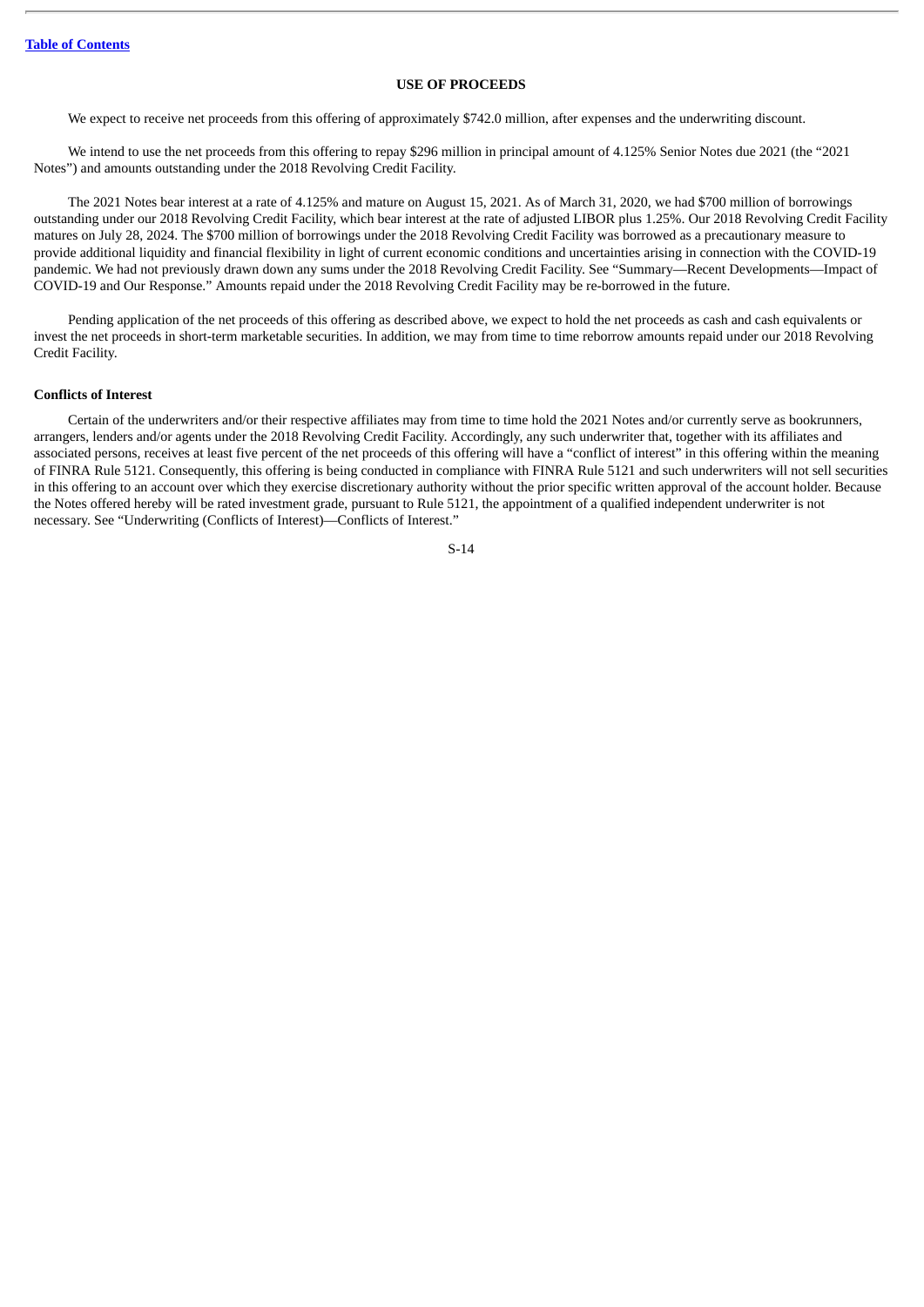## USE OF PROCEEDS

We expect to receive net proceeds from this offering of approximately $742.0 million, after expenses and the underwriting discount.

We intend to use the net proceeds from this offering to repay $296 million in principal amount of 4.125% Senior Notes due 2021 (the "2021 Notes") and amounts outstanding under the 2018 Revolving Credit Facility.

The 2021 Notes bear interest at a rate of 4.125% and mature on August 15, 2021. As of March 31, 2020, we had $700 million of borrowings outstanding under our 2018 Revolving Credit Facility, which bear interest at the rate of adjusted LIBOR plus 1.25%. Our 2018 Revolving Credit Facility matures on July 28, 2024. The $700 million of borrowings under the 2018 Revolving Credit Facility was borrowed as a precautionary measure to provide additional liquidity and financial flexibility in light of current economic conditions and uncertainties arising in connection with the COVID-19 pandemic. We had not previously drawn down any sums under the 2018 Revolving Credit Facility. See "Summary—Recent Developments—Impact of COVID-19 and Our Response." Amounts repaid under the 2018 Revolving Credit Facility may be re-borrowed in the future.

Pending application of the net proceeds of this offering as described above, we expect to hold the net proceeds as cash and cash equivalents or invest the net proceeds in short-term marketable securities. In addition, we may from time to time reborrow amounts repaid under our 2018 Revolving Credit Facility.

### Conflicts of Interest

Certain of the underwriters and/or their respective affiliates may from time to time hold the 2021 Notes and/or currently serve as bookrunners, arrangers, lenders and/or agents under the 2018 Revolving Credit Facility. Accordingly, any such underwriter that, together with its affiliates and associated persons, receives at least five percent of the net proceeds of this offering will have a "conflict of interest" in this offering within the meaning of FINRA Rule 5121. Consequently, this offering is being conducted in compliance with FINRA Rule 5121 and such underwriters will not sell securities in this offering to an account over which they exercise discretionary authority without the prior specific written approval of the account holder. Because the Notes offered hereby will be rated investment grade, pursuant to Rule 5121, the appointment of a qualified independent underwriter is not necessary. See "Underwriting (Conflicts of Interest)—Conflicts of Interest."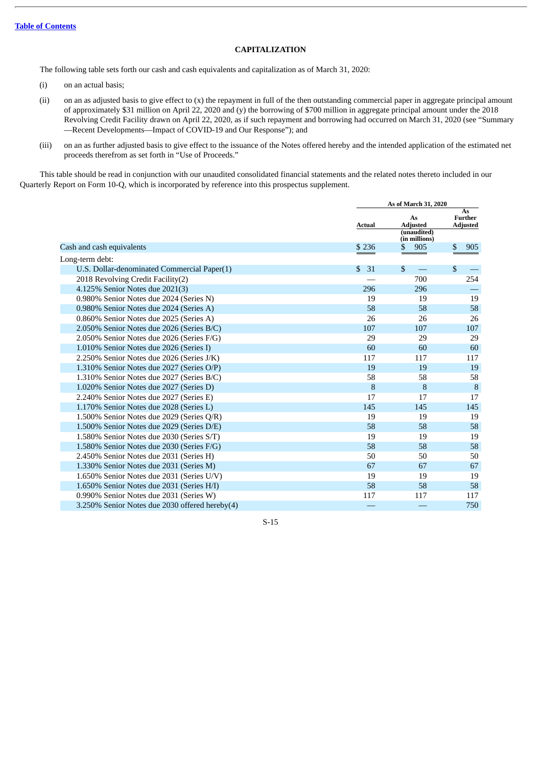[Table of Contents](#)

## CAPITALIZATION

The following table sets forth our cash and cash equivalents and capitalization as of March 31, 2020:

(i) on an actual basis;

(ii) on an as adjusted basis to give effect to (x) the repayment in full of the then outstanding commercial paper in aggregate principal amount of approximately $31 million on April 22, 2020 and (y) the borrowing of $700 million in aggregate principal amount under the 2018 Revolving Credit Facility drawn on April 22, 2020, as if such repayment and borrowing had occurred on March 31, 2020 (see "Summary—Recent Developments—Impact of COVID-19 and Our Response"); and

(iii) on an as further adjusted basis to give effect to the issuance of the Notes offered hereby and the intended application of the estimated net proceeds therefrom as set forth in "Use of Proceeds."

This table should be read in conjunction with our unaudited consolidated financial statements and the related notes thereto included in our Quarterly Report on Form 10-Q, which is incorporated by reference into this prospectus supplement.

| | As of March 31, 2020 | | |
|---|---|---|---|
| | Actual | As Adjusted | As Further Adjusted |
| | | (unaudited) (in millions) | |
| Cash and cash equivalents | $ 236 | $ 905 | $ 905 |
| Long-term debt: | | | |
| U.S. Dollar-denominated Commercial Paper(1) | $ 31 | $ — | $ — |
| 2018 Revolving Credit Facility(2) | — | 700 | 254 |
| 4.125% Senior Notes due 2021(3) | 296 | 296 | — |
| 0.980% Senior Notes due 2024 (Series N) | 19 | 19 | 19 |
| 0.980% Senior Notes due 2024 (Series A) | 58 | 58 | 58 |
| 0.860% Senior Notes due 2025 (Series A) | 26 | 26 | 26 |
| 2.050% Senior Notes due 2026 (Series B/C) | 107 | 107 | 107 |
| 2.050% Senior Notes due 2026 (Series F/G) | 29 | 29 | 29 |
| 1.010% Senior Notes due 2026 (Series I) | 60 | 60 | 60 |
| 2.250% Senior Notes due 2026 (Series J/K) | 117 | 117 | 117 |
| 1.310% Senior Notes due 2027 (Series O/P) | 19 | 19 | 19 |
| 1.310% Senior Notes due 2027 (Series B/C) | 58 | 58 | 58 |
| 1.020% Senior Notes due 2027 (Series D) | 8 | 8 | 8 |
| 2.240% Senior Notes due 2027 (Series E) | 17 | 17 | 17 |
| 1.170% Senior Notes due 2028 (Series L) | 145 | 145 | 145 |
| 1.500% Senior Notes due 2029 (Series Q/R) | 19 | 19 | 19 |
| 1.500% Senior Notes due 2029 (Series D/E) | 58 | 58 | 58 |
| 1.580% Senior Notes due 2030 (Series S/T) | 19 | 19 | 19 |
| 1.580% Senior Notes due 2030 (Series F/G) | 58 | 58 | 58 |
| 2.450% Senior Notes due 2031 (Series H) | 50 | 50 | 50 |
| 1.330% Senior Notes due 2031 (Series M) | 67 | 67 | 67 |
| 1.650% Senior Notes due 2031 (Series U/V) | 19 | 19 | 19 |
| 1.650% Senior Notes due 2031 (Series H/I) | 58 | 58 | 58 |
| 0.990% Senior Notes due 2031 (Series W) | 117 | 117 | 117 |
| 3.250% Senior Notes due 2030 offered hereby(4) | — | — | 750 |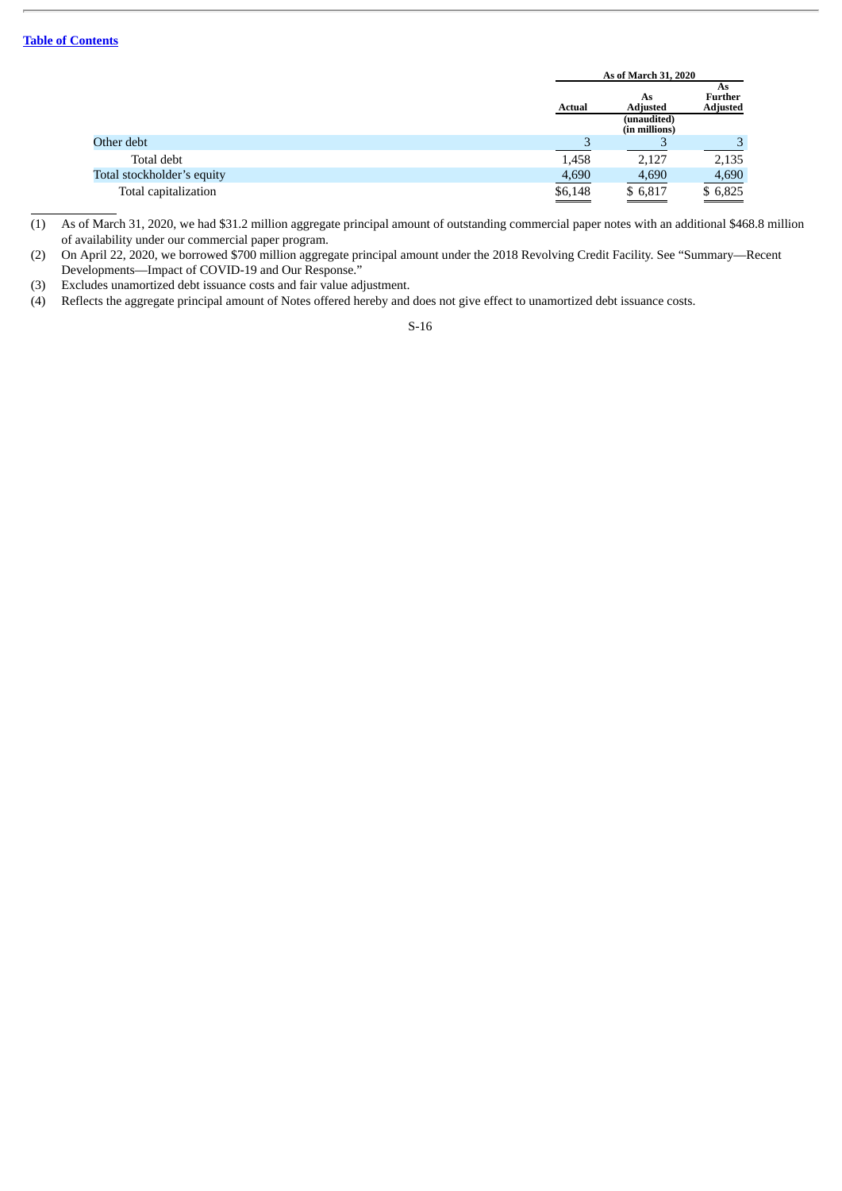| | As of March 31, 2020 | | |
|---|---|---|---|
| | Actual | As Adjusted | As Further Adjusted |
| | | (unaudited) (in millions) | |
| Other debt | 3 | 3 | 3 |
| Total debt | 1,458 | 2,127 | 2,135 |
| Total stockholder's equity | 4,690 | 4,690 | 4,690 |
| Total capitalization | $6,148 | $ 6,817 | $ 6,825 |

(1) As of March 31, 2020, we had $31.2 million aggregate principal amount of outstanding commercial paper notes with an additional $468.8 million of availability under our commercial paper program.

(2) On April 22, 2020, we borrowed $700 million aggregate principal amount under the 2018 Revolving Credit Facility. See "Summary—Recent Developments—Impact of COVID-19 and Our Response."

(3) Excludes unamortized debt issuance costs and fair value adjustment.

(4) Reflects the aggregate principal amount of Notes offered hereby and does not give effect to unamortized debt issuance costs.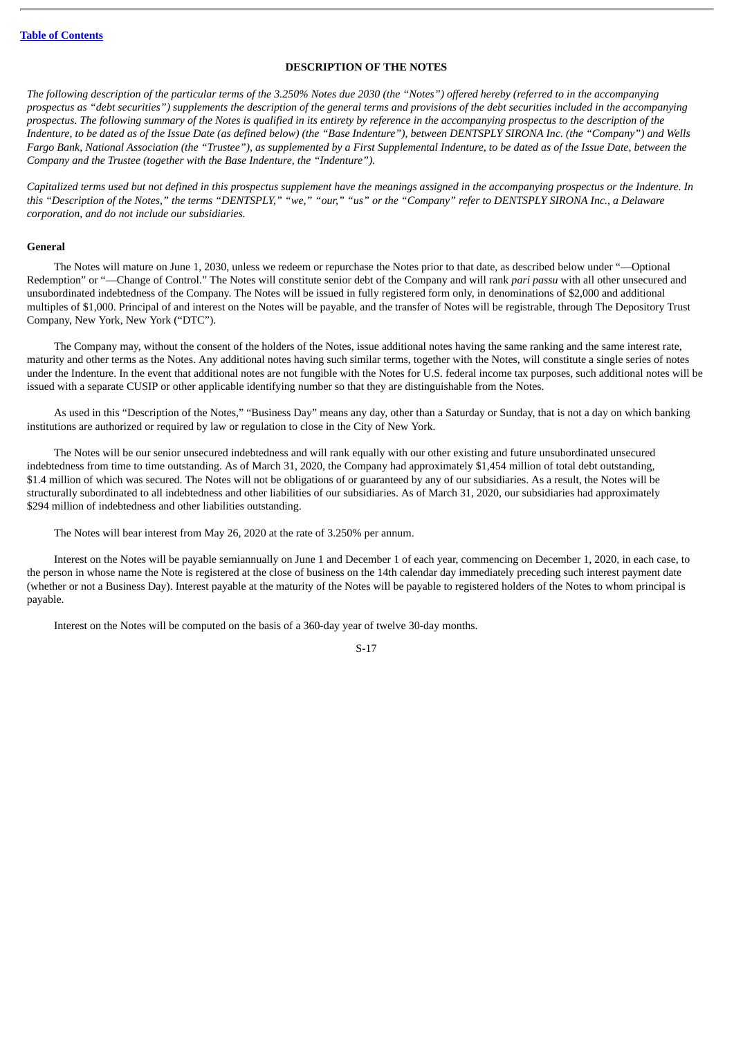## DESCRIPTION OF THE NOTES

*The following description of the particular terms of the 3.250% Notes due 2030 (the "Notes") offered hereby (referred to in the accompanying prospectus as "debt securities") supplements the description of the general terms and provisions of the debt securities included in the accompanying prospectus. The following summary of the Notes is qualified in its entirety by reference in the accompanying prospectus to the description of the Indenture, to be dated as of the Issue Date (as defined below) (the "Base Indenture"), between DENTSPLY SIRONA Inc. (the "Company") and Wells Fargo Bank, National Association (the "Trustee"), as supplemented by a First Supplemental Indenture, to be dated as of the Issue Date, between the Company and the Trustee (together with the Base Indenture, the "Indenture").*

*Capitalized terms used but not defined in this prospectus supplement have the meanings assigned in the accompanying prospectus or the Indenture. In this "Description of the Notes," the terms "DENTSPLY," "we," "our," "us" or the "Company" refer to DENTSPLY SIRONA Inc., a Delaware corporation, and do not include our subsidiaries.*

### General

The Notes will mature on June 1, 2030, unless we redeem or repurchase the Notes prior to that date, as described below under "—Optional Redemption" or "—Change of Control." The Notes will constitute senior debt of the Company and will rank *pari passu* with all other unsecured and unsubordinated indebtedness of the Company. The Notes will be issued in fully registered form only, in denominations of $2,000 and additional multiples of $1,000. Principal of and interest on the Notes will be payable, and the transfer of Notes will be registrable, through The Depository Trust Company, New York, New York ("DTC").

The Company may, without the consent of the holders of the Notes, issue additional notes having the same ranking and the same interest rate, maturity and other terms as the Notes. Any additional notes having such similar terms, together with the Notes, will constitute a single series of notes under the Indenture. In the event that additional notes are not fungible with the Notes for U.S. federal income tax purposes, such additional notes will be issued with a separate CUSIP or other applicable identifying number so that they are distinguishable from the Notes.

As used in this "Description of the Notes," "Business Day" means any day, other than a Saturday or Sunday, that is not a day on which banking institutions are authorized or required by law or regulation to close in the City of New York.

The Notes will be our senior unsecured indebtedness and will rank equally with our other existing and future unsubordinated unsecured indebtedness from time to time outstanding. As of March 31, 2020, the Company had approximately $1,454 million of total debt outstanding, $1.4 million of which was secured. The Notes will not be obligations of or guaranteed by any of our subsidiaries. As a result, the Notes will be structurally subordinated to all indebtedness and other liabilities of our subsidiaries. As of March 31, 2020, our subsidiaries had approximately $294 million of indebtedness and other liabilities outstanding.

The Notes will bear interest from May 26, 2020 at the rate of 3.250% per annum.

Interest on the Notes will be payable semiannually on June 1 and December 1 of each year, commencing on December 1, 2020, in each case, to the person in whose name the Note is registered at the close of business on the 14th calendar day immediately preceding such interest payment date (whether or not a Business Day). Interest payable at the maturity of the Notes will be payable to registered holders of the Notes to whom principal is payable.

Interest on the Notes will be computed on the basis of a 360-day year of twelve 30-day months.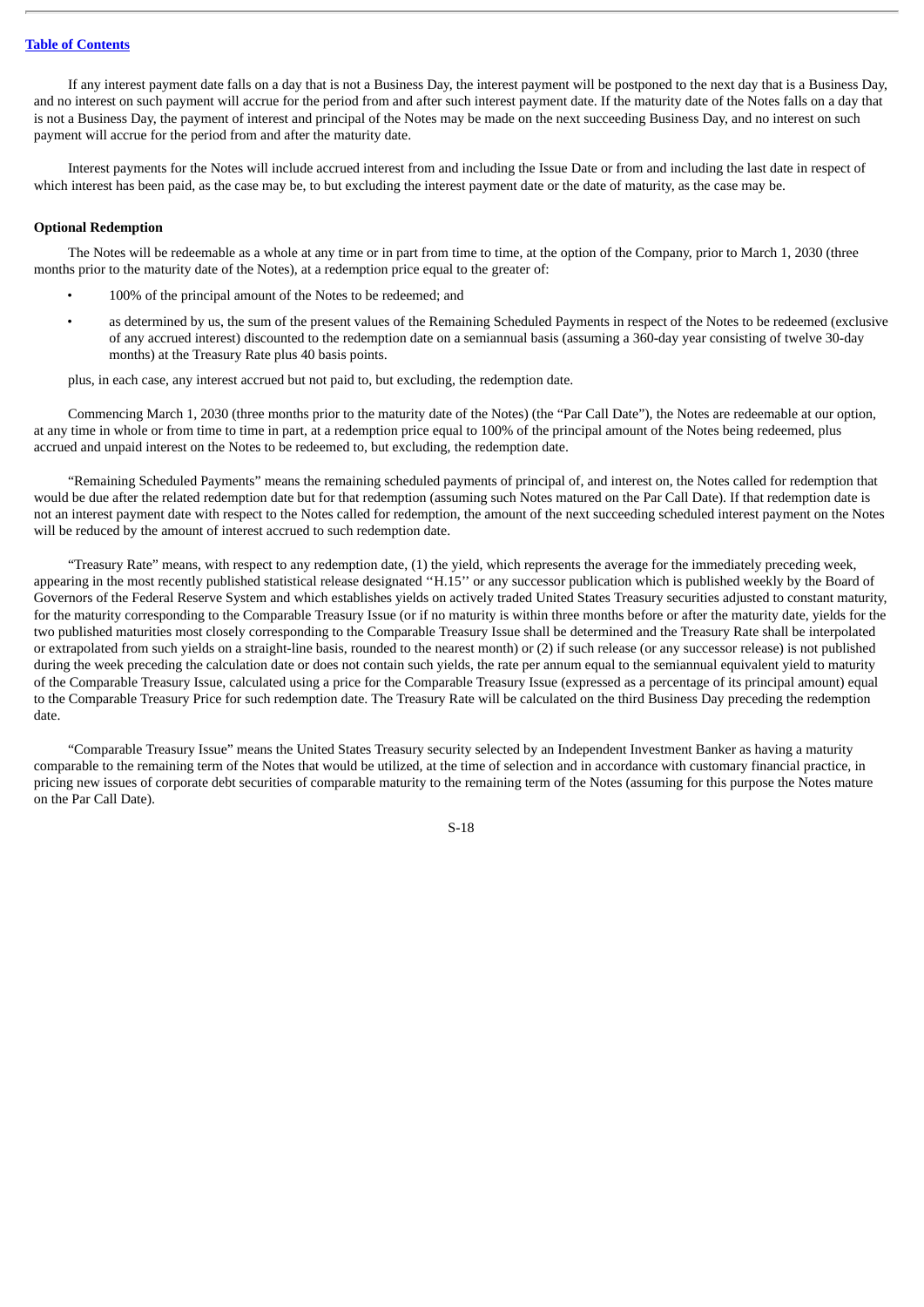If any interest payment date falls on a day that is not a Business Day, the interest payment will be postponed to the next day that is a Business Day, and no interest on such payment will accrue for the period from and after such interest payment date. If the maturity date of the Notes falls on a day that is not a Business Day, the payment of interest and principal of the Notes may be made on the next succeeding Business Day, and no interest on such payment will accrue for the period from and after the maturity date.

Interest payments for the Notes will include accrued interest from and including the Issue Date or from and including the last date in respect of which interest has been paid, as the case may be, to but excluding the interest payment date or the date of maturity, as the case may be.

**Optional Redemption**

The Notes will be redeemable as a whole at any time or in part from time to time, at the option of the Company, prior to March 1, 2030 (three months prior to the maturity date of the Notes), at a redemption price equal to the greater of:

- 100% of the principal amount of the Notes to be redeemed; and
- as determined by us, the sum of the present values of the Remaining Scheduled Payments in respect of the Notes to be redeemed (exclusive of any accrued interest) discounted to the redemption date on a semiannual basis (assuming a 360-day year consisting of twelve 30-day months) at the Treasury Rate plus 40 basis points.

plus, in each case, any interest accrued but not paid to, but excluding, the redemption date.

Commencing March 1, 2030 (three months prior to the maturity date of the Notes) (the "Par Call Date"), the Notes are redeemable at our option, at any time in whole or from time to time in part, at a redemption price equal to 100% of the principal amount of the Notes being redeemed, plus accrued and unpaid interest on the Notes to be redeemed to, but excluding, the redemption date.

"Remaining Scheduled Payments" means the remaining scheduled payments of principal of, and interest on, the Notes called for redemption that would be due after the related redemption date but for that redemption (assuming such Notes matured on the Par Call Date). If that redemption date is not an interest payment date with respect to the Notes called for redemption, the amount of the next succeeding scheduled interest payment on the Notes will be reduced by the amount of interest accrued to such redemption date.

"Treasury Rate" means, with respect to any redemption date, (1) the yield, which represents the average for the immediately preceding week, appearing in the most recently published statistical release designated ''H.15'' or any successor publication which is published weekly by the Board of Governors of the Federal Reserve System and which establishes yields on actively traded United States Treasury securities adjusted to constant maturity, for the maturity corresponding to the Comparable Treasury Issue (or if no maturity is within three months before or after the maturity date, yields for the two published maturities most closely corresponding to the Comparable Treasury Issue shall be determined and the Treasury Rate shall be interpolated or extrapolated from such yields on a straight-line basis, rounded to the nearest month) or (2) if such release (or any successor release) is not published during the week preceding the calculation date or does not contain such yields, the rate per annum equal to the semiannual equivalent yield to maturity of the Comparable Treasury Issue, calculated using a price for the Comparable Treasury Issue (expressed as a percentage of its principal amount) equal to the Comparable Treasury Price for such redemption date. The Treasury Rate will be calculated on the third Business Day preceding the redemption date.

"Comparable Treasury Issue" means the United States Treasury security selected by an Independent Investment Banker as having a maturity comparable to the remaining term of the Notes that would be utilized, at the time of selection and in accordance with customary financial practice, in pricing new issues of corporate debt securities of comparable maturity to the remaining term of the Notes (assuming for this purpose the Notes mature on the Par Call Date).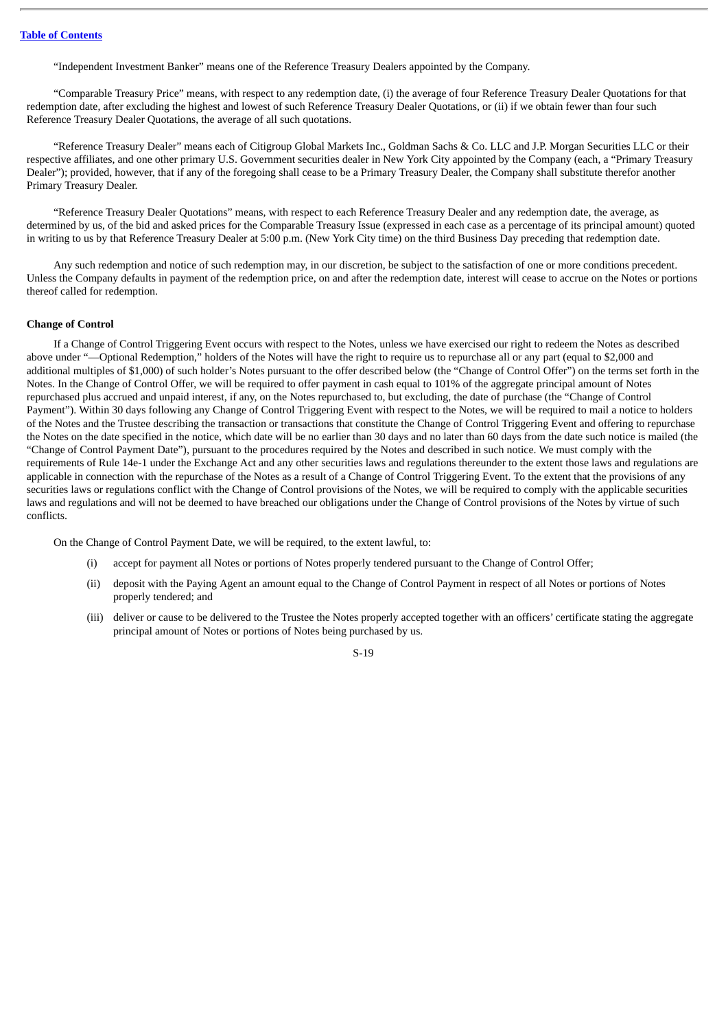"Independent Investment Banker" means one of the Reference Treasury Dealers appointed by the Company.

"Comparable Treasury Price" means, with respect to any redemption date, (i) the average of four Reference Treasury Dealer Quotations for that redemption date, after excluding the highest and lowest of such Reference Treasury Dealer Quotations, or (ii) if we obtain fewer than four such Reference Treasury Dealer Quotations, the average of all such quotations.

"Reference Treasury Dealer" means each of Citigroup Global Markets Inc., Goldman Sachs & Co. LLC and J.P. Morgan Securities LLC or their respective affiliates, and one other primary U.S. Government securities dealer in New York City appointed by the Company (each, a "Primary Treasury Dealer"); provided, however, that if any of the foregoing shall cease to be a Primary Treasury Dealer, the Company shall substitute therefor another Primary Treasury Dealer.

"Reference Treasury Dealer Quotations" means, with respect to each Reference Treasury Dealer and any redemption date, the average, as determined by us, of the bid and asked prices for the Comparable Treasury Issue (expressed in each case as a percentage of its principal amount) quoted in writing to us by that Reference Treasury Dealer at 5:00 p.m. (New York City time) on the third Business Day preceding that redemption date.

Any such redemption and notice of such redemption may, in our discretion, be subject to the satisfaction of one or more conditions precedent. Unless the Company defaults in payment of the redemption price, on and after the redemption date, interest will cease to accrue on the Notes or portions thereof called for redemption.

**Change of Control**

If a Change of Control Triggering Event occurs with respect to the Notes, unless we have exercised our right to redeem the Notes as described above under "—Optional Redemption," holders of the Notes will have the right to require us to repurchase all or any part (equal to $2,000 and additional multiples of $1,000) of such holder's Notes pursuant to the offer described below (the "Change of Control Offer") on the terms set forth in the Notes. In the Change of Control Offer, we will be required to offer payment in cash equal to 101% of the aggregate principal amount of Notes repurchased plus accrued and unpaid interest, if any, on the Notes repurchased to, but excluding, the date of purchase (the "Change of Control Payment"). Within 30 days following any Change of Control Triggering Event with respect to the Notes, we will be required to mail a notice to holders of the Notes and the Trustee describing the transaction or transactions that constitute the Change of Control Triggering Event and offering to repurchase the Notes on the date specified in the notice, which date will be no earlier than 30 days and no later than 60 days from the date such notice is mailed (the "Change of Control Payment Date"), pursuant to the procedures required by the Notes and described in such notice. We must comply with the requirements of Rule 14e-1 under the Exchange Act and any other securities laws and regulations thereunder to the extent those laws and regulations are applicable in connection with the repurchase of the Notes as a result of a Change of Control Triggering Event. To the extent that the provisions of any securities laws or regulations conflict with the Change of Control provisions of the Notes, we will be required to comply with the applicable securities laws and regulations and will not be deemed to have breached our obligations under the Change of Control provisions of the Notes by virtue of such conflicts.

On the Change of Control Payment Date, we will be required, to the extent lawful, to:

(i) accept for payment all Notes or portions of Notes properly tendered pursuant to the Change of Control Offer;

(ii) deposit with the Paying Agent an amount equal to the Change of Control Payment in respect of all Notes or portions of Notes properly tendered; and

(iii) deliver or cause to be delivered to the Trustee the Notes properly accepted together with an officers' certificate stating the aggregate principal amount of Notes or portions of Notes being purchased by us.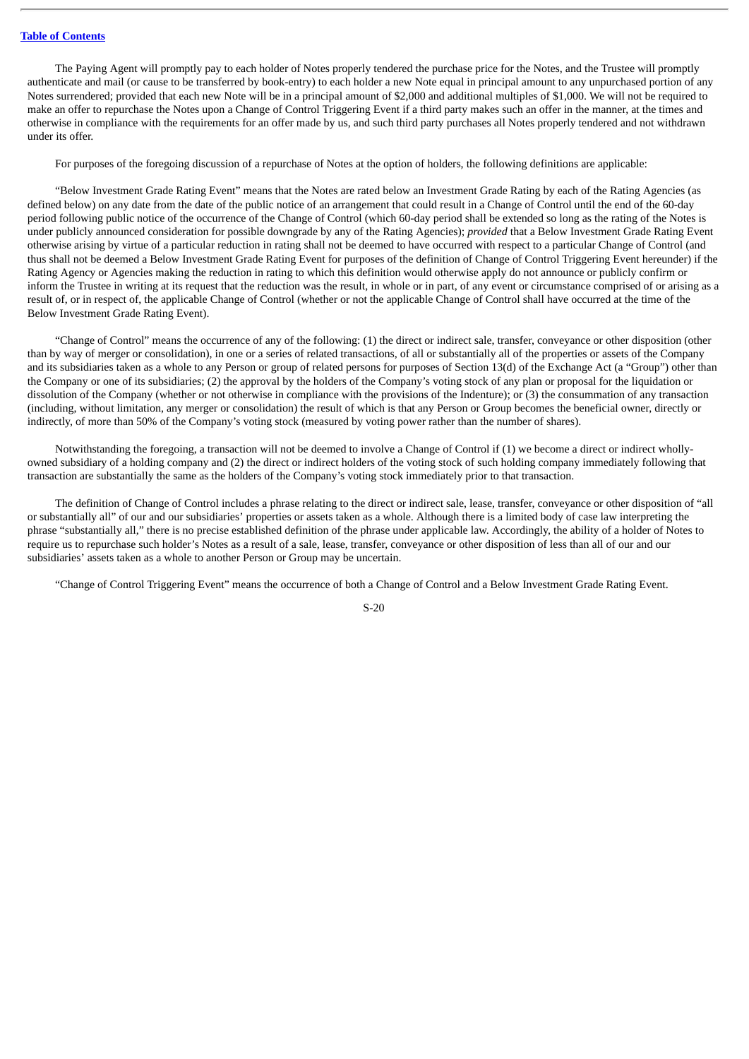The Paying Agent will promptly pay to each holder of Notes properly tendered the purchase price for the Notes, and the Trustee will promptly authenticate and mail (or cause to be transferred by book-entry) to each holder a new Note equal in principal amount to any unpurchased portion of any Notes surrendered; provided that each new Note will be in a principal amount of $2,000 and additional multiples of $1,000. We will not be required to make an offer to repurchase the Notes upon a Change of Control Triggering Event if a third party makes such an offer in the manner, at the times and otherwise in compliance with the requirements for an offer made by us, and such third party purchases all Notes properly tendered and not withdrawn under its offer.

For purposes of the foregoing discussion of a repurchase of Notes at the option of holders, the following definitions are applicable:

"Below Investment Grade Rating Event" means that the Notes are rated below an Investment Grade Rating by each of the Rating Agencies (as defined below) on any date from the date of the public notice of an arrangement that could result in a Change of Control until the end of the 60-day period following public notice of the occurrence of the Change of Control (which 60-day period shall be extended so long as the rating of the Notes is under publicly announced consideration for possible downgrade by any of the Rating Agencies); *provided* that a Below Investment Grade Rating Event otherwise arising by virtue of a particular reduction in rating shall not be deemed to have occurred with respect to a particular Change of Control (and thus shall not be deemed a Below Investment Grade Rating Event for purposes of the definition of Change of Control Triggering Event hereunder) if the Rating Agency or Agencies making the reduction in rating to which this definition would otherwise apply do not announce or publicly confirm or inform the Trustee in writing at its request that the reduction was the result, in whole or in part, of any event or circumstance comprised of or arising as a result of, or in respect of, the applicable Change of Control (whether or not the applicable Change of Control shall have occurred at the time of the Below Investment Grade Rating Event).

"Change of Control" means the occurrence of any of the following: (1) the direct or indirect sale, transfer, conveyance or other disposition (other than by way of merger or consolidation), in one or a series of related transactions, of all or substantially all of the properties or assets of the Company and its subsidiaries taken as a whole to any Person or group of related persons for purposes of Section 13(d) of the Exchange Act (a "Group") other than the Company or one of its subsidiaries; (2) the approval by the holders of the Company's voting stock of any plan or proposal for the liquidation or dissolution of the Company (whether or not otherwise in compliance with the provisions of the Indenture); or (3) the consummation of any transaction (including, without limitation, any merger or consolidation) the result of which is that any Person or Group becomes the beneficial owner, directly or indirectly, of more than 50% of the Company's voting stock (measured by voting power rather than the number of shares).

Notwithstanding the foregoing, a transaction will not be deemed to involve a Change of Control if (1) we become a direct or indirect wholly-owned subsidiary of a holding company and (2) the direct or indirect holders of the voting stock of such holding company immediately following that transaction are substantially the same as the holders of the Company's voting stock immediately prior to that transaction.

The definition of Change of Control includes a phrase relating to the direct or indirect sale, lease, transfer, conveyance or other disposition of "all or substantially all" of our and our subsidiaries' properties or assets taken as a whole. Although there is a limited body of case law interpreting the phrase "substantially all," there is no precise established definition of the phrase under applicable law. Accordingly, the ability of a holder of Notes to require us to repurchase such holder's Notes as a result of a sale, lease, transfer, conveyance or other disposition of less than all of our and our subsidiaries' assets taken as a whole to another Person or Group may be uncertain.

"Change of Control Triggering Event" means the occurrence of both a Change of Control and a Below Investment Grade Rating Event.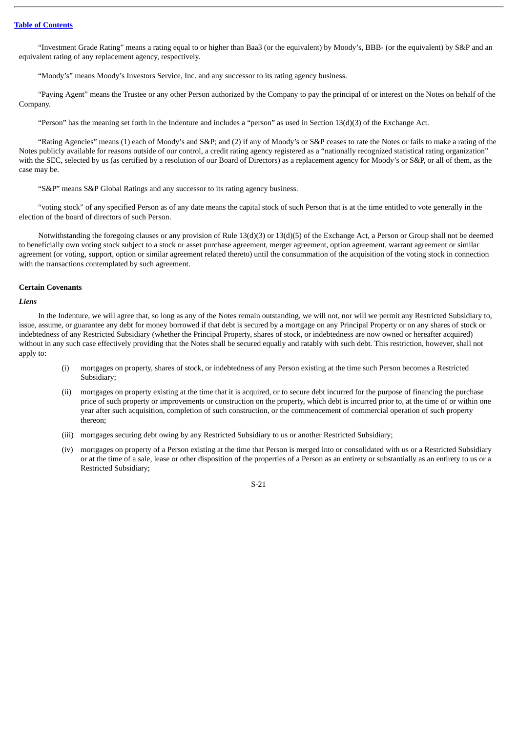"Investment Grade Rating" means a rating equal to or higher than Baa3 (or the equivalent) by Moody's, BBB- (or the equivalent) by S&P and an equivalent rating of any replacement agency, respectively.

"Moody's" means Moody's Investors Service, Inc. and any successor to its rating agency business.

"Paying Agent" means the Trustee or any other Person authorized by the Company to pay the principal of or interest on the Notes on behalf of the Company.

"Person" has the meaning set forth in the Indenture and includes a "person" as used in Section 13(d)(3) of the Exchange Act.

"Rating Agencies" means (1) each of Moody's and S&P; and (2) if any of Moody's or S&P ceases to rate the Notes or fails to make a rating of the Notes publicly available for reasons outside of our control, a credit rating agency registered as a "nationally recognized statistical rating organization" with the SEC, selected by us (as certified by a resolution of our Board of Directors) as a replacement agency for Moody's or S&P, or all of them, as the case may be.

"S&P" means S&P Global Ratings and any successor to its rating agency business.

"voting stock" of any specified Person as of any date means the capital stock of such Person that is at the time entitled to vote generally in the election of the board of directors of such Person.

Notwithstanding the foregoing clauses or any provision of Rule 13(d)(3) or 13(d)(5) of the Exchange Act, a Person or Group shall not be deemed to beneficially own voting stock subject to a stock or asset purchase agreement, merger agreement, option agreement, warrant agreement or similar agreement (or voting, support, option or similar agreement related thereto) until the consummation of the acquisition of the voting stock in connection with the transactions contemplated by such agreement.

**Certain Covenants**

***Liens***

In the Indenture, we will agree that, so long as any of the Notes remain outstanding, we will not, nor will we permit any Restricted Subsidiary to, issue, assume, or guarantee any debt for money borrowed if that debt is secured by a mortgage on any Principal Property or on any shares of stock or indebtedness of any Restricted Subsidiary (whether the Principal Property, shares of stock, or indebtedness are now owned or hereafter acquired) without in any such case effectively providing that the Notes shall be secured equally and ratably with such debt. This restriction, however, shall not apply to:

(i) mortgages on property, shares of stock, or indebtedness of any Person existing at the time such Person becomes a Restricted Subsidiary;

(ii) mortgages on property existing at the time that it is acquired, or to secure debt incurred for the purpose of financing the purchase price of such property or improvements or construction on the property, which debt is incurred prior to, at the time of or within one year after such acquisition, completion of such construction, or the commencement of commercial operation of such property thereon;

(iii) mortgages securing debt owing by any Restricted Subsidiary to us or another Restricted Subsidiary;

(iv) mortgages on property of a Person existing at the time that Person is merged into or consolidated with us or a Restricted Subsidiary or at the time of a sale, lease or other disposition of the properties of a Person as an entirety or substantially as an entirety to us or a Restricted Subsidiary;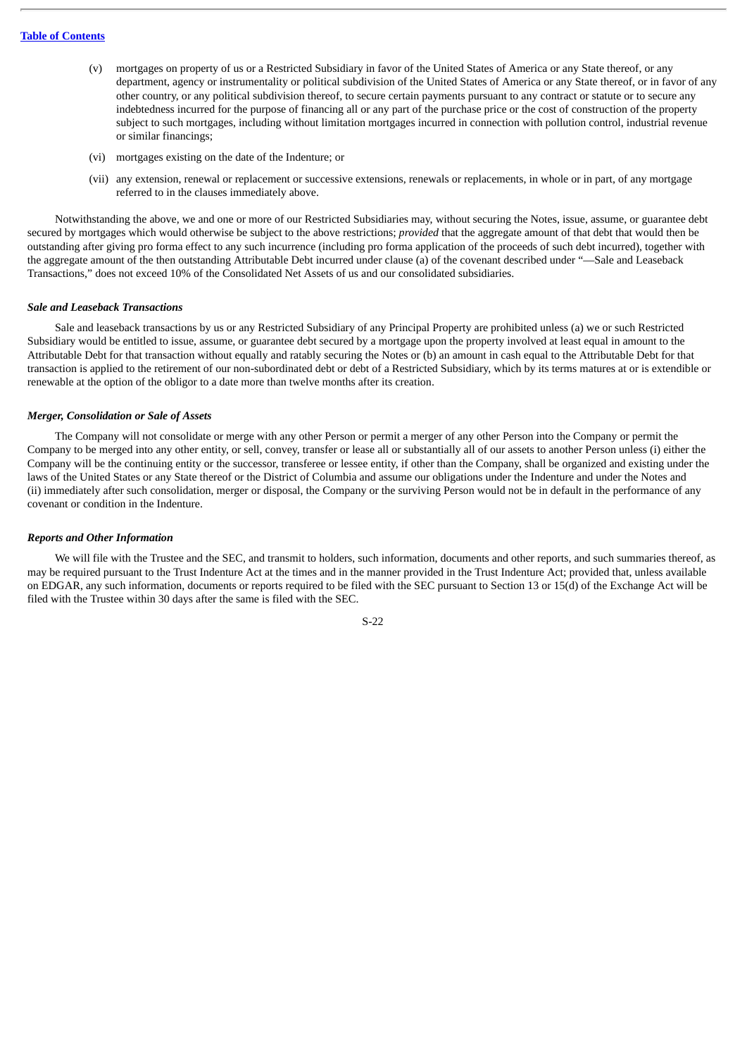(v) mortgages on property of us or a Restricted Subsidiary in favor of the United States of America or any State thereof, or any department, agency or instrumentality or political subdivision of the United States of America or any State thereof, or in favor of any other country, or any political subdivision thereof, to secure certain payments pursuant to any contract or statute or to secure any indebtedness incurred for the purpose of financing all or any part of the purchase price or the cost of construction of the property subject to such mortgages, including without limitation mortgages incurred in connection with pollution control, industrial revenue or similar financings;

(vi) mortgages existing on the date of the Indenture; or

(vii) any extension, renewal or replacement or successive extensions, renewals or replacements, in whole or in part, of any mortgage referred to in the clauses immediately above.

Notwithstanding the above, we and one or more of our Restricted Subsidiaries may, without securing the Notes, issue, assume, or guarantee debt secured by mortgages which would otherwise be subject to the above restrictions; *provided* that the aggregate amount of that debt that would then be outstanding after giving pro forma effect to any such incurrence (including pro forma application of the proceeds of such debt incurred), together with the aggregate amount of the then outstanding Attributable Debt incurred under clause (a) of the covenant described under "—Sale and Leaseback Transactions," does not exceed 10% of the Consolidated Net Assets of us and our consolidated subsidiaries.

***Sale and Leaseback Transactions***

Sale and leaseback transactions by us or any Restricted Subsidiary of any Principal Property are prohibited unless (a) we or such Restricted Subsidiary would be entitled to issue, assume, or guarantee debt secured by a mortgage upon the property involved at least equal in amount to the Attributable Debt for that transaction without equally and ratably securing the Notes or (b) an amount in cash equal to the Attributable Debt for that transaction is applied to the retirement of our non-subordinated debt or debt of a Restricted Subsidiary, which by its terms matures at or is extendible or renewable at the option of the obligor to a date more than twelve months after its creation.

***Merger, Consolidation or Sale of Assets***

The Company will not consolidate or merge with any other Person or permit a merger of any other Person into the Company or permit the Company to be merged into any other entity, or sell, convey, transfer or lease all or substantially all of our assets to another Person unless (i) either the Company will be the continuing entity or the successor, transferee or lessee entity, if other than the Company, shall be organized and existing under the laws of the United States or any State thereof or the District of Columbia and assume our obligations under the Indenture and under the Notes and (ii) immediately after such consolidation, merger or disposal, the Company or the surviving Person would not be in default in the performance of any covenant or condition in the Indenture.

***Reports and Other Information***

We will file with the Trustee and the SEC, and transmit to holders, such information, documents and other reports, and such summaries thereof, as may be required pursuant to the Trust Indenture Act at the times and in the manner provided in the Trust Indenture Act; provided that, unless available on EDGAR, any such information, documents or reports required to be filed with the SEC pursuant to Section 13 or 15(d) of the Exchange Act will be filed with the Trustee within 30 days after the same is filed with the SEC.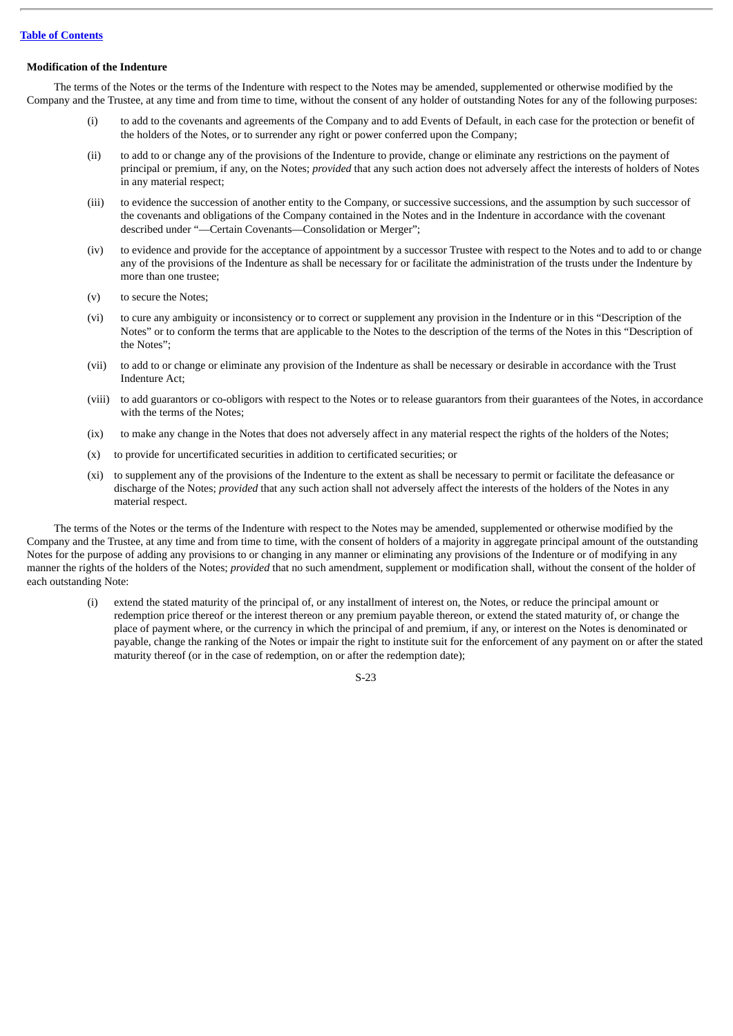### Modification of the Indenture

The terms of the Notes or the terms of the Indenture with respect to the Notes may be amended, supplemented or otherwise modified by the Company and the Trustee, at any time and from time to time, without the consent of any holder of outstanding Notes for any of the following purposes:

(i) to add to the covenants and agreements of the Company and to add Events of Default, in each case for the protection or benefit of the holders of the Notes, or to surrender any right or power conferred upon the Company;

(ii) to add to or change any of the provisions of the Indenture to provide, change or eliminate any restrictions on the payment of principal or premium, if any, on the Notes; *provided* that any such action does not adversely affect the interests of holders of Notes in any material respect;

(iii) to evidence the succession of another entity to the Company, or successive successions, and the assumption by such successor of the covenants and obligations of the Company contained in the Notes and in the Indenture in accordance with the covenant described under "—Certain Covenants—Consolidation or Merger";

(iv) to evidence and provide for the acceptance of appointment by a successor Trustee with respect to the Notes and to add to or change any of the provisions of the Indenture as shall be necessary for or facilitate the administration of the trusts under the Indenture by more than one trustee;

(v) to secure the Notes;

(vi) to cure any ambiguity or inconsistency or to correct or supplement any provision in the Indenture or in this "Description of the Notes" or to conform the terms that are applicable to the Notes to the description of the terms of the Notes in this "Description of the Notes";

(vii) to add to or change or eliminate any provision of the Indenture as shall be necessary or desirable in accordance with the Trust Indenture Act;

(viii) to add guarantors or co-obligors with respect to the Notes or to release guarantors from their guarantees of the Notes, in accordance with the terms of the Notes;

(ix) to make any change in the Notes that does not adversely affect in any material respect the rights of the holders of the Notes;

(x) to provide for uncertificated securities in addition to certificated securities; or

(xi) to supplement any of the provisions of the Indenture to the extent as shall be necessary to permit or facilitate the defeasance or discharge of the Notes; *provided* that any such action shall not adversely affect the interests of the holders of the Notes in any material respect.

The terms of the Notes or the terms of the Indenture with respect to the Notes may be amended, supplemented or otherwise modified by the Company and the Trustee, at any time and from time to time, with the consent of holders of a majority in aggregate principal amount of the outstanding Notes for the purpose of adding any provisions to or changing in any manner or eliminating any provisions of the Indenture or of modifying in any manner the rights of the holders of the Notes; *provided* that no such amendment, supplement or modification shall, without the consent of the holder of each outstanding Note:

(i) extend the stated maturity of the principal of, or any installment of interest on, the Notes, or reduce the principal amount or redemption price thereof or the interest thereon or any premium payable thereon, or extend the stated maturity of, or change the place of payment where, or the currency in which the principal of and premium, if any, or interest on the Notes is denominated or payable, change the ranking of the Notes or impair the right to institute suit for the enforcement of any payment on or after the stated maturity thereof (or in the case of redemption, on or after the redemption date);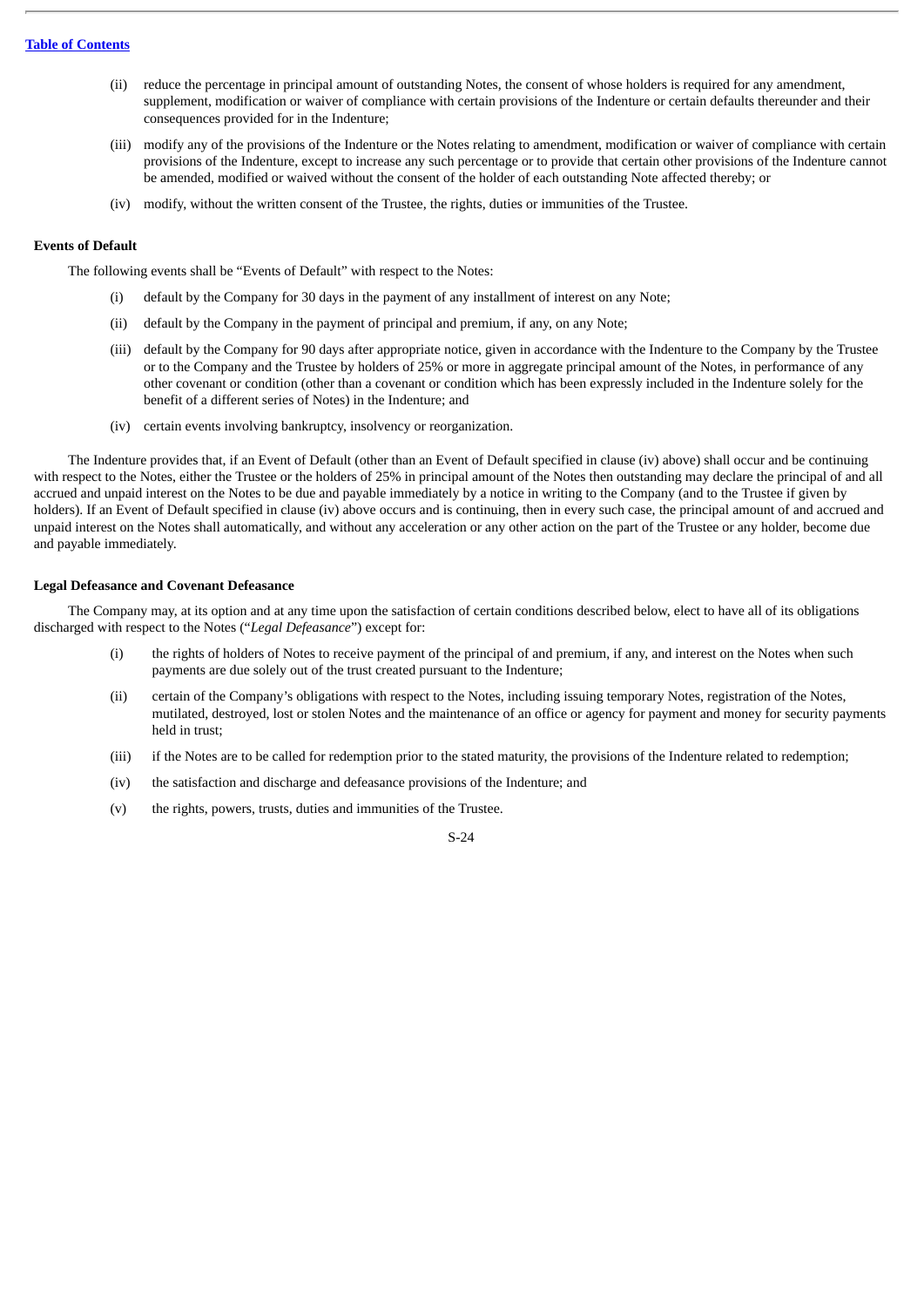(ii) reduce the percentage in principal amount of outstanding Notes, the consent of whose holders is required for any amendment, supplement, modification or waiver of compliance with certain provisions of the Indenture or certain defaults thereunder and their consequences provided for in the Indenture;

(iii) modify any of the provisions of the Indenture or the Notes relating to amendment, modification or waiver of compliance with certain provisions of the Indenture, except to increase any such percentage or to provide that certain other provisions of the Indenture cannot be amended, modified or waived without the consent of the holder of each outstanding Note affected thereby; or

(iv) modify, without the written consent of the Trustee, the rights, duties or immunities of the Trustee.

**Events of Default**

The following events shall be "Events of Default" with respect to the Notes:

(i) default by the Company for 30 days in the payment of any installment of interest on any Note;

(ii) default by the Company in the payment of principal and premium, if any, on any Note;

(iii) default by the Company for 90 days after appropriate notice, given in accordance with the Indenture to the Company by the Trustee or to the Company and the Trustee by holders of 25% or more in aggregate principal amount of the Notes, in performance of any other covenant or condition (other than a covenant or condition which has been expressly included in the Indenture solely for the benefit of a different series of Notes) in the Indenture; and

(iv) certain events involving bankruptcy, insolvency or reorganization.

The Indenture provides that, if an Event of Default (other than an Event of Default specified in clause (iv) above) shall occur and be continuing with respect to the Notes, either the Trustee or the holders of 25% in principal amount of the Notes then outstanding may declare the principal of and all accrued and unpaid interest on the Notes to be due and payable immediately by a notice in writing to the Company (and to the Trustee if given by holders). If an Event of Default specified in clause (iv) above occurs and is continuing, then in every such case, the principal amount of and accrued and unpaid interest on the Notes shall automatically, and without any acceleration or any other action on the part of the Trustee or any holder, become due and payable immediately.

**Legal Defeasance and Covenant Defeasance**

The Company may, at its option and at any time upon the satisfaction of certain conditions described below, elect to have all of its obligations discharged with respect to the Notes ("*Legal Defeasance*") except for:

(i) the rights of holders of Notes to receive payment of the principal of and premium, if any, and interest on the Notes when such payments are due solely out of the trust created pursuant to the Indenture;

(ii) certain of the Company's obligations with respect to the Notes, including issuing temporary Notes, registration of the Notes, mutilated, destroyed, lost or stolen Notes and the maintenance of an office or agency for payment and money for security payments held in trust;

(iii) if the Notes are to be called for redemption prior to the stated maturity, the provisions of the Indenture related to redemption;

(iv) the satisfaction and discharge and defeasance provisions of the Indenture; and

(v) the rights, powers, trusts, duties and immunities of the Trustee.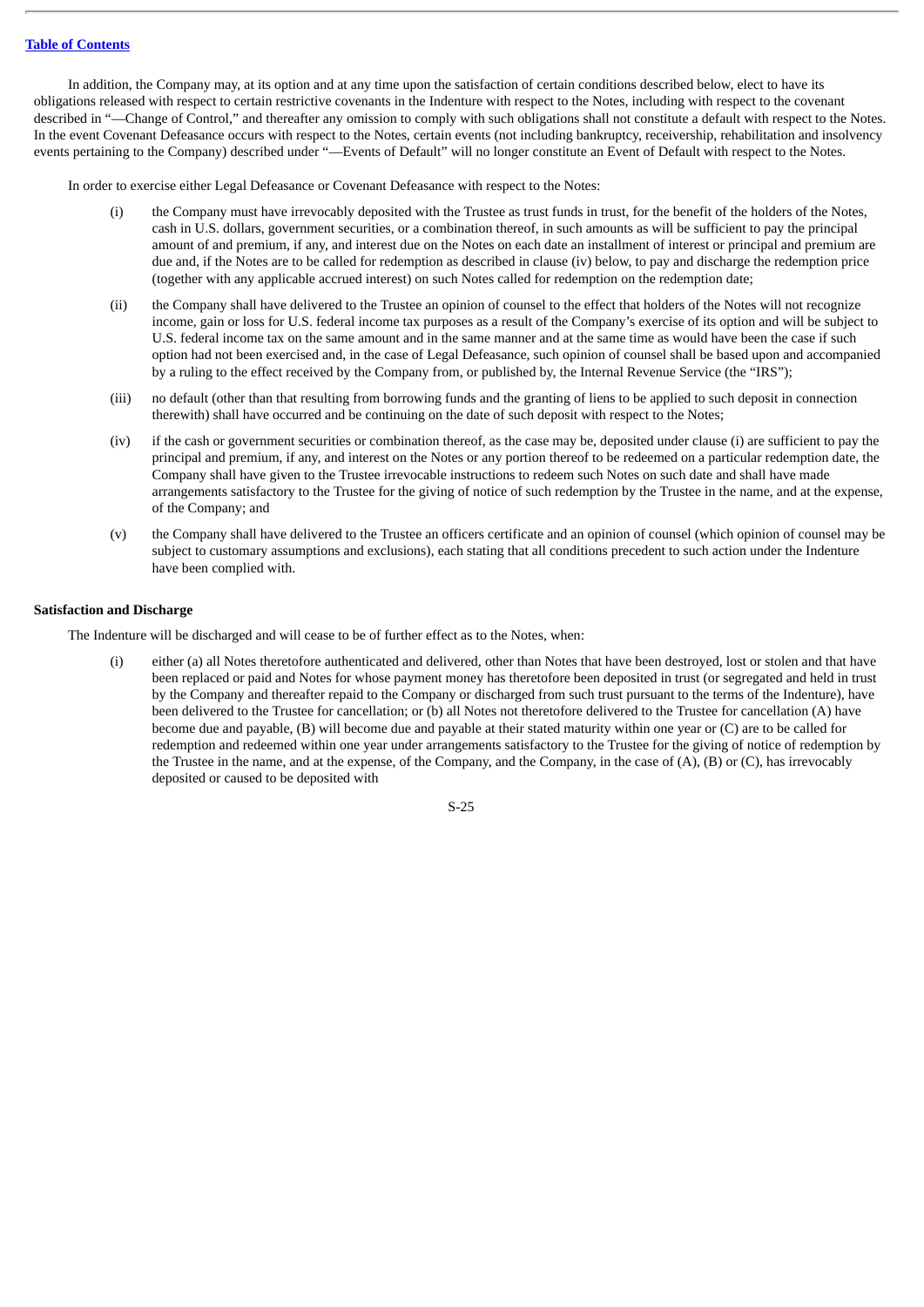In addition, the Company may, at its option and at any time upon the satisfaction of certain conditions described below, elect to have its obligations released with respect to certain restrictive covenants in the Indenture with respect to the Notes, including with respect to the covenant described in "—Change of Control," and thereafter any omission to comply with such obligations shall not constitute a default with respect to the Notes. In the event Covenant Defeasance occurs with respect to the Notes, certain events (not including bankruptcy, receivership, rehabilitation and insolvency events pertaining to the Company) described under "—Events of Default" will no longer constitute an Event of Default with respect to the Notes.

In order to exercise either Legal Defeasance or Covenant Defeasance with respect to the Notes:

(i) the Company must have irrevocably deposited with the Trustee as trust funds in trust, for the benefit of the holders of the Notes, cash in U.S. dollars, government securities, or a combination thereof, in such amounts as will be sufficient to pay the principal amount of and premium, if any, and interest due on the Notes on each date an installment of interest or principal and premium are due and, if the Notes are to be called for redemption as described in clause (iv) below, to pay and discharge the redemption price (together with any applicable accrued interest) on such Notes called for redemption on the redemption date;

(ii) the Company shall have delivered to the Trustee an opinion of counsel to the effect that holders of the Notes will not recognize income, gain or loss for U.S. federal income tax purposes as a result of the Company's exercise of its option and will be subject to U.S. federal income tax on the same amount and in the same manner and at the same time as would have been the case if such option had not been exercised and, in the case of Legal Defeasance, such opinion of counsel shall be based upon and accompanied by a ruling to the effect received by the Company from, or published by, the Internal Revenue Service (the "IRS");

(iii) no default (other than that resulting from borrowing funds and the granting of liens to be applied to such deposit in connection therewith) shall have occurred and be continuing on the date of such deposit with respect to the Notes;

(iv) if the cash or government securities or combination thereof, as the case may be, deposited under clause (i) are sufficient to pay the principal and premium, if any, and interest on the Notes or any portion thereof to be redeemed on a particular redemption date, the Company shall have given to the Trustee irrevocable instructions to redeem such Notes on such date and shall have made arrangements satisfactory to the Trustee for the giving of notice of such redemption by the Trustee in the name, and at the expense, of the Company; and

(v) the Company shall have delivered to the Trustee an officers certificate and an opinion of counsel (which opinion of counsel may be subject to customary assumptions and exclusions), each stating that all conditions precedent to such action under the Indenture have been complied with.

**Satisfaction and Discharge**

The Indenture will be discharged and will cease to be of further effect as to the Notes, when:

(i) either (a) all Notes theretofore authenticated and delivered, other than Notes that have been destroyed, lost or stolen and that have been replaced or paid and Notes for whose payment money has theretofore been deposited in trust (or segregated and held in trust by the Company and thereafter repaid to the Company or discharged from such trust pursuant to the terms of the Indenture), have been delivered to the Trustee for cancellation; or (b) all Notes not theretofore delivered to the Trustee for cancellation (A) have become due and payable, (B) will become due and payable at their stated maturity within one year or (C) are to be called for redemption and redeemed within one year under arrangements satisfactory to the Trustee for the giving of notice of redemption by the Trustee in the name, and at the expense, of the Company, and the Company, in the case of (A), (B) or (C), has irrevocably deposited or caused to be deposited with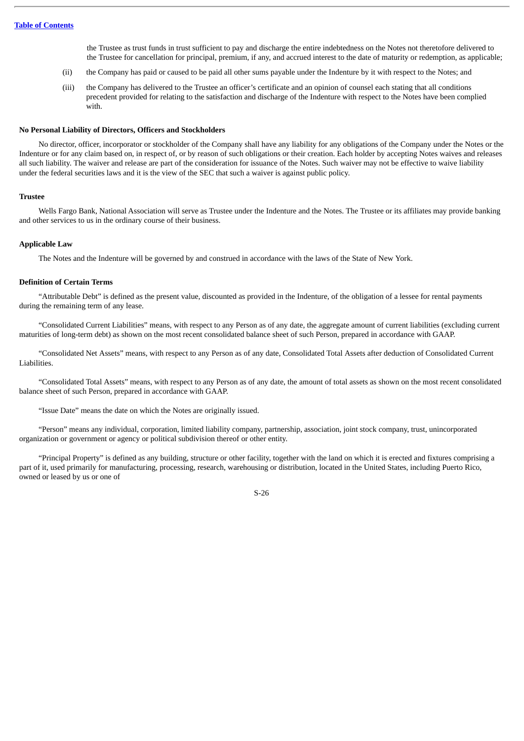the Trustee as trust funds in trust sufficient to pay and discharge the entire indebtedness on the Notes not theretofore delivered to the Trustee for cancellation for principal, premium, if any, and accrued interest to the date of maturity or redemption, as applicable;

(ii) the Company has paid or caused to be paid all other sums payable under the Indenture by it with respect to the Notes; and

(iii) the Company has delivered to the Trustee an officer's certificate and an opinion of counsel each stating that all conditions precedent provided for relating to the satisfaction and discharge of the Indenture with respect to the Notes have been complied with.

**No Personal Liability of Directors, Officers and Stockholders**

No director, officer, incorporator or stockholder of the Company shall have any liability for any obligations of the Company under the Notes or the Indenture or for any claim based on, in respect of, or by reason of such obligations or their creation. Each holder by accepting Notes waives and releases all such liability. The waiver and release are part of the consideration for issuance of the Notes. Such waiver may not be effective to waive liability under the federal securities laws and it is the view of the SEC that such a waiver is against public policy.

**Trustee**

Wells Fargo Bank, National Association will serve as Trustee under the Indenture and the Notes. The Trustee or its affiliates may provide banking and other services to us in the ordinary course of their business.

**Applicable Law**

The Notes and the Indenture will be governed by and construed in accordance with the laws of the State of New York.

**Definition of Certain Terms**

"Attributable Debt" is defined as the present value, discounted as provided in the Indenture, of the obligation of a lessee for rental payments during the remaining term of any lease.

"Consolidated Current Liabilities" means, with respect to any Person as of any date, the aggregate amount of current liabilities (excluding current maturities of long-term debt) as shown on the most recent consolidated balance sheet of such Person, prepared in accordance with GAAP.

"Consolidated Net Assets" means, with respect to any Person as of any date, Consolidated Total Assets after deduction of Consolidated Current Liabilities.

"Consolidated Total Assets" means, with respect to any Person as of any date, the amount of total assets as shown on the most recent consolidated balance sheet of such Person, prepared in accordance with GAAP.

"Issue Date" means the date on which the Notes are originally issued.

"Person" means any individual, corporation, limited liability company, partnership, association, joint stock company, trust, unincorporated organization or government or agency or political subdivision thereof or other entity.

"Principal Property" is defined as any building, structure or other facility, together with the land on which it is erected and fixtures comprising a part of it, used primarily for manufacturing, processing, research, warehousing or distribution, located in the United States, including Puerto Rico, owned or leased by us or one of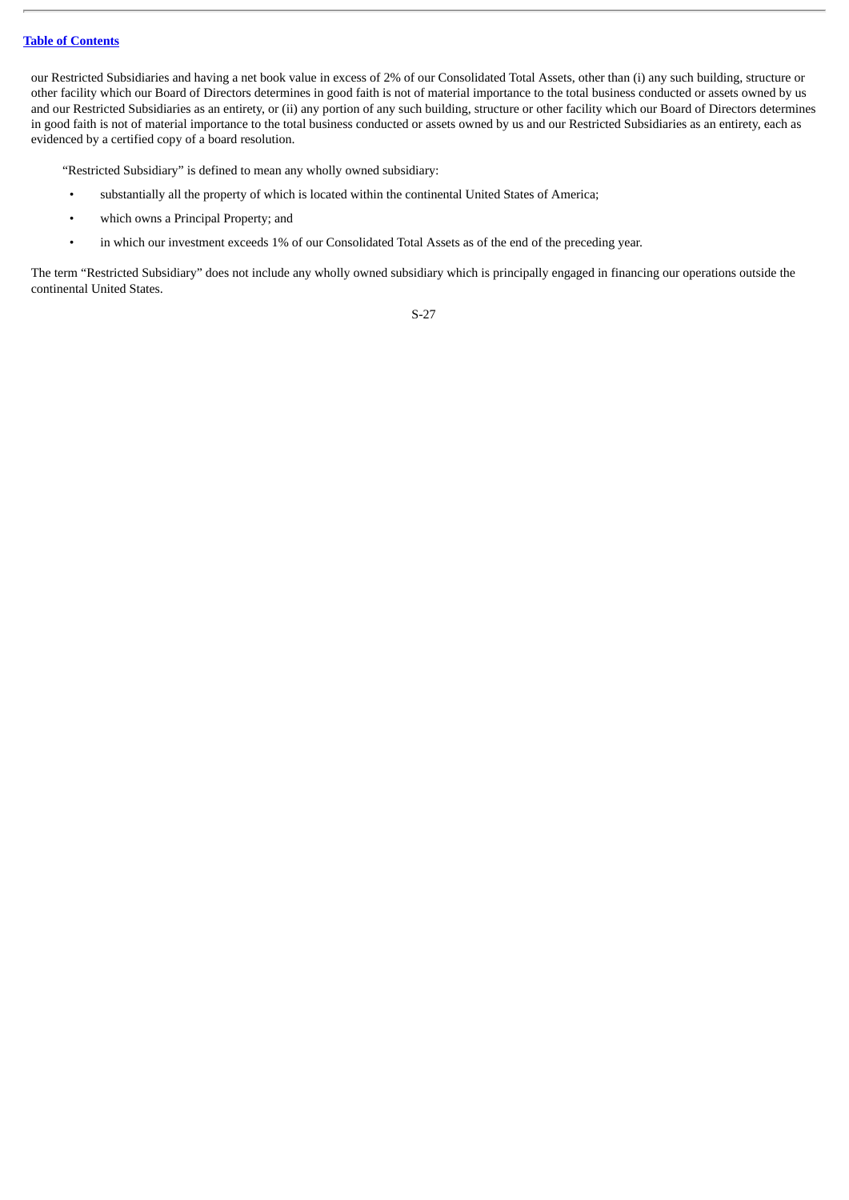our Restricted Subsidiaries and having a net book value in excess of 2% of our Consolidated Total Assets, other than (i) any such building, structure or other facility which our Board of Directors determines in good faith is not of material importance to the total business conducted or assets owned by us and our Restricted Subsidiaries as an entirety, or (ii) any portion of any such building, structure or other facility which our Board of Directors determines in good faith is not of material importance to the total business conducted or assets owned by us and our Restricted Subsidiaries as an entirety, each as evidenced by a certified copy of a board resolution.

"Restricted Subsidiary" is defined to mean any wholly owned subsidiary:

- substantially all the property of which is located within the continental United States of America;
- which owns a Principal Property; and
- in which our investment exceeds 1% of our Consolidated Total Assets as of the end of the preceding year.

The term "Restricted Subsidiary" does not include any wholly owned subsidiary which is principally engaged in financing our operations outside the continental United States.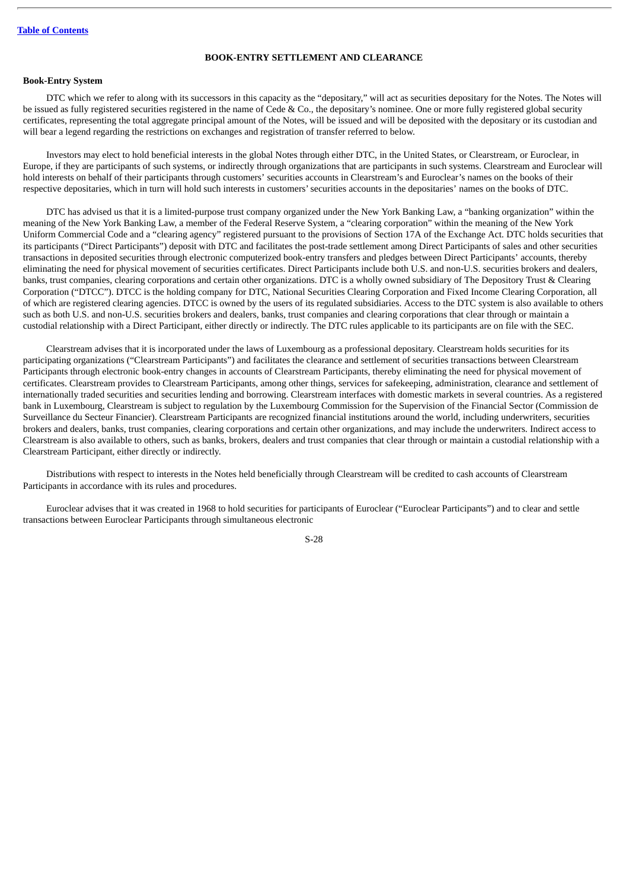## BOOK-ENTRY SETTLEMENT AND CLEARANCE

### Book-Entry System

DTC which we refer to along with its successors in this capacity as the "depositary," will act as securities depositary for the Notes. The Notes will be issued as fully registered securities registered in the name of Cede & Co., the depositary's nominee. One or more fully registered global security certificates, representing the total aggregate principal amount of the Notes, will be issued and will be deposited with the depositary or its custodian and will bear a legend regarding the restrictions on exchanges and registration of transfer referred to below.

Investors may elect to hold beneficial interests in the global Notes through either DTC, in the United States, or Clearstream, or Euroclear, in Europe, if they are participants of such systems, or indirectly through organizations that are participants in such systems. Clearstream and Euroclear will hold interests on behalf of their participants through customers' securities accounts in Clearstream's and Euroclear's names on the books of their respective depositaries, which in turn will hold such interests in customers' securities accounts in the depositaries' names on the books of DTC.

DTC has advised us that it is a limited-purpose trust company organized under the New York Banking Law, a "banking organization" within the meaning of the New York Banking Law, a member of the Federal Reserve System, a "clearing corporation" within the meaning of the New York Uniform Commercial Code and a "clearing agency" registered pursuant to the provisions of Section 17A of the Exchange Act. DTC holds securities that its participants ("Direct Participants") deposit with DTC and facilitates the post-trade settlement among Direct Participants of sales and other securities transactions in deposited securities through electronic computerized book-entry transfers and pledges between Direct Participants' accounts, thereby eliminating the need for physical movement of securities certificates. Direct Participants include both U.S. and non-U.S. securities brokers and dealers, banks, trust companies, clearing corporations and certain other organizations. DTC is a wholly owned subsidiary of The Depository Trust & Clearing Corporation ("DTCC"). DTCC is the holding company for DTC, National Securities Clearing Corporation and Fixed Income Clearing Corporation, all of which are registered clearing agencies. DTCC is owned by the users of its regulated subsidiaries. Access to the DTC system is also available to others such as both U.S. and non-U.S. securities brokers and dealers, banks, trust companies and clearing corporations that clear through or maintain a custodial relationship with a Direct Participant, either directly or indirectly. The DTC rules applicable to its participants are on file with the SEC.

Clearstream advises that it is incorporated under the laws of Luxembourg as a professional depositary. Clearstream holds securities for its participating organizations ("Clearstream Participants") and facilitates the clearance and settlement of securities transactions between Clearstream Participants through electronic book-entry changes in accounts of Clearstream Participants, thereby eliminating the need for physical movement of certificates. Clearstream provides to Clearstream Participants, among other things, services for safekeeping, administration, clearance and settlement of internationally traded securities and securities lending and borrowing. Clearstream interfaces with domestic markets in several countries. As a registered bank in Luxembourg, Clearstream is subject to regulation by the Luxembourg Commission for the Supervision of the Financial Sector (Commission de Surveillance du Secteur Financier). Clearstream Participants are recognized financial institutions around the world, including underwriters, securities brokers and dealers, banks, trust companies, clearing corporations and certain other organizations, and may include the underwriters. Indirect access to Clearstream is also available to others, such as banks, brokers, dealers and trust companies that clear through or maintain a custodial relationship with a Clearstream Participant, either directly or indirectly.

Distributions with respect to interests in the Notes held beneficially through Clearstream will be credited to cash accounts of Clearstream Participants in accordance with its rules and procedures.

Euroclear advises that it was created in 1968 to hold securities for participants of Euroclear ("Euroclear Participants") and to clear and settle transactions between Euroclear Participants through simultaneous electronic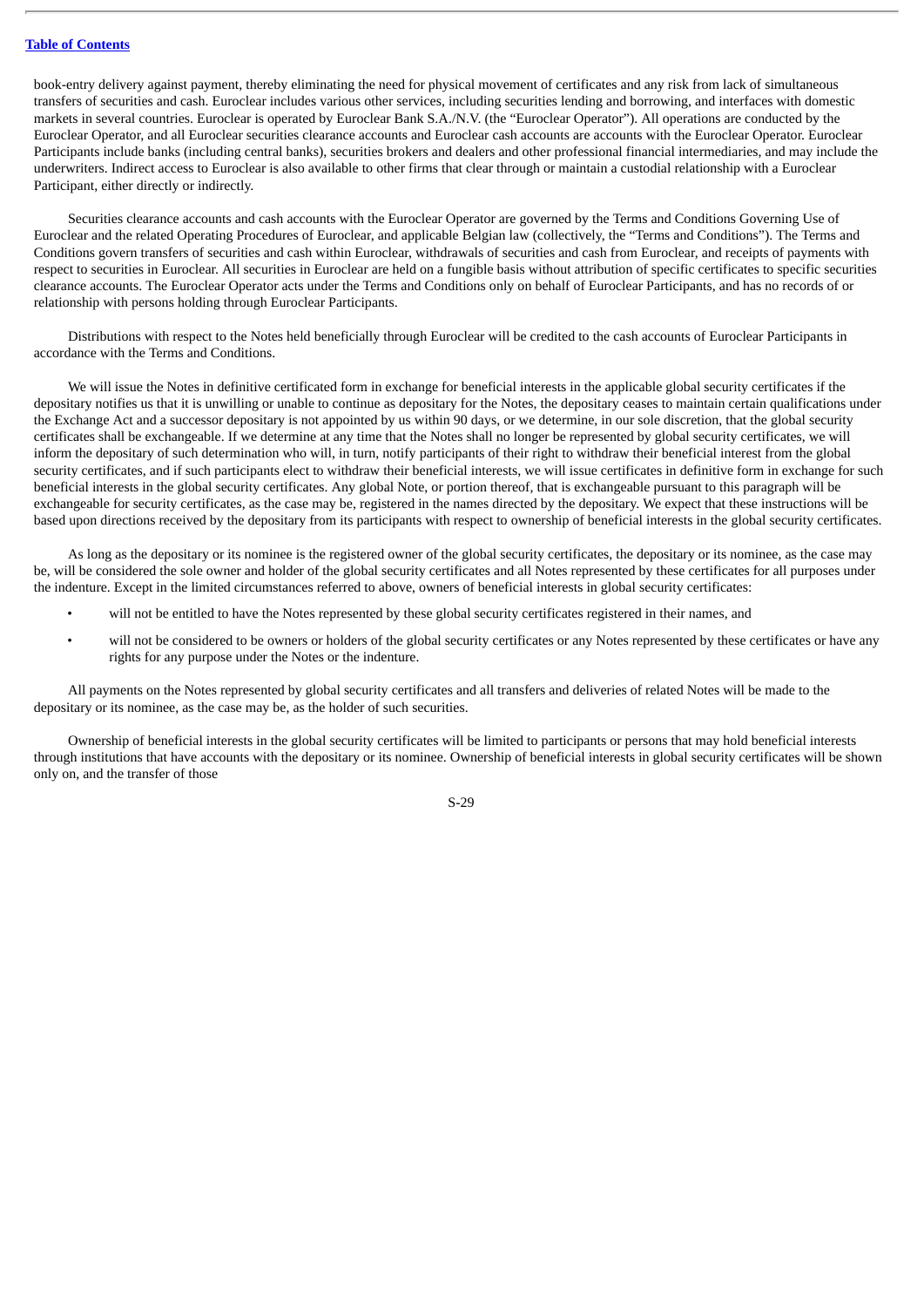book-entry delivery against payment, thereby eliminating the need for physical movement of certificates and any risk from lack of simultaneous transfers of securities and cash. Euroclear includes various other services, including securities lending and borrowing, and interfaces with domestic markets in several countries. Euroclear is operated by Euroclear Bank S.A./N.V. (the "Euroclear Operator"). All operations are conducted by the Euroclear Operator, and all Euroclear securities clearance accounts and Euroclear cash accounts are accounts with the Euroclear Operator. Euroclear Participants include banks (including central banks), securities brokers and dealers and other professional financial intermediaries, and may include the underwriters. Indirect access to Euroclear is also available to other firms that clear through or maintain a custodial relationship with a Euroclear Participant, either directly or indirectly.

Securities clearance accounts and cash accounts with the Euroclear Operator are governed by the Terms and Conditions Governing Use of Euroclear and the related Operating Procedures of Euroclear, and applicable Belgian law (collectively, the "Terms and Conditions"). The Terms and Conditions govern transfers of securities and cash within Euroclear, withdrawals of securities and cash from Euroclear, and receipts of payments with respect to securities in Euroclear. All securities in Euroclear are held on a fungible basis without attribution of specific certificates to specific securities clearance accounts. The Euroclear Operator acts under the Terms and Conditions only on behalf of Euroclear Participants, and has no records of or relationship with persons holding through Euroclear Participants.

Distributions with respect to the Notes held beneficially through Euroclear will be credited to the cash accounts of Euroclear Participants in accordance with the Terms and Conditions.

We will issue the Notes in definitive certificated form in exchange for beneficial interests in the applicable global security certificates if the depositary notifies us that it is unwilling or unable to continue as depositary for the Notes, the depositary ceases to maintain certain qualifications under the Exchange Act and a successor depositary is not appointed by us within 90 days, or we determine, in our sole discretion, that the global security certificates shall be exchangeable. If we determine at any time that the Notes shall no longer be represented by global security certificates, we will inform the depositary of such determination who will, in turn, notify participants of their right to withdraw their beneficial interest from the global security certificates, and if such participants elect to withdraw their beneficial interests, we will issue certificates in definitive form in exchange for such beneficial interests in the global security certificates. Any global Note, or portion thereof, that is exchangeable pursuant to this paragraph will be exchangeable for security certificates, as the case may be, registered in the names directed by the depositary. We expect that these instructions will be based upon directions received by the depositary from its participants with respect to ownership of beneficial interests in the global security certificates.

As long as the depositary or its nominee is the registered owner of the global security certificates, the depositary or its nominee, as the case may be, will be considered the sole owner and holder of the global security certificates and all Notes represented by these certificates for all purposes under the indenture. Except in the limited circumstances referred to above, owners of beneficial interests in global security certificates:

- will not be entitled to have the Notes represented by these global security certificates registered in their names, and
- will not be considered to be owners or holders of the global security certificates or any Notes represented by these certificates or have any rights for any purpose under the Notes or the indenture.

All payments on the Notes represented by global security certificates and all transfers and deliveries of related Notes will be made to the depositary or its nominee, as the case may be, as the holder of such securities.

Ownership of beneficial interests in the global security certificates will be limited to participants or persons that may hold beneficial interests through institutions that have accounts with the depositary or its nominee. Ownership of beneficial interests in global security certificates will be shown only on, and the transfer of those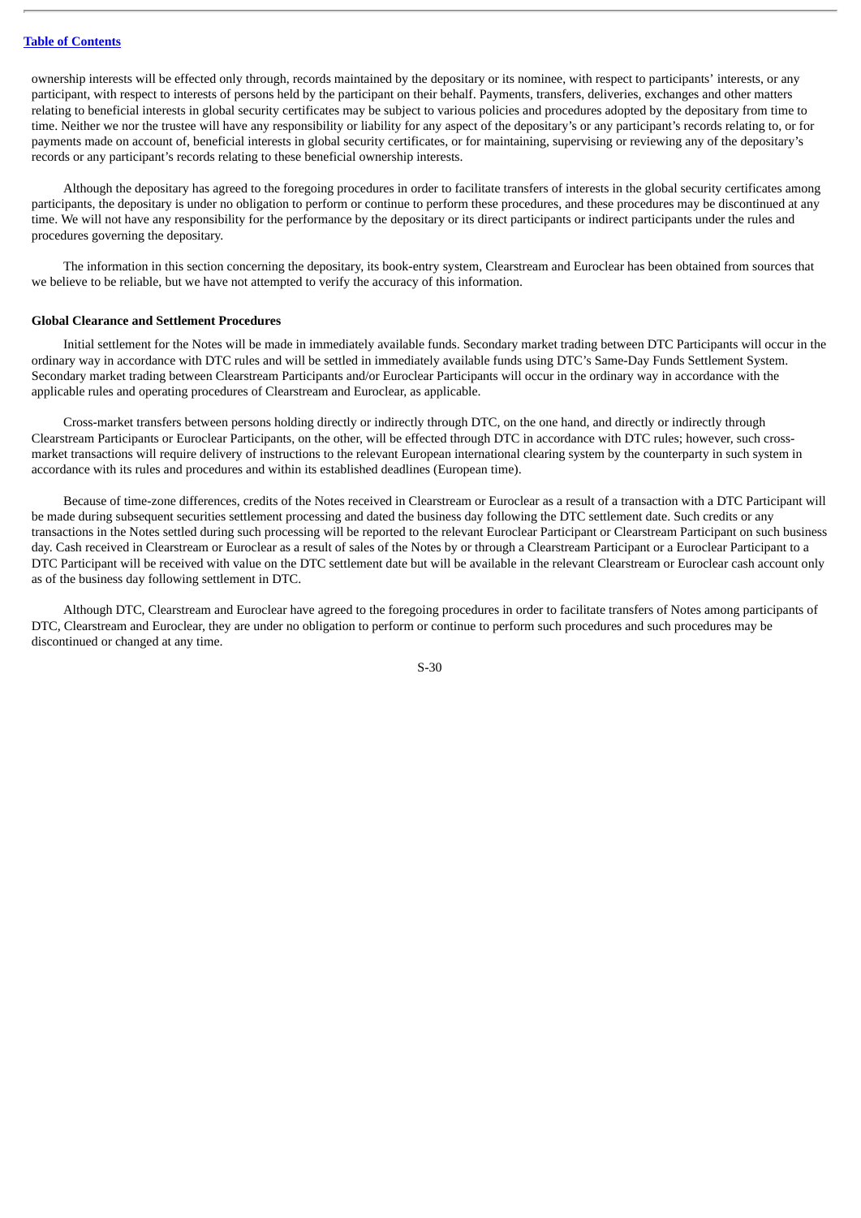ownership interests will be effected only through, records maintained by the depositary or its nominee, with respect to participants' interests, or any participant, with respect to interests of persons held by the participant on their behalf. Payments, transfers, deliveries, exchanges and other matters relating to beneficial interests in global security certificates may be subject to various policies and procedures adopted by the depositary from time to time. Neither we nor the trustee will have any responsibility or liability for any aspect of the depositary's or any participant's records relating to, or for payments made on account of, beneficial interests in global security certificates, or for maintaining, supervising or reviewing any of the depositary's records or any participant's records relating to these beneficial ownership interests.

Although the depositary has agreed to the foregoing procedures in order to facilitate transfers of interests in the global security certificates among participants, the depositary is under no obligation to perform or continue to perform these procedures, and these procedures may be discontinued at any time. We will not have any responsibility for the performance by the depositary or its direct participants or indirect participants under the rules and procedures governing the depositary.

The information in this section concerning the depositary, its book-entry system, Clearstream and Euroclear has been obtained from sources that we believe to be reliable, but we have not attempted to verify the accuracy of this information.

**Global Clearance and Settlement Procedures**

Initial settlement for the Notes will be made in immediately available funds. Secondary market trading between DTC Participants will occur in the ordinary way in accordance with DTC rules and will be settled in immediately available funds using DTC's Same-Day Funds Settlement System. Secondary market trading between Clearstream Participants and/or Euroclear Participants will occur in the ordinary way in accordance with the applicable rules and operating procedures of Clearstream and Euroclear, as applicable.

Cross-market transfers between persons holding directly or indirectly through DTC, on the one hand, and directly or indirectly through Clearstream Participants or Euroclear Participants, on the other, will be effected through DTC in accordance with DTC rules; however, such cross-market transactions will require delivery of instructions to the relevant European international clearing system by the counterparty in such system in accordance with its rules and procedures and within its established deadlines (European time).

Because of time-zone differences, credits of the Notes received in Clearstream or Euroclear as a result of a transaction with a DTC Participant will be made during subsequent securities settlement processing and dated the business day following the DTC settlement date. Such credits or any transactions in the Notes settled during such processing will be reported to the relevant Euroclear Participant or Clearstream Participant on such business day. Cash received in Clearstream or Euroclear as a result of sales of the Notes by or through a Clearstream Participant or a Euroclear Participant to a DTC Participant will be received with value on the DTC settlement date but will be available in the relevant Clearstream or Euroclear cash account only as of the business day following settlement in DTC.

Although DTC, Clearstream and Euroclear have agreed to the foregoing procedures in order to facilitate transfers of Notes among participants of DTC, Clearstream and Euroclear, they are under no obligation to perform or continue to perform such procedures and such procedures may be discontinued or changed at any time.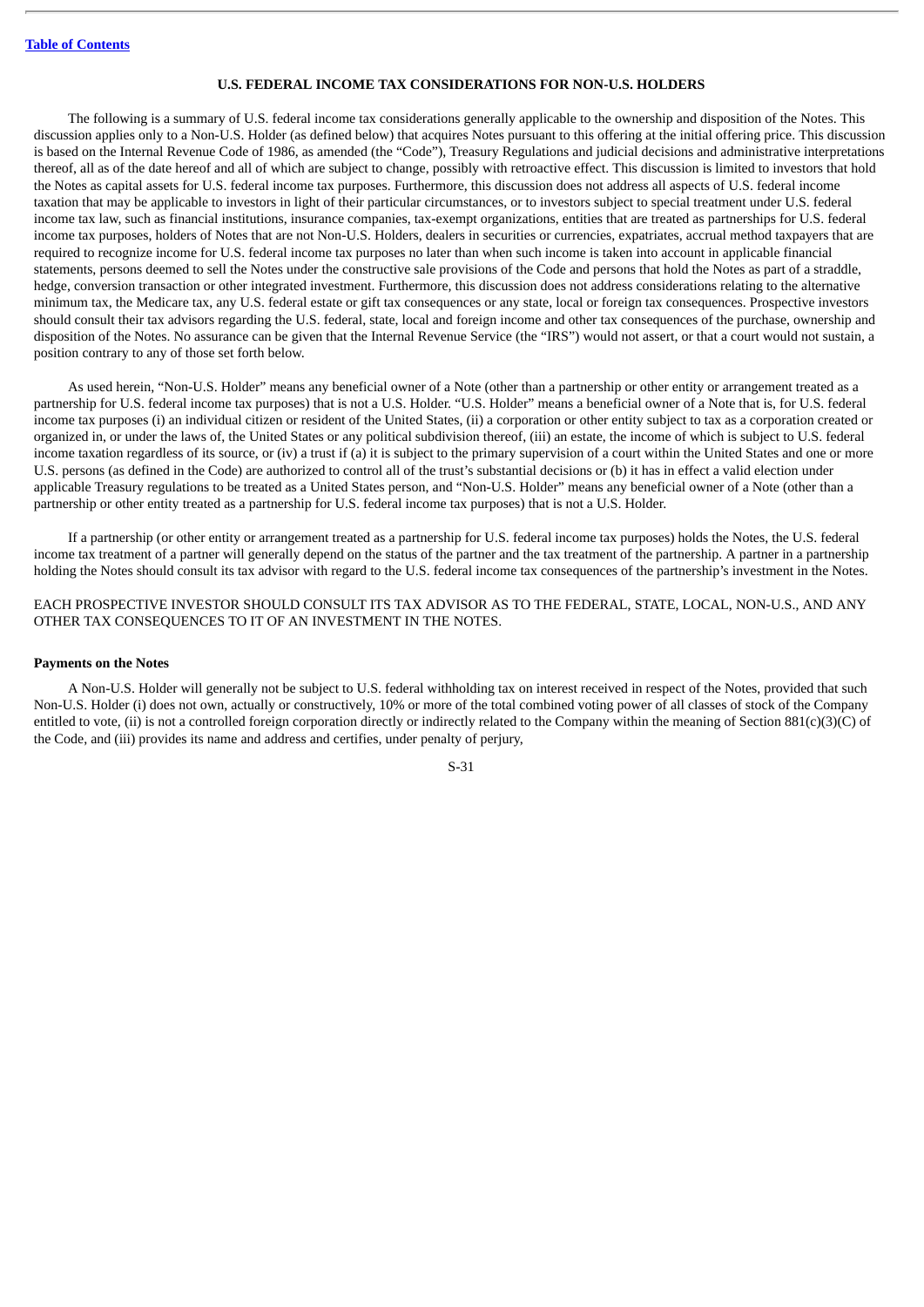## U.S. FEDERAL INCOME TAX CONSIDERATIONS FOR NON-U.S. HOLDERS

The following is a summary of U.S. federal income tax considerations generally applicable to the ownership and disposition of the Notes. This discussion applies only to a Non-U.S. Holder (as defined below) that acquires Notes pursuant to this offering at the initial offering price. This discussion is based on the Internal Revenue Code of 1986, as amended (the "Code"), Treasury Regulations and judicial decisions and administrative interpretations thereof, all as of the date hereof and all of which are subject to change, possibly with retroactive effect. This discussion is limited to investors that hold the Notes as capital assets for U.S. federal income tax purposes. Furthermore, this discussion does not address all aspects of U.S. federal income taxation that may be applicable to investors in light of their particular circumstances, or to investors subject to special treatment under U.S. federal income tax law, such as financial institutions, insurance companies, tax-exempt organizations, entities that are treated as partnerships for U.S. federal income tax purposes, holders of Notes that are not Non-U.S. Holders, dealers in securities or currencies, expatriates, accrual method taxpayers that are required to recognize income for U.S. federal income tax purposes no later than when such income is taken into account in applicable financial statements, persons deemed to sell the Notes under the constructive sale provisions of the Code and persons that hold the Notes as part of a straddle, hedge, conversion transaction or other integrated investment. Furthermore, this discussion does not address considerations relating to the alternative minimum tax, the Medicare tax, any U.S. federal estate or gift tax consequences or any state, local or foreign tax consequences. Prospective investors should consult their tax advisors regarding the U.S. federal, state, local and foreign income and other tax consequences of the purchase, ownership and disposition of the Notes. No assurance can be given that the Internal Revenue Service (the "IRS") would not assert, or that a court would not sustain, a position contrary to any of those set forth below.

As used herein, "Non-U.S. Holder" means any beneficial owner of a Note (other than a partnership or other entity or arrangement treated as a partnership for U.S. federal income tax purposes) that is not a U.S. Holder. "U.S. Holder" means a beneficial owner of a Note that is, for U.S. federal income tax purposes (i) an individual citizen or resident of the United States, (ii) a corporation or other entity subject to tax as a corporation created or organized in, or under the laws of, the United States or any political subdivision thereof, (iii) an estate, the income of which is subject to U.S. federal income taxation regardless of its source, or (iv) a trust if (a) it is subject to the primary supervision of a court within the United States and one or more U.S. persons (as defined in the Code) are authorized to control all of the trust's substantial decisions or (b) it has in effect a valid election under applicable Treasury regulations to be treated as a United States person, and "Non-U.S. Holder" means any beneficial owner of a Note (other than a partnership or other entity treated as a partnership for U.S. federal income tax purposes) that is not a U.S. Holder.

If a partnership (or other entity or arrangement treated as a partnership for U.S. federal income tax purposes) holds the Notes, the U.S. federal income tax treatment of a partner will generally depend on the status of the partner and the tax treatment of the partnership. A partner in a partnership holding the Notes should consult its tax advisor with regard to the U.S. federal income tax consequences of the partnership's investment in the Notes.

EACH PROSPECTIVE INVESTOR SHOULD CONSULT ITS TAX ADVISOR AS TO THE FEDERAL, STATE, LOCAL, NON-U.S., AND ANY OTHER TAX CONSEQUENCES TO IT OF AN INVESTMENT IN THE NOTES.

**Payments on the Notes**

A Non-U.S. Holder will generally not be subject to U.S. federal withholding tax on interest received in respect of the Notes, provided that such Non-U.S. Holder (i) does not own, actually or constructively, 10% or more of the total combined voting power of all classes of stock of the Company entitled to vote, (ii) is not a controlled foreign corporation directly or indirectly related to the Company within the meaning of Section 881(c)(3)(C) of the Code, and (iii) provides its name and address and certifies, under penalty of perjury,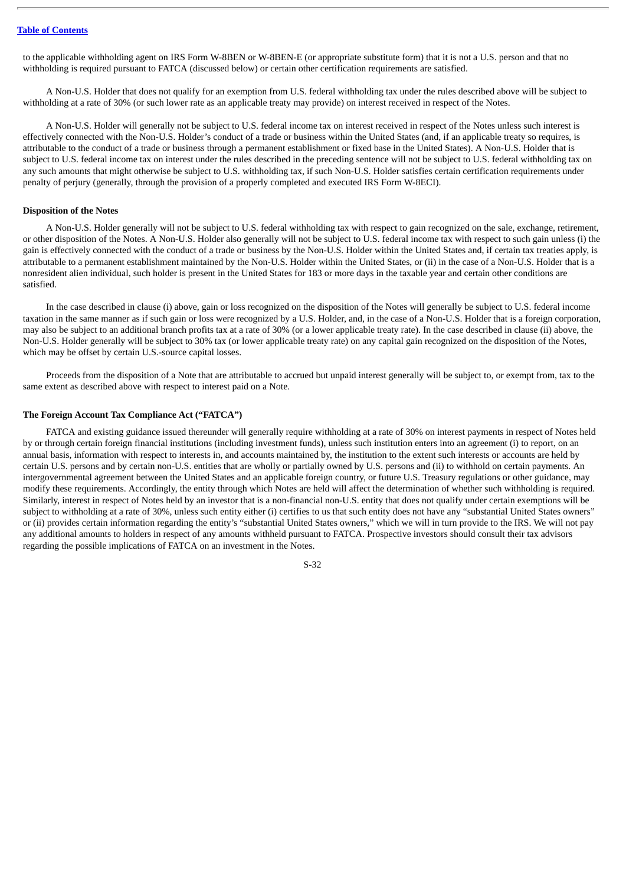to the applicable withholding agent on IRS Form W-8BEN or W-8BEN-E (or appropriate substitute form) that it is not a U.S. person and that no withholding is required pursuant to FATCA (discussed below) or certain other certification requirements are satisfied.

A Non-U.S. Holder that does not qualify for an exemption from U.S. federal withholding tax under the rules described above will be subject to withholding at a rate of 30% (or such lower rate as an applicable treaty may provide) on interest received in respect of the Notes.

A Non-U.S. Holder will generally not be subject to U.S. federal income tax on interest received in respect of the Notes unless such interest is effectively connected with the Non-U.S. Holder's conduct of a trade or business within the United States (and, if an applicable treaty so requires, is attributable to the conduct of a trade or business through a permanent establishment or fixed base in the United States). A Non-U.S. Holder that is subject to U.S. federal income tax on interest under the rules described in the preceding sentence will not be subject to U.S. federal withholding tax on any such amounts that might otherwise be subject to U.S. withholding tax, if such Non-U.S. Holder satisfies certain certification requirements under penalty of perjury (generally, through the provision of a properly completed and executed IRS Form W-8ECI).

**Disposition of the Notes**

A Non-U.S. Holder generally will not be subject to U.S. federal withholding tax with respect to gain recognized on the sale, exchange, retirement, or other disposition of the Notes. A Non-U.S. Holder also generally will not be subject to U.S. federal income tax with respect to such gain unless (i) the gain is effectively connected with the conduct of a trade or business by the Non-U.S. Holder within the United States and, if certain tax treaties apply, is attributable to a permanent establishment maintained by the Non-U.S. Holder within the United States, or (ii) in the case of a Non-U.S. Holder that is a nonresident alien individual, such holder is present in the United States for 183 or more days in the taxable year and certain other conditions are satisfied.

In the case described in clause (i) above, gain or loss recognized on the disposition of the Notes will generally be subject to U.S. federal income taxation in the same manner as if such gain or loss were recognized by a U.S. Holder, and, in the case of a Non-U.S. Holder that is a foreign corporation, may also be subject to an additional branch profits tax at a rate of 30% (or a lower applicable treaty rate). In the case described in clause (ii) above, the Non-U.S. Holder generally will be subject to 30% tax (or lower applicable treaty rate) on any capital gain recognized on the disposition of the Notes, which may be offset by certain U.S.-source capital losses.

Proceeds from the disposition of a Note that are attributable to accrued but unpaid interest generally will be subject to, or exempt from, tax to the same extent as described above with respect to interest paid on a Note.

**The Foreign Account Tax Compliance Act ("FATCA")**

FATCA and existing guidance issued thereunder will generally require withholding at a rate of 30% on interest payments in respect of Notes held by or through certain foreign financial institutions (including investment funds), unless such institution enters into an agreement (i) to report, on an annual basis, information with respect to interests in, and accounts maintained by, the institution to the extent such interests or accounts are held by certain U.S. persons and by certain non-U.S. entities that are wholly or partially owned by U.S. persons and (ii) to withhold on certain payments. An intergovernmental agreement between the United States and an applicable foreign country, or future U.S. Treasury regulations or other guidance, may modify these requirements. Accordingly, the entity through which Notes are held will affect the determination of whether such withholding is required. Similarly, interest in respect of Notes held by an investor that is a non-financial non-U.S. entity that does not qualify under certain exemptions will be subject to withholding at a rate of 30%, unless such entity either (i) certifies to us that such entity does not have any "substantial United States owners" or (ii) provides certain information regarding the entity's "substantial United States owners," which we will in turn provide to the IRS. We will not pay any additional amounts to holders in respect of any amounts withheld pursuant to FATCA. Prospective investors should consult their tax advisors regarding the possible implications of FATCA on an investment in the Notes.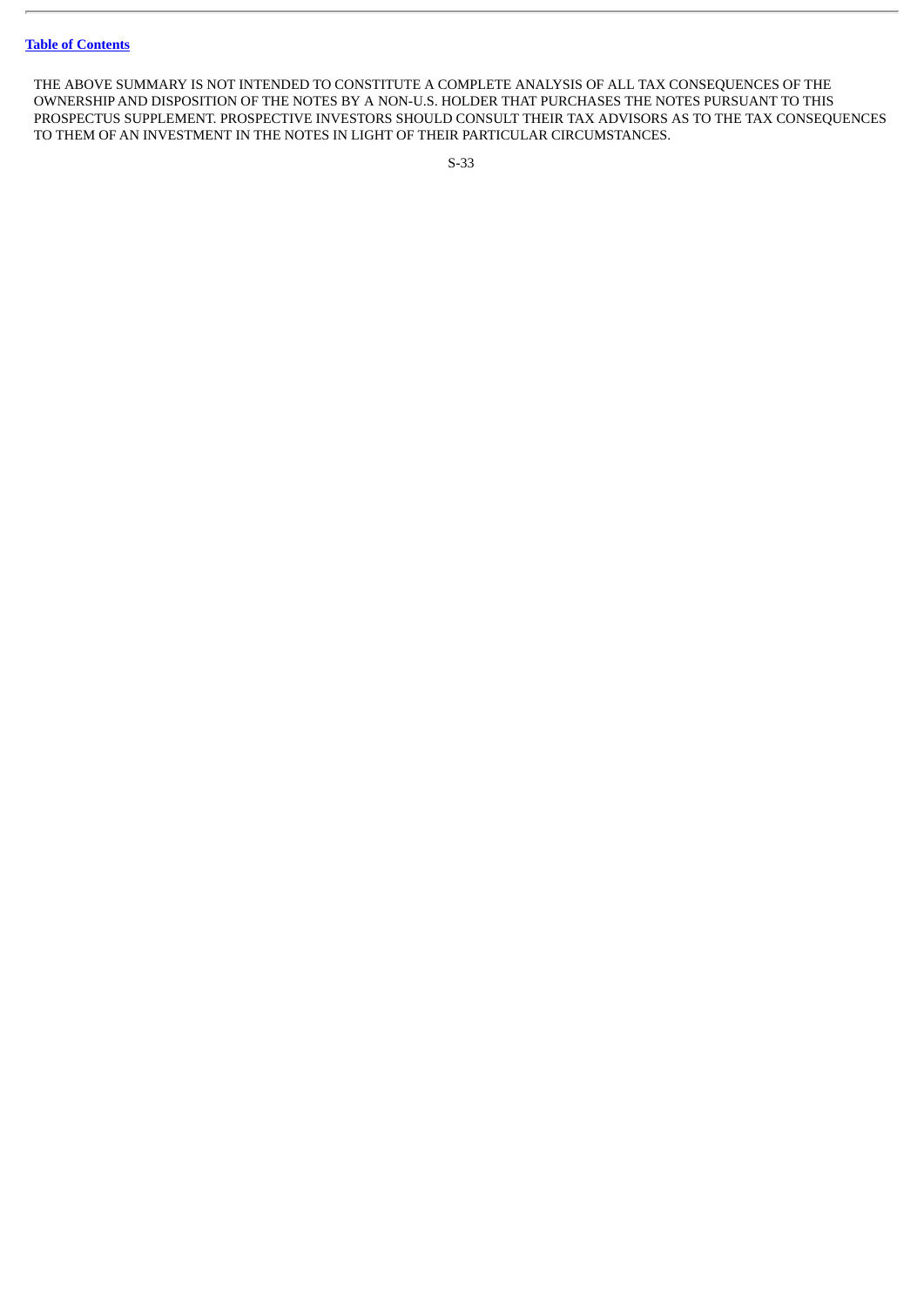THE ABOVE SUMMARY IS NOT INTENDED TO CONSTITUTE A COMPLETE ANALYSIS OF ALL TAX CONSEQUENCES OF THE OWNERSHIP AND DISPOSITION OF THE NOTES BY A NON-U.S. HOLDER THAT PURCHASES THE NOTES PURSUANT TO THIS PROSPECTUS SUPPLEMENT. PROSPECTIVE INVESTORS SHOULD CONSULT THEIR TAX ADVISORS AS TO THE TAX CONSEQUENCES TO THEM OF AN INVESTMENT IN THE NOTES IN LIGHT OF THEIR PARTICULAR CIRCUMSTANCES.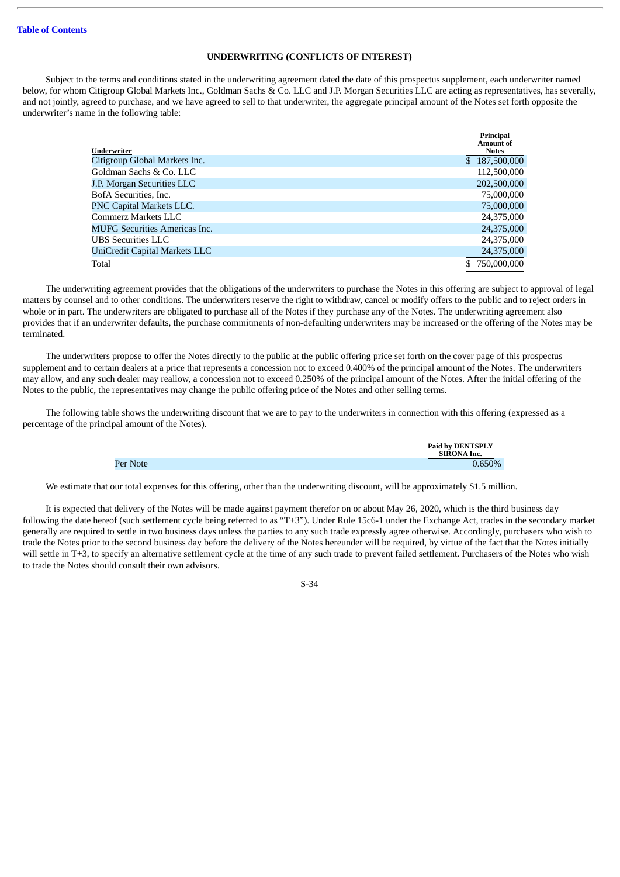[Table of Contents](#)

## UNDERWRITING (CONFLICTS OF INTEREST)

Subject to the terms and conditions stated in the underwriting agreement dated the date of this prospectus supplement, each underwriter named below, for whom Citigroup Global Markets Inc., Goldman Sachs & Co. LLC and J.P. Morgan Securities LLC are acting as representatives, has severally, and not jointly, agreed to purchase, and we have agreed to sell to that underwriter, the aggregate principal amount of the Notes set forth opposite the underwriter's name in the following table:

| Underwriter | Principal Amount of Notes |
|---|---|
| Citigroup Global Markets Inc. | $ 187,500,000 |
| Goldman Sachs & Co. LLC | 112,500,000 |
| J.P. Morgan Securities LLC | 202,500,000 |
| BofA Securities, Inc. | 75,000,000 |
| PNC Capital Markets LLC. | 75,000,000 |
| Commerz Markets LLC | 24,375,000 |
| MUFG Securities Americas Inc. | 24,375,000 |
| UBS Securities LLC | 24,375,000 |
| UniCredit Capital Markets LLC | 24,375,000 |
| Total | $ 750,000,000 |

The underwriting agreement provides that the obligations of the underwriters to purchase the Notes in this offering are subject to approval of legal matters by counsel and to other conditions. The underwriters reserve the right to withdraw, cancel or modify offers to the public and to reject orders in whole or in part. The underwriters are obligated to purchase all of the Notes if they purchase any of the Notes. The underwriting agreement also provides that if an underwriter defaults, the purchase commitments of non-defaulting underwriters may be increased or the offering of the Notes may be terminated.

The underwriters propose to offer the Notes directly to the public at the public offering price set forth on the cover page of this prospectus supplement and to certain dealers at a price that represents a concession not to exceed 0.400% of the principal amount of the Notes. The underwriters may allow, and any such dealer may reallow, a concession not to exceed 0.250% of the principal amount of the Notes. After the initial offering of the Notes to the public, the representatives may change the public offering price of the Notes and other selling terms.

The following table shows the underwriting discount that we are to pay to the underwriters in connection with this offering (expressed as a percentage of the principal amount of the Notes).

| | Paid by DENTSPLY SIRONA Inc. |
|---|---|
| Per Note | 0.650% |

We estimate that our total expenses for this offering, other than the underwriting discount, will be approximately $1.5 million.

It is expected that delivery of the Notes will be made against payment therefor on or about May 26, 2020, which is the third business day following the date hereof (such settlement cycle being referred to as "T+3"). Under Rule 15c6-1 under the Exchange Act, trades in the secondary market generally are required to settle in two business days unless the parties to any such trade expressly agree otherwise. Accordingly, purchasers who wish to trade the Notes prior to the second business day before the delivery of the Notes hereunder will be required, by virtue of the fact that the Notes initially will settle in T+3, to specify an alternative settlement cycle at the time of any such trade to prevent failed settlement. Purchasers of the Notes who wish to trade the Notes should consult their own advisors.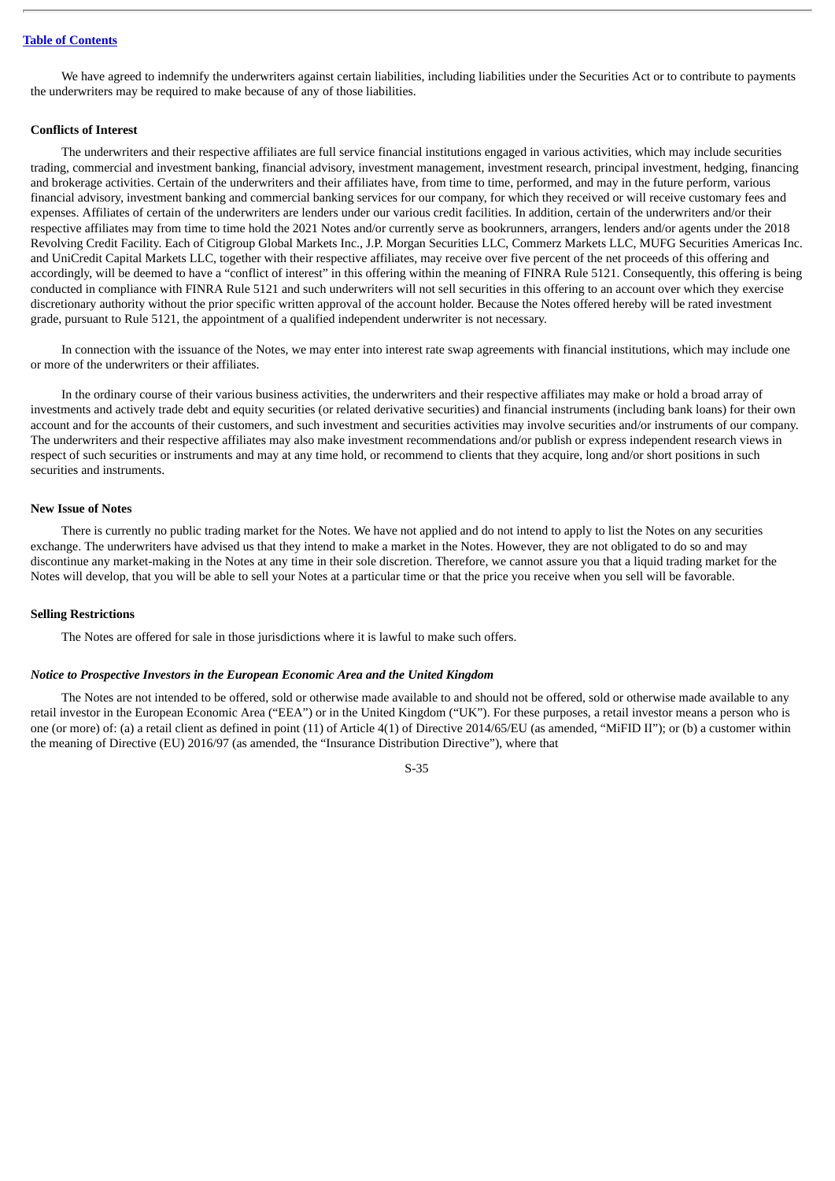We have agreed to indemnify the underwriters against certain liabilities, including liabilities under the Securities Act or to contribute to payments the underwriters may be required to make because of any of those liabilities.

### Conflicts of Interest

The underwriters and their respective affiliates are full service financial institutions engaged in various activities, which may include securities trading, commercial and investment banking, financial advisory, investment management, investment research, principal investment, hedging, financing and brokerage activities. Certain of the underwriters and their affiliates have, from time to time, performed, and may in the future perform, various financial advisory, investment banking and commercial banking services for our company, for which they received or will receive customary fees and expenses. Affiliates of certain of the underwriters are lenders under our various credit facilities. In addition, certain of the underwriters and/or their respective affiliates may from time to time hold the 2021 Notes and/or currently serve as bookrunners, arrangers, lenders and/or agents under the 2018 Revolving Credit Facility. Each of Citigroup Global Markets Inc., J.P. Morgan Securities LLC, Commerz Markets LLC, MUFG Securities Americas Inc. and UniCredit Capital Markets LLC, together with their respective affiliates, may receive over five percent of the net proceeds of this offering and accordingly, will be deemed to have a "conflict of interest" in this offering within the meaning of FINRA Rule 5121. Consequently, this offering is being conducted in compliance with FINRA Rule 5121 and such underwriters will not sell securities in this offering to an account over which they exercise discretionary authority without the prior specific written approval of the account holder. Because the Notes offered hereby will be rated investment grade, pursuant to Rule 5121, the appointment of a qualified independent underwriter is not necessary.

In connection with the issuance of the Notes, we may enter into interest rate swap agreements with financial institutions, which may include one or more of the underwriters or their affiliates.

In the ordinary course of their various business activities, the underwriters and their respective affiliates may make or hold a broad array of investments and actively trade debt and equity securities (or related derivative securities) and financial instruments (including bank loans) for their own account and for the accounts of their customers, and such investment and securities activities may involve securities and/or instruments of our company. The underwriters and their respective affiliates may also make investment recommendations and/or publish or express independent research views in respect of such securities or instruments and may at any time hold, or recommend to clients that they acquire, long and/or short positions in such securities and instruments.

### New Issue of Notes

There is currently no public trading market for the Notes. We have not applied and do not intend to apply to list the Notes on any securities exchange. The underwriters have advised us that they intend to make a market in the Notes. However, they are not obligated to do so and may discontinue any market-making in the Notes at any time in their sole discretion. Therefore, we cannot assure you that a liquid trading market for the Notes will develop, that you will be able to sell your Notes at a particular time or that the price you receive when you sell will be favorable.

### Selling Restrictions

The Notes are offered for sale in those jurisdictions where it is lawful to make such offers.

#### *Notice to Prospective Investors in the European Economic Area and the United Kingdom*

The Notes are not intended to be offered, sold or otherwise made available to and should not be offered, sold or otherwise made available to any retail investor in the European Economic Area ("EEA") or in the United Kingdom ("UK"). For these purposes, a retail investor means a person who is one (or more) of: (a) a retail client as defined in point (11) of Article 4(1) of Directive 2014/65/EU (as amended, "MiFID II"); or (b) a customer within the meaning of Directive (EU) 2016/97 (as amended, the "Insurance Distribution Directive"), where that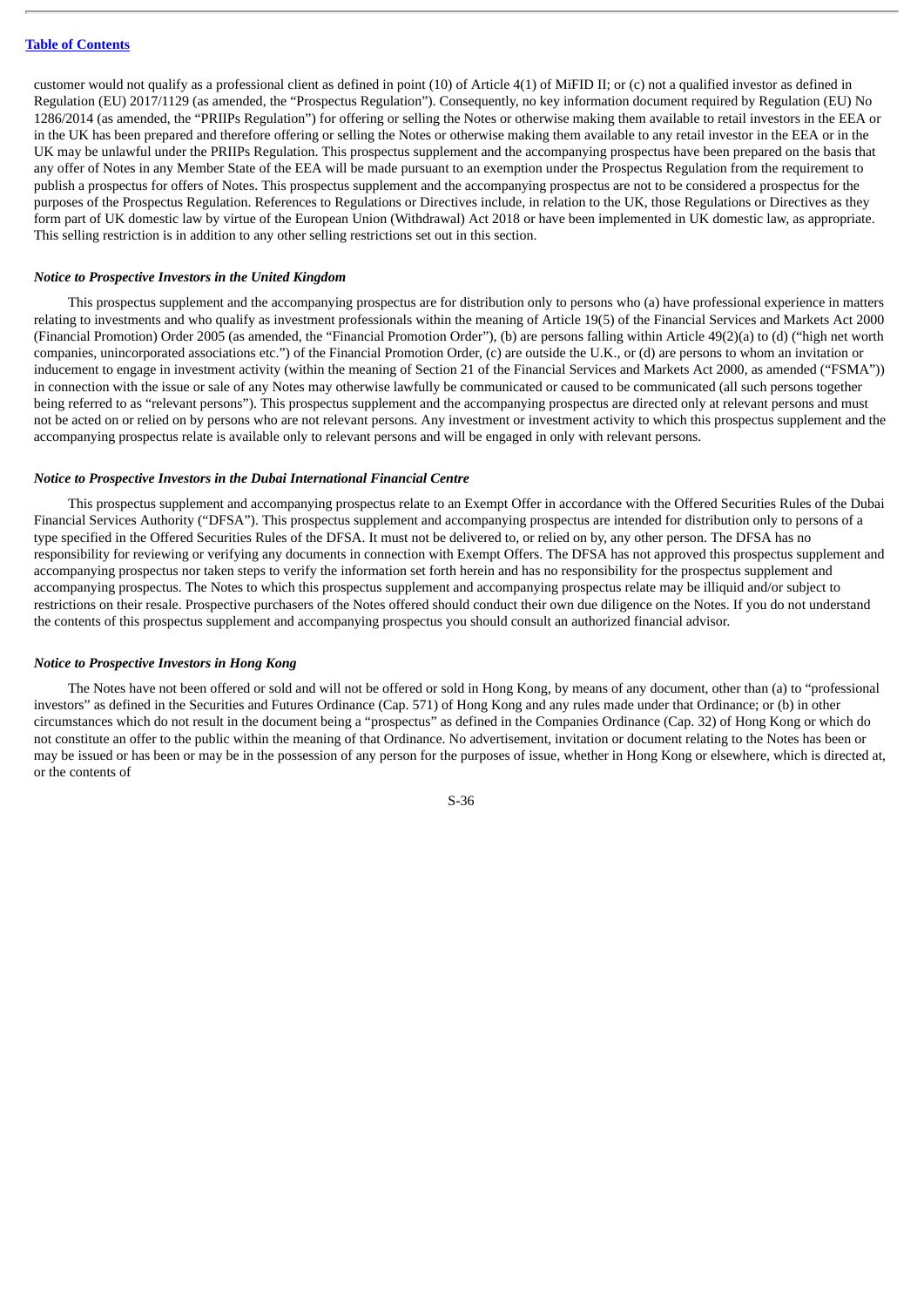customer would not qualify as a professional client as defined in point (10) of Article 4(1) of MiFID II; or (c) not a qualified investor as defined in Regulation (EU) 2017/1129 (as amended, the "Prospectus Regulation"). Consequently, no key information document required by Regulation (EU) No 1286/2014 (as amended, the "PRIIPs Regulation") for offering or selling the Notes or otherwise making them available to retail investors in the EEA or in the UK has been prepared and therefore offering or selling the Notes or otherwise making them available to any retail investor in the EEA or in the UK may be unlawful under the PRIIPs Regulation. This prospectus supplement and the accompanying prospectus have been prepared on the basis that any offer of Notes in any Member State of the EEA will be made pursuant to an exemption under the Prospectus Regulation from the requirement to publish a prospectus for offers of Notes. This prospectus supplement and the accompanying prospectus are not to be considered a prospectus for the purposes of the Prospectus Regulation. References to Regulations or Directives include, in relation to the UK, those Regulations or Directives as they form part of UK domestic law by virtue of the European Union (Withdrawal) Act 2018 or have been implemented in UK domestic law, as appropriate. This selling restriction is in addition to any other selling restrictions set out in this section.

***Notice to Prospective Investors in the United Kingdom***

This prospectus supplement and the accompanying prospectus are for distribution only to persons who (a) have professional experience in matters relating to investments and who qualify as investment professionals within the meaning of Article 19(5) of the Financial Services and Markets Act 2000 (Financial Promotion) Order 2005 (as amended, the "Financial Promotion Order"), (b) are persons falling within Article 49(2)(a) to (d) ("high net worth companies, unincorporated associations etc.") of the Financial Promotion Order, (c) are outside the U.K., or (d) are persons to whom an invitation or inducement to engage in investment activity (within the meaning of Section 21 of the Financial Services and Markets Act 2000, as amended ("FSMA")) in connection with the issue or sale of any Notes may otherwise lawfully be communicated or caused to be communicated (all such persons together being referred to as "relevant persons"). This prospectus supplement and the accompanying prospectus are directed only at relevant persons and must not be acted on or relied on by persons who are not relevant persons. Any investment or investment activity to which this prospectus supplement and the accompanying prospectus relate is available only to relevant persons and will be engaged in only with relevant persons.

***Notice to Prospective Investors in the Dubai International Financial Centre***

This prospectus supplement and accompanying prospectus relate to an Exempt Offer in accordance with the Offered Securities Rules of the Dubai Financial Services Authority ("DFSA"). This prospectus supplement and accompanying prospectus are intended for distribution only to persons of a type specified in the Offered Securities Rules of the DFSA. It must not be delivered to, or relied on by, any other person. The DFSA has no responsibility for reviewing or verifying any documents in connection with Exempt Offers. The DFSA has not approved this prospectus supplement and accompanying prospectus nor taken steps to verify the information set forth herein and has no responsibility for the prospectus supplement and accompanying prospectus. The Notes to which this prospectus supplement and accompanying prospectus relate may be illiquid and/or subject to restrictions on their resale. Prospective purchasers of the Notes offered should conduct their own due diligence on the Notes. If you do not understand the contents of this prospectus supplement and accompanying prospectus you should consult an authorized financial advisor.

***Notice to Prospective Investors in Hong Kong***

The Notes have not been offered or sold and will not be offered or sold in Hong Kong, by means of any document, other than (a) to "professional investors" as defined in the Securities and Futures Ordinance (Cap. 571) of Hong Kong and any rules made under that Ordinance; or (b) in other circumstances which do not result in the document being a "prospectus" as defined in the Companies Ordinance (Cap. 32) of Hong Kong or which do not constitute an offer to the public within the meaning of that Ordinance. No advertisement, invitation or document relating to the Notes has been or may be issued or has been or may be in the possession of any person for the purposes of issue, whether in Hong Kong or elsewhere, which is directed at, or the contents of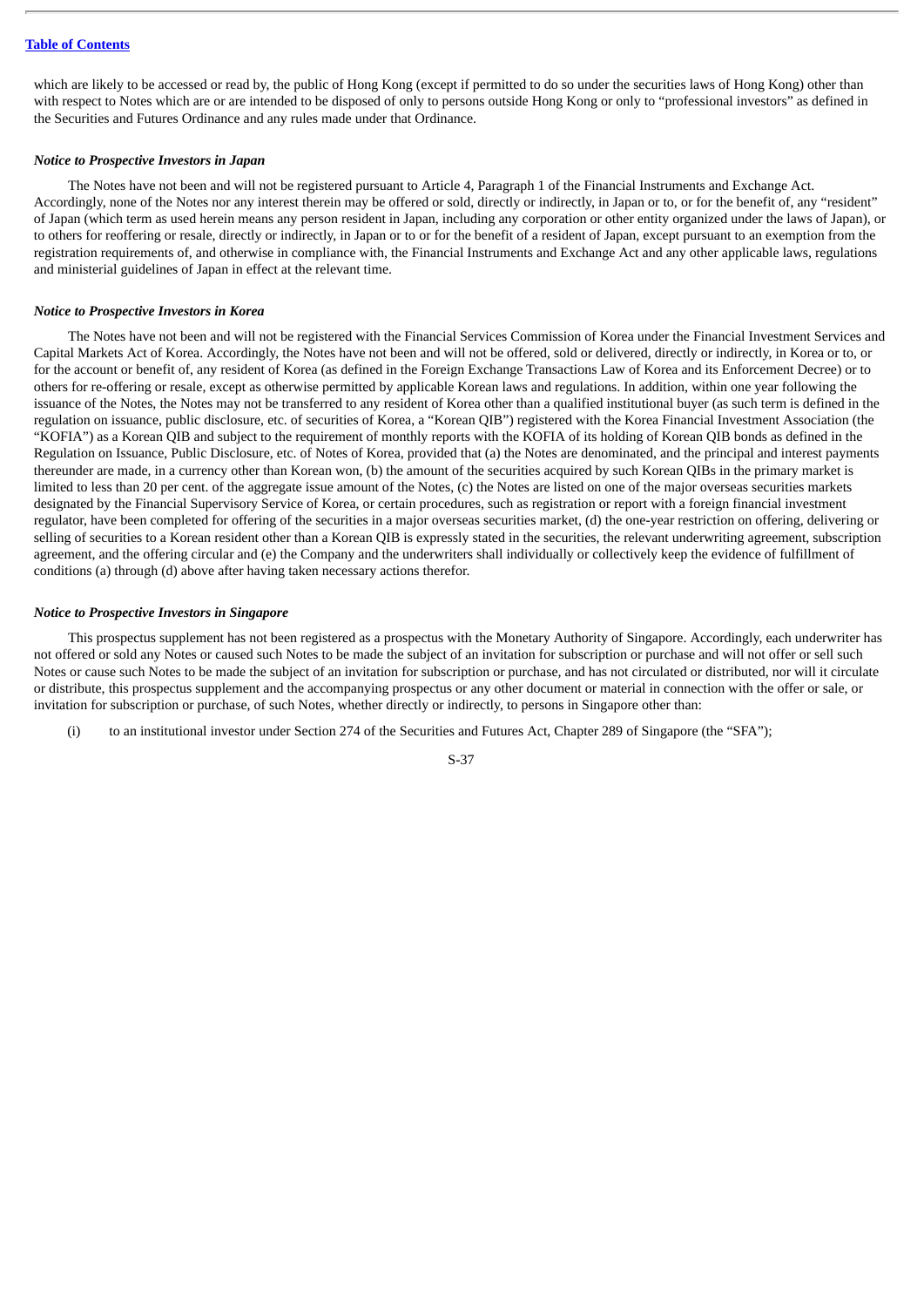which are likely to be accessed or read by, the public of Hong Kong (except if permitted to do so under the securities laws of Hong Kong) other than with respect to Notes which are or are intended to be disposed of only to persons outside Hong Kong or only to "professional investors" as defined in the Securities and Futures Ordinance and any rules made under that Ordinance.

***Notice to Prospective Investors in Japan***

The Notes have not been and will not be registered pursuant to Article 4, Paragraph 1 of the Financial Instruments and Exchange Act. Accordingly, none of the Notes nor any interest therein may be offered or sold, directly or indirectly, in Japan or to, or for the benefit of, any "resident" of Japan (which term as used herein means any person resident in Japan, including any corporation or other entity organized under the laws of Japan), or to others for reoffering or resale, directly or indirectly, in Japan or to or for the benefit of a resident of Japan, except pursuant to an exemption from the registration requirements of, and otherwise in compliance with, the Financial Instruments and Exchange Act and any other applicable laws, regulations and ministerial guidelines of Japan in effect at the relevant time.

***Notice to Prospective Investors in Korea***

The Notes have not been and will not be registered with the Financial Services Commission of Korea under the Financial Investment Services and Capital Markets Act of Korea. Accordingly, the Notes have not been and will not be offered, sold or delivered, directly or indirectly, in Korea or to, or for the account or benefit of, any resident of Korea (as defined in the Foreign Exchange Transactions Law of Korea and its Enforcement Decree) or to others for re-offering or resale, except as otherwise permitted by applicable Korean laws and regulations. In addition, within one year following the issuance of the Notes, the Notes may not be transferred to any resident of Korea other than a qualified institutional buyer (as such term is defined in the regulation on issuance, public disclosure, etc. of securities of Korea, a "Korean QIB") registered with the Korea Financial Investment Association (the "KOFIA") as a Korean QIB and subject to the requirement of monthly reports with the KOFIA of its holding of Korean QIB bonds as defined in the Regulation on Issuance, Public Disclosure, etc. of Notes of Korea, provided that (a) the Notes are denominated, and the principal and interest payments thereunder are made, in a currency other than Korean won, (b) the amount of the securities acquired by such Korean QIBs in the primary market is limited to less than 20 per cent. of the aggregate issue amount of the Notes, (c) the Notes are listed on one of the major overseas securities markets designated by the Financial Supervisory Service of Korea, or certain procedures, such as registration or report with a foreign financial investment regulator, have been completed for offering of the securities in a major overseas securities market, (d) the one-year restriction on offering, delivering or selling of securities to a Korean resident other than a Korean QIB is expressly stated in the securities, the relevant underwriting agreement, subscription agreement, and the offering circular and (e) the Company and the underwriters shall individually or collectively keep the evidence of fulfillment of conditions (a) through (d) above after having taken necessary actions therefor.

***Notice to Prospective Investors in Singapore***

This prospectus supplement has not been registered as a prospectus with the Monetary Authority of Singapore. Accordingly, each underwriter has not offered or sold any Notes or caused such Notes to be made the subject of an invitation for subscription or purchase and will not offer or sell such Notes or cause such Notes to be made the subject of an invitation for subscription or purchase, and has not circulated or distributed, nor will it circulate or distribute, this prospectus supplement and the accompanying prospectus or any other document or material in connection with the offer or sale, or invitation for subscription or purchase, of such Notes, whether directly or indirectly, to persons in Singapore other than:

(i) to an institutional investor under Section 274 of the Securities and Futures Act, Chapter 289 of Singapore (the "SFA");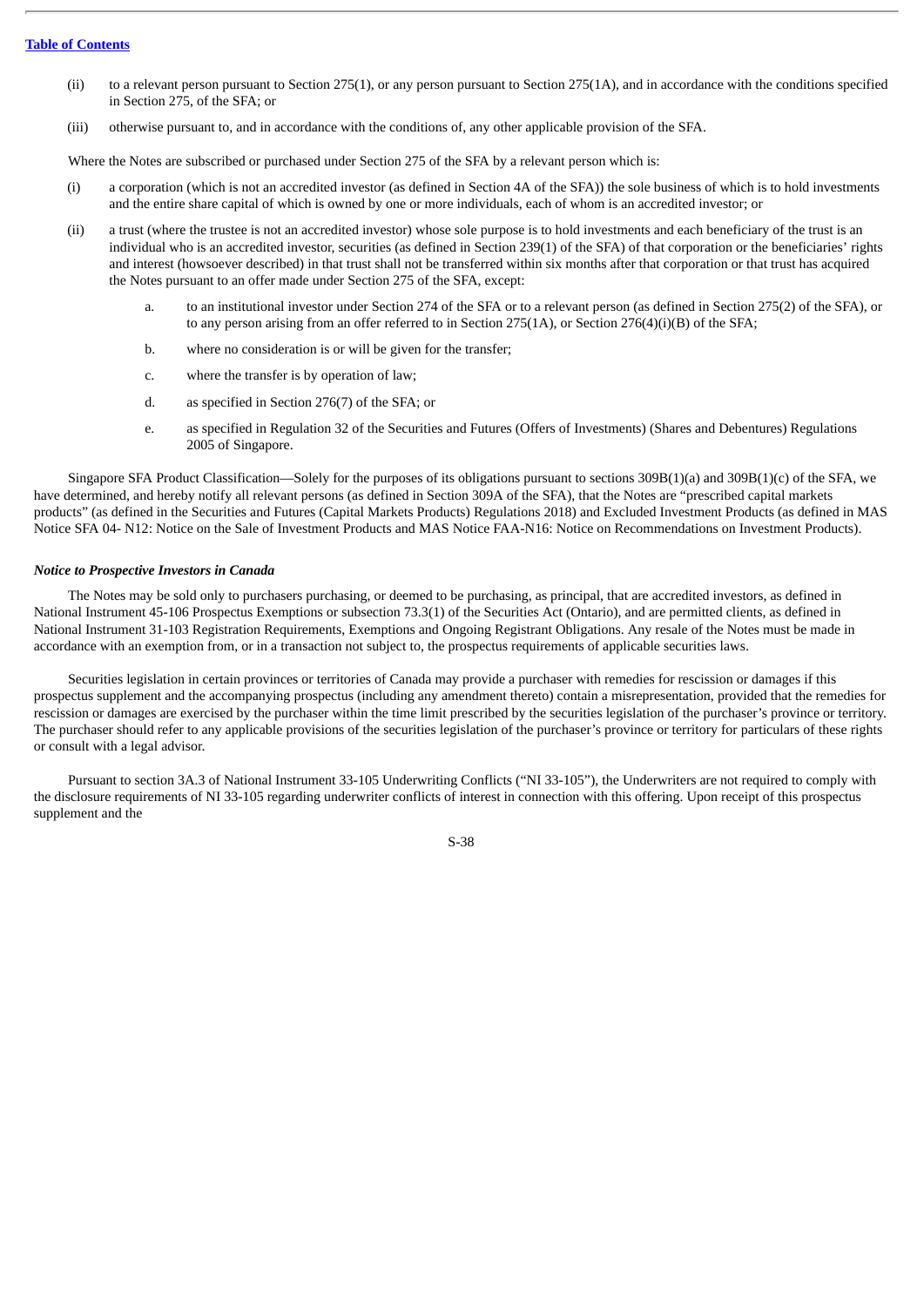(ii) to a relevant person pursuant to Section 275(1), or any person pursuant to Section 275(1A), and in accordance with the conditions specified in Section 275, of the SFA; or

(iii) otherwise pursuant to, and in accordance with the conditions of, any other applicable provision of the SFA.

Where the Notes are subscribed or purchased under Section 275 of the SFA by a relevant person which is:

(i) a corporation (which is not an accredited investor (as defined in Section 4A of the SFA)) the sole business of which is to hold investments and the entire share capital of which is owned by one or more individuals, each of whom is an accredited investor; or

(ii) a trust (where the trustee is not an accredited investor) whose sole purpose is to hold investments and each beneficiary of the trust is an individual who is an accredited investor, securities (as defined in Section 239(1) of the SFA) of that corporation or the beneficiaries' rights and interest (howsoever described) in that trust shall not be transferred within six months after that corporation or that trust has acquired the Notes pursuant to an offer made under Section 275 of the SFA, except:

   a. to an institutional investor under Section 274 of the SFA or to a relevant person (as defined in Section 275(2) of the SFA), or to any person arising from an offer referred to in Section 275(1A), or Section 276(4)(i)(B) of the SFA;

   b. where no consideration is or will be given for the transfer;

   c. where the transfer is by operation of law;

   d. as specified in Section 276(7) of the SFA; or

   e. as specified in Regulation 32 of the Securities and Futures (Offers of Investments) (Shares and Debentures) Regulations 2005 of Singapore.

Singapore SFA Product Classification—Solely for the purposes of its obligations pursuant to sections 309B(1)(a) and 309B(1)(c) of the SFA, we have determined, and hereby notify all relevant persons (as defined in Section 309A of the SFA), that the Notes are "prescribed capital markets products" (as defined in the Securities and Futures (Capital Markets Products) Regulations 2018) and Excluded Investment Products (as defined in MAS Notice SFA 04- N12: Notice on the Sale of Investment Products and MAS Notice FAA-N16: Notice on Recommendations on Investment Products).

***Notice to Prospective Investors in Canada***

The Notes may be sold only to purchasers purchasing, or deemed to be purchasing, as principal, that are accredited investors, as defined in National Instrument 45-106 Prospectus Exemptions or subsection 73.3(1) of the Securities Act (Ontario), and are permitted clients, as defined in National Instrument 31-103 Registration Requirements, Exemptions and Ongoing Registrant Obligations. Any resale of the Notes must be made in accordance with an exemption from, or in a transaction not subject to, the prospectus requirements of applicable securities laws.

Securities legislation in certain provinces or territories of Canada may provide a purchaser with remedies for rescission or damages if this prospectus supplement and the accompanying prospectus (including any amendment thereto) contain a misrepresentation, provided that the remedies for rescission or damages are exercised by the purchaser within the time limit prescribed by the securities legislation of the purchaser's province or territory. The purchaser should refer to any applicable provisions of the securities legislation of the purchaser's province or territory for particulars of these rights or consult with a legal advisor.

Pursuant to section 3A.3 of National Instrument 33-105 Underwriting Conflicts ("NI 33-105"), the Underwriters are not required to comply with the disclosure requirements of NI 33-105 regarding underwriter conflicts of interest in connection with this offering. Upon receipt of this prospectus supplement and the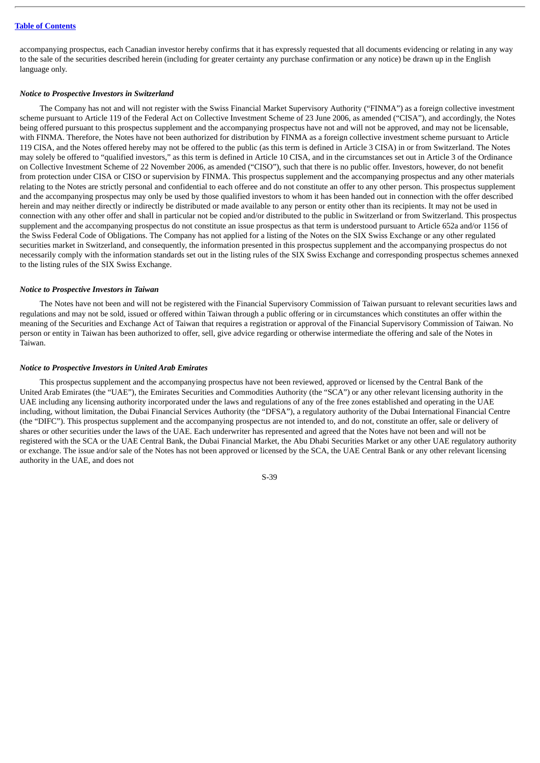accompanying prospectus, each Canadian investor hereby confirms that it has expressly requested that all documents evidencing or relating in any way to the sale of the securities described herein (including for greater certainty any purchase confirmation or any notice) be drawn up in the English language only.

***Notice to Prospective Investors in Switzerland***

The Company has not and will not register with the Swiss Financial Market Supervisory Authority ("FINMA") as a foreign collective investment scheme pursuant to Article 119 of the Federal Act on Collective Investment Scheme of 23 June 2006, as amended ("CISA"), and accordingly, the Notes being offered pursuant to this prospectus supplement and the accompanying prospectus have not and will not be approved, and may not be licensable, with FINMA. Therefore, the Notes have not been authorized for distribution by FINMA as a foreign collective investment scheme pursuant to Article 119 CISA, and the Notes offered hereby may not be offered to the public (as this term is defined in Article 3 CISA) in or from Switzerland. The Notes may solely be offered to "qualified investors," as this term is defined in Article 10 CISA, and in the circumstances set out in Article 3 of the Ordinance on Collective Investment Scheme of 22 November 2006, as amended ("CISO"), such that there is no public offer. Investors, however, do not benefit from protection under CISA or CISO or supervision by FINMA. This prospectus supplement and the accompanying prospectus and any other materials relating to the Notes are strictly personal and confidential to each offeree and do not constitute an offer to any other person. This prospectus supplement and the accompanying prospectus may only be used by those qualified investors to whom it has been handed out in connection with the offer described herein and may neither directly or indirectly be distributed or made available to any person or entity other than its recipients. It may not be used in connection with any other offer and shall in particular not be copied and/or distributed to the public in Switzerland or from Switzerland. This prospectus supplement and the accompanying prospectus do not constitute an issue prospectus as that term is understood pursuant to Article 652a and/or 1156 of the Swiss Federal Code of Obligations. The Company has not applied for a listing of the Notes on the SIX Swiss Exchange or any other regulated securities market in Switzerland, and consequently, the information presented in this prospectus supplement and the accompanying prospectus do not necessarily comply with the information standards set out in the listing rules of the SIX Swiss Exchange and corresponding prospectus schemes annexed to the listing rules of the SIX Swiss Exchange.

***Notice to Prospective Investors in Taiwan***

The Notes have not been and will not be registered with the Financial Supervisory Commission of Taiwan pursuant to relevant securities laws and regulations and may not be sold, issued or offered within Taiwan through a public offering or in circumstances which constitutes an offer within the meaning of the Securities and Exchange Act of Taiwan that requires a registration or approval of the Financial Supervisory Commission of Taiwan. No person or entity in Taiwan has been authorized to offer, sell, give advice regarding or otherwise intermediate the offering and sale of the Notes in Taiwan.

***Notice to Prospective Investors in United Arab Emirates***

This prospectus supplement and the accompanying prospectus have not been reviewed, approved or licensed by the Central Bank of the United Arab Emirates (the "UAE"), the Emirates Securities and Commodities Authority (the "SCA") or any other relevant licensing authority in the UAE including any licensing authority incorporated under the laws and regulations of any of the free zones established and operating in the UAE including, without limitation, the Dubai Financial Services Authority (the "DFSA"), a regulatory authority of the Dubai International Financial Centre (the "DIFC"). This prospectus supplement and the accompanying prospectus are not intended to, and do not, constitute an offer, sale or delivery of shares or other securities under the laws of the UAE. Each underwriter has represented and agreed that the Notes have not been and will not be registered with the SCA or the UAE Central Bank, the Dubai Financial Market, the Abu Dhabi Securities Market or any other UAE regulatory authority or exchange. The issue and/or sale of the Notes has not been approved or licensed by the SCA, the UAE Central Bank or any other relevant licensing authority in the UAE, and does not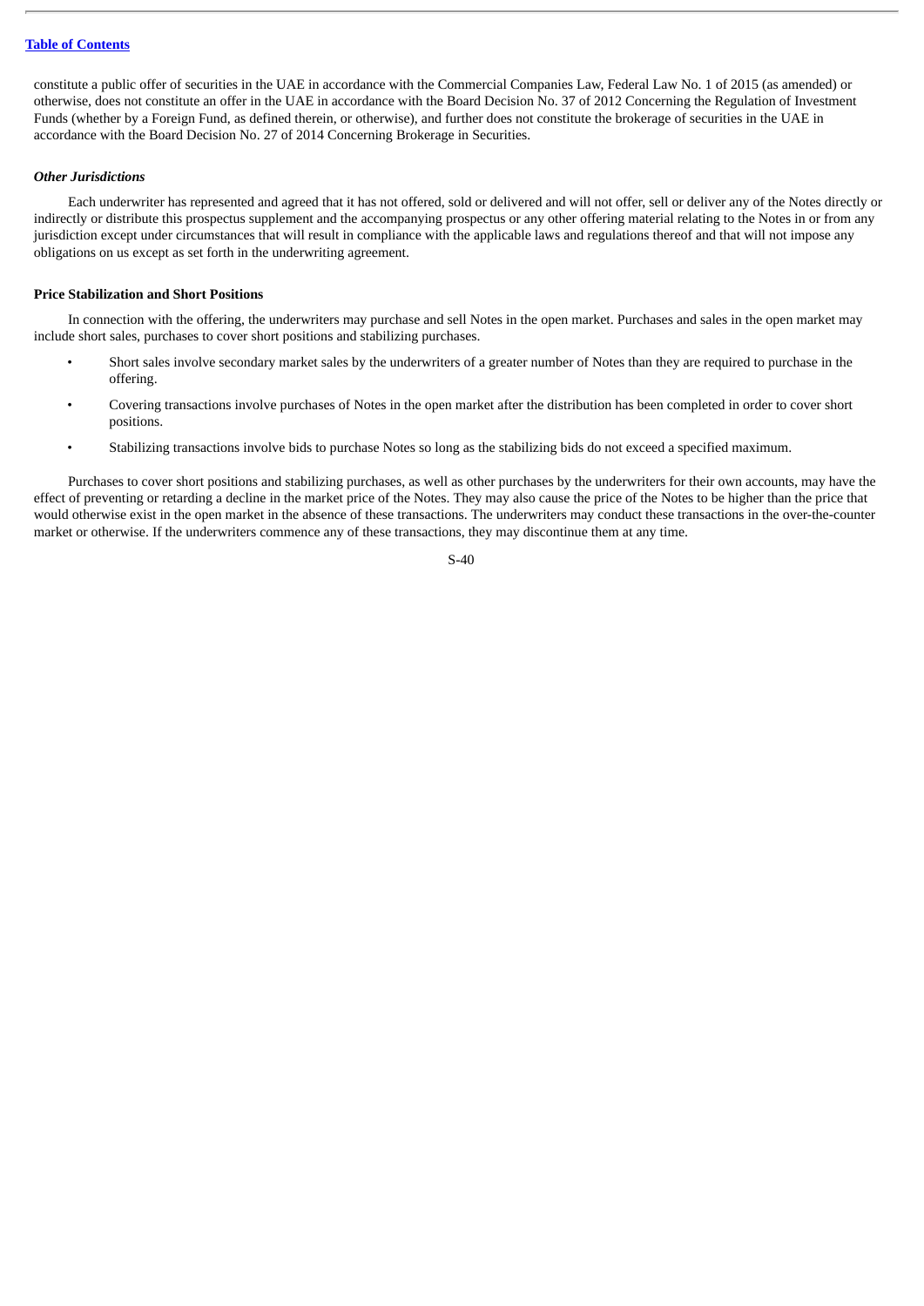constitute a public offer of securities in the UAE in accordance with the Commercial Companies Law, Federal Law No. 1 of 2015 (as amended) or otherwise, does not constitute an offer in the UAE in accordance with the Board Decision No. 37 of 2012 Concerning the Regulation of Investment Funds (whether by a Foreign Fund, as defined therein, or otherwise), and further does not constitute the brokerage of securities in the UAE in accordance with the Board Decision No. 27 of 2014 Concerning Brokerage in Securities.

### *Other Jurisdictions*

Each underwriter has represented and agreed that it has not offered, sold or delivered and will not offer, sell or deliver any of the Notes directly or indirectly or distribute this prospectus supplement and the accompanying prospectus or any other offering material relating to the Notes in or from any jurisdiction except under circumstances that will result in compliance with the applicable laws and regulations thereof and that will not impose any obligations on us except as set forth in the underwriting agreement.

## Price Stabilization and Short Positions

In connection with the offering, the underwriters may purchase and sell Notes in the open market. Purchases and sales in the open market may include short sales, purchases to cover short positions and stabilizing purchases.

- Short sales involve secondary market sales by the underwriters of a greater number of Notes than they are required to purchase in the offering.
- Covering transactions involve purchases of Notes in the open market after the distribution has been completed in order to cover short positions.
- Stabilizing transactions involve bids to purchase Notes so long as the stabilizing bids do not exceed a specified maximum.

Purchases to cover short positions and stabilizing purchases, as well as other purchases by the underwriters for their own accounts, may have the effect of preventing or retarding a decline in the market price of the Notes. They may also cause the price of the Notes to be higher than the price that would otherwise exist in the open market in the absence of these transactions. The underwriters may conduct these transactions in the over-the-counter market or otherwise. If the underwriters commence any of these transactions, they may discontinue them at any time.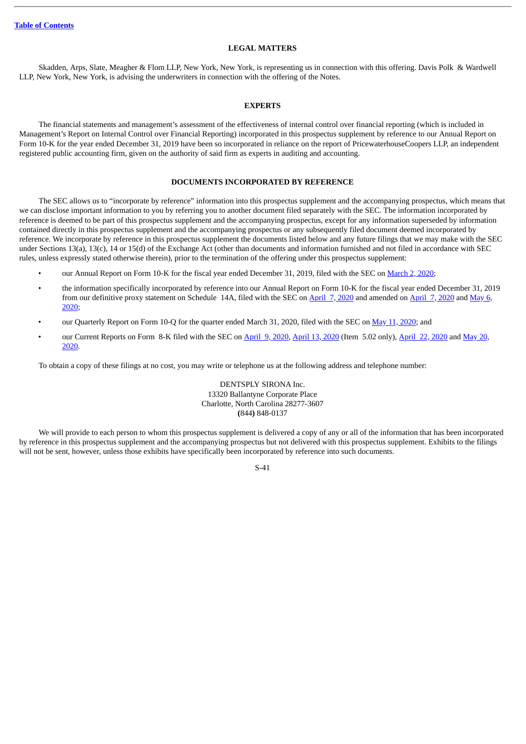## LEGAL MATTERS

Skadden, Arps, Slate, Meagher & Flom LLP, New York, New York, is representing us in connection with this offering. Davis Polk & Wardwell LLP, New York, New York, is advising the underwriters in connection with the offering of the Notes.

## EXPERTS

The financial statements and management's assessment of the effectiveness of internal control over financial reporting (which is included in Management's Report on Internal Control over Financial Reporting) incorporated in this prospectus supplement by reference to our Annual Report on Form 10-K for the year ended December 31, 2019 have been so incorporated in reliance on the report of PricewaterhouseCoopers LLP, an independent registered public accounting firm, given on the authority of said firm as experts in auditing and accounting.

## DOCUMENTS INCORPORATED BY REFERENCE

The SEC allows us to "incorporate by reference" information into this prospectus supplement and the accompanying prospectus, which means that we can disclose important information to you by referring you to another document filed separately with the SEC. The information incorporated by reference is deemed to be part of this prospectus supplement and the accompanying prospectus, except for any information superseded by information contained directly in this prospectus supplement and the accompanying prospectus or any subsequently filed document deemed incorporated by reference. We incorporate by reference in this prospectus supplement the documents listed below and any future filings that we may make with the SEC under Sections 13(a), 13(c), 14 or 15(d) of the Exchange Act (other than documents and information furnished and not filed in accordance with SEC rules, unless expressly stated otherwise therein), prior to the termination of the offering under this prospectus supplement:

- our Annual Report on Form 10-K for the fiscal year ended December 31, 2019, filed with the SEC on March 2, 2020;
- the information specifically incorporated by reference into our Annual Report on Form 10-K for the fiscal year ended December 31, 2019 from our definitive proxy statement on Schedule 14A, filed with the SEC on April 7, 2020 and amended on April 7, 2020 and May 6, 2020;
- our Quarterly Report on Form 10-Q for the quarter ended March 31, 2020, filed with the SEC on May 11, 2020; and
- our Current Reports on Form 8-K filed with the SEC on April 9, 2020, April 13, 2020 (Item 5.02 only), April 22, 2020 and May 20, 2020.

To obtain a copy of these filings at no cost, you may write or telephone us at the following address and telephone number:

DENTSPLY SIRONA Inc.
13320 Ballantyne Corporate Place
Charlotte, North Carolina 28277-3607
(844) 848-0137

We will provide to each person to whom this prospectus supplement is delivered a copy of any or all of the information that has been incorporated by reference in this prospectus supplement and the accompanying prospectus but not delivered with this prospectus supplement. Exhibits to the filings will not be sent, however, unless those exhibits have specifically been incorporated by reference into such documents.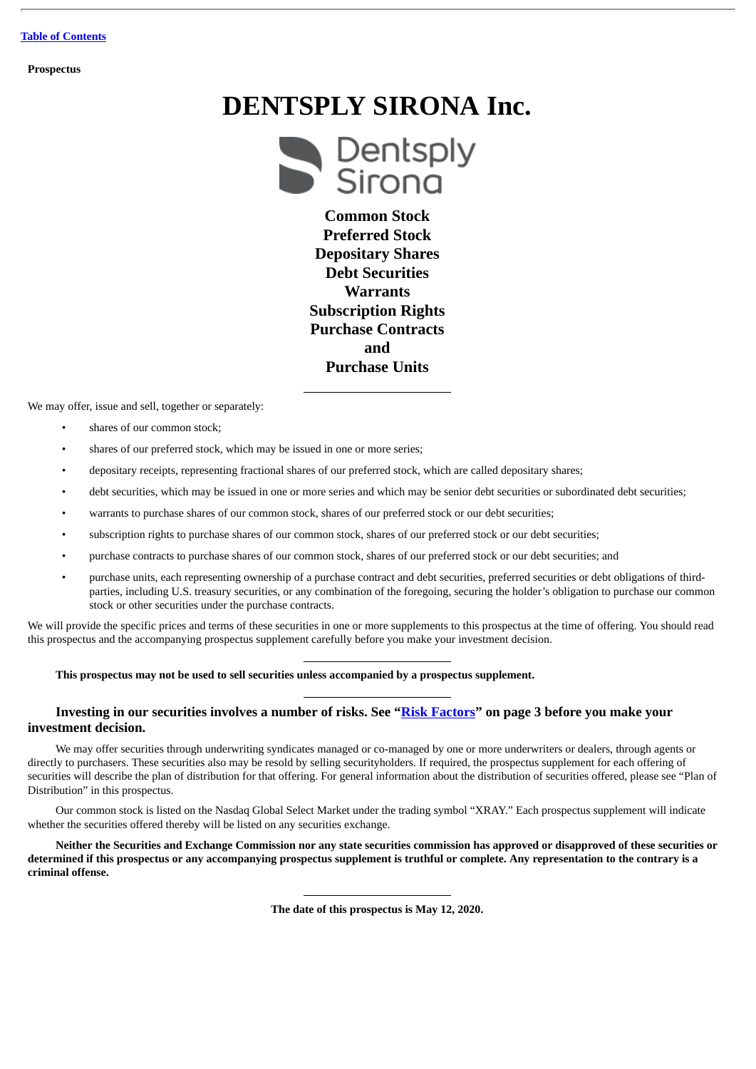[Table of Contents](#)

**Prospectus**

# DENTSPLY SIRONA Inc.

**Common Stock**
**Preferred Stock**
**Depositary Shares**
**Debt Securities**
**Warrants**
**Subscription Rights**
**Purchase Contracts**
**and**
**Purchase Units**

---

We may offer, issue and sell, together or separately:

- shares of our common stock;
- shares of our preferred stock, which may be issued in one or more series;
- depositary receipts, representing fractional shares of our preferred stock, which are called depositary shares;
- debt securities, which may be issued in one or more series and which may be senior debt securities or subordinated debt securities;
- warrants to purchase shares of our common stock, shares of our preferred stock or our debt securities;
- subscription rights to purchase shares of our common stock, shares of our preferred stock or our debt securities;
- purchase contracts to purchase shares of our common stock, shares of our preferred stock or our debt securities; and
- purchase units, each representing ownership of a purchase contract and debt securities, preferred securities or debt obligations of third-parties, including U.S. treasury securities, or any combination of the foregoing, securing the holder's obligation to purchase our common stock or other securities under the purchase contracts.

We will provide the specific prices and terms of these securities in one or more supplements to this prospectus at the time of offering. You should read this prospectus and the accompanying prospectus supplement carefully before you make your investment decision.

---

**This prospectus may not be used to sell securities unless accompanied by a prospectus supplement.**

---

**Investing in our securities involves a number of risks. See "[Risk Factors](#)" on page 3 before you make your investment decision.**

We may offer securities through underwriting syndicates managed or co-managed by one or more underwriters or dealers, through agents or directly to purchasers. These securities also may be resold by selling securityholders. If required, the prospectus supplement for each offering of securities will describe the plan of distribution for that offering. For general information about the distribution of securities offered, please see "Plan of Distribution" in this prospectus.

Our common stock is listed on the Nasdaq Global Select Market under the trading symbol "XRAY." Each prospectus supplement will indicate whether the securities offered thereby will be listed on any securities exchange.

**Neither the Securities and Exchange Commission nor any state securities commission has approved or disapproved of these securities or determined if this prospectus or any accompanying prospectus supplement is truthful or complete. Any representation to the contrary is a criminal offense.**

---

**The date of this prospectus is May 12, 2020.**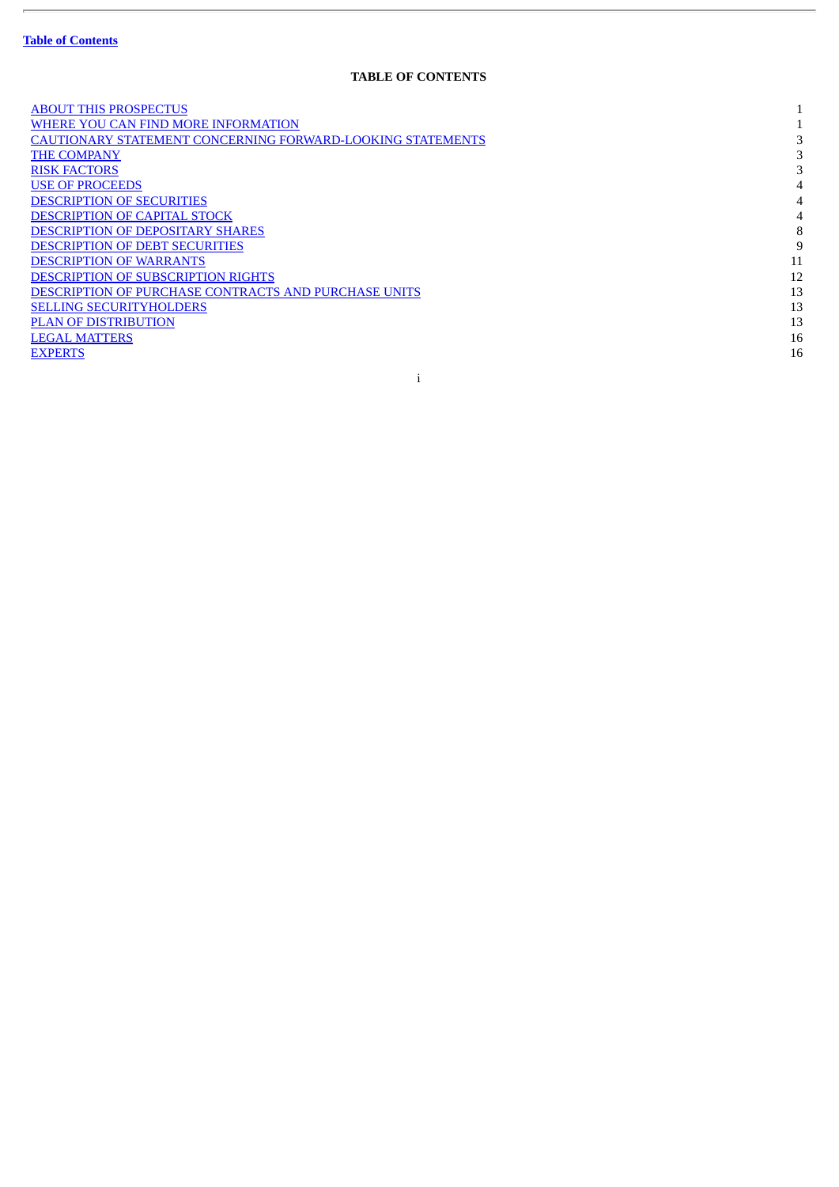[Table of Contents](#)

# TABLE OF CONTENTS

| | |
|---|---|
| ABOUT THIS PROSPECTUS | 1 |
| WHERE YOU CAN FIND MORE INFORMATION | 1 |
| CAUTIONARY STATEMENT CONCERNING FORWARD-LOOKING STATEMENTS | 3 |
| THE COMPANY | 3 |
| RISK FACTORS | 3 |
| USE OF PROCEEDS | 4 |
| DESCRIPTION OF SECURITIES | 4 |
| DESCRIPTION OF CAPITAL STOCK | 4 |
| DESCRIPTION OF DEPOSITARY SHARES | 8 |
| DESCRIPTION OF DEBT SECURITIES | 9 |
| DESCRIPTION OF WARRANTS | 11 |
| DESCRIPTION OF SUBSCRIPTION RIGHTS | 12 |
| DESCRIPTION OF PURCHASE CONTRACTS AND PURCHASE UNITS | 13 |
| SELLING SECURITYHOLDERS | 13 |
| PLAN OF DISTRIBUTION | 13 |
| LEGAL MATTERS | 16 |
| EXPERTS | 16 |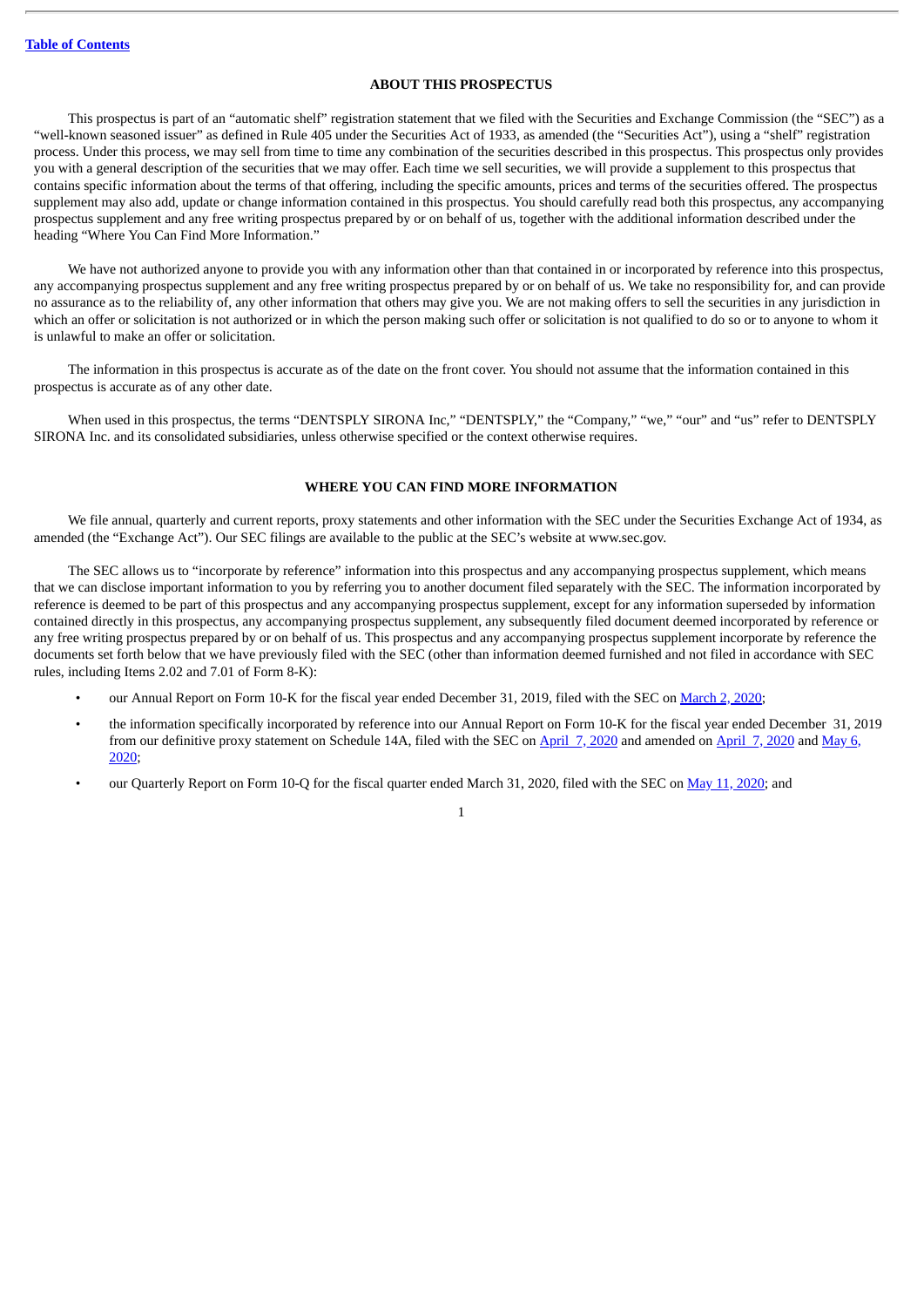## ABOUT THIS PROSPECTUS

This prospectus is part of an "automatic shelf" registration statement that we filed with the Securities and Exchange Commission (the "SEC") as a "well-known seasoned issuer" as defined in Rule 405 under the Securities Act of 1933, as amended (the "Securities Act"), using a "shelf" registration process. Under this process, we may sell from time to time any combination of the securities described in this prospectus. This prospectus only provides you with a general description of the securities that we may offer. Each time we sell securities, we will provide a supplement to this prospectus that contains specific information about the terms of that offering, including the specific amounts, prices and terms of the securities offered. The prospectus supplement may also add, update or change information contained in this prospectus. You should carefully read both this prospectus, any accompanying prospectus supplement and any free writing prospectus prepared by or on behalf of us, together with the additional information described under the heading "Where You Can Find More Information."

We have not authorized anyone to provide you with any information other than that contained in or incorporated by reference into this prospectus, any accompanying prospectus supplement and any free writing prospectus prepared by or on behalf of us. We take no responsibility for, and can provide no assurance as to the reliability of, any other information that others may give you. We are not making offers to sell the securities in any jurisdiction in which an offer or solicitation is not authorized or in which the person making such offer or solicitation is not qualified to do so or to anyone to whom it is unlawful to make an offer or solicitation.

The information in this prospectus is accurate as of the date on the front cover. You should not assume that the information contained in this prospectus is accurate as of any other date.

When used in this prospectus, the terms "DENTSPLY SIRONA Inc," "DENTSPLY," the "Company," "we," "our" and "us" refer to DENTSPLY SIRONA Inc. and its consolidated subsidiaries, unless otherwise specified or the context otherwise requires.

## WHERE YOU CAN FIND MORE INFORMATION

We file annual, quarterly and current reports, proxy statements and other information with the SEC under the Securities Exchange Act of 1934, as amended (the "Exchange Act"). Our SEC filings are available to the public at the SEC's website at www.sec.gov.

The SEC allows us to "incorporate by reference" information into this prospectus and any accompanying prospectus supplement, which means that we can disclose important information to you by referring you to another document filed separately with the SEC. The information incorporated by reference is deemed to be part of this prospectus and any accompanying prospectus supplement, except for any information superseded by information contained directly in this prospectus, any accompanying prospectus supplement, any subsequently filed document deemed incorporated by reference or any free writing prospectus prepared by or on behalf of us. This prospectus and any accompanying prospectus supplement incorporate by reference the documents set forth below that we have previously filed with the SEC (other than information deemed furnished and not filed in accordance with SEC rules, including Items 2.02 and 7.01 of Form 8-K):

- our Annual Report on Form 10-K for the fiscal year ended December 31, 2019, filed with the SEC on March 2, 2020;
- the information specifically incorporated by reference into our Annual Report on Form 10-K for the fiscal year ended December 31, 2019 from our definitive proxy statement on Schedule 14A, filed with the SEC on April 7, 2020 and amended on April 7, 2020 and May 6, 2020;
- our Quarterly Report on Form 10-Q for the fiscal quarter ended March 31, 2020, filed with the SEC on May 11, 2020; and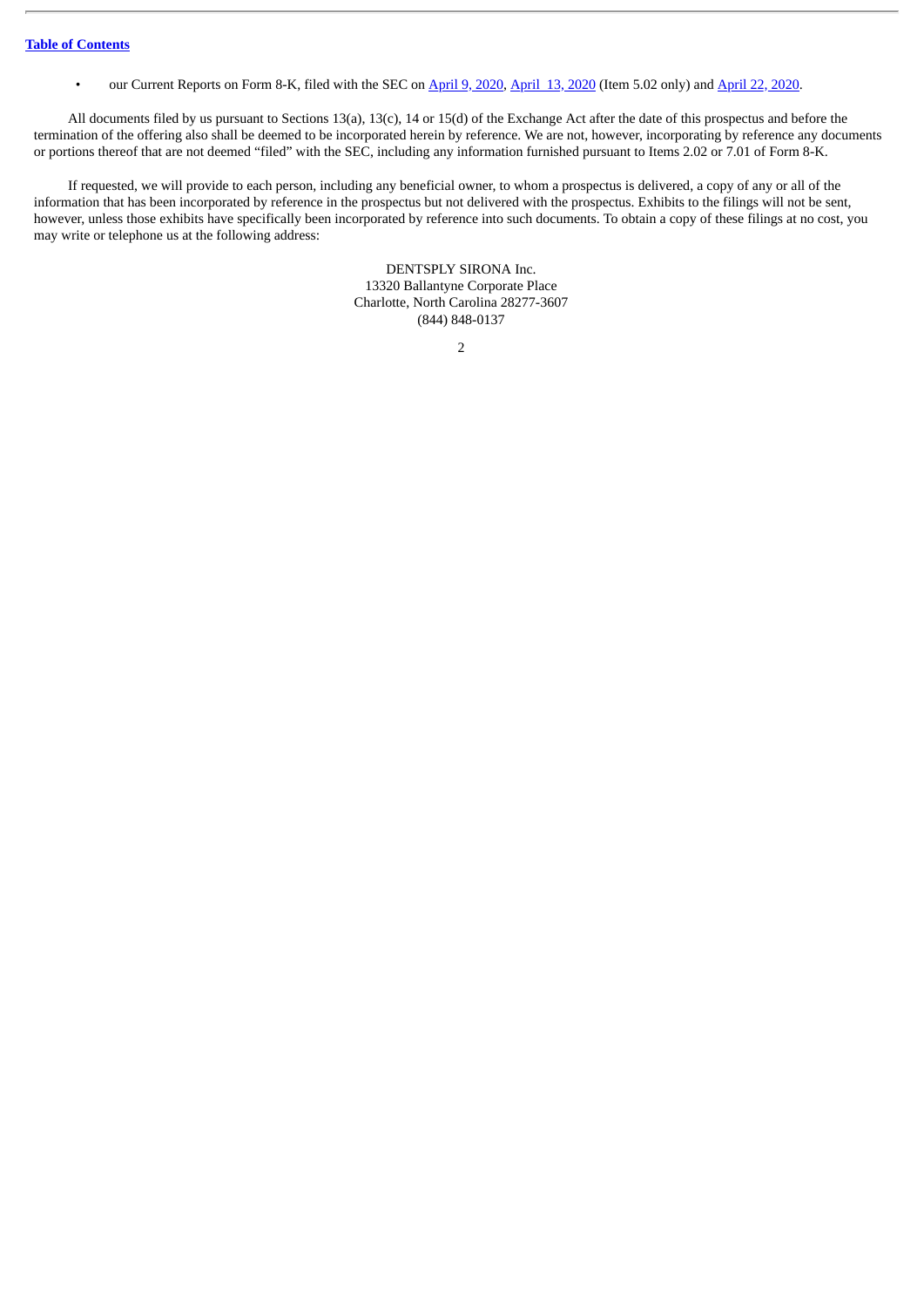- our Current Reports on Form 8-K, filed with the SEC on April 9, 2020, April 13, 2020 (Item 5.02 only) and April 22, 2020.

All documents filed by us pursuant to Sections 13(a), 13(c), 14 or 15(d) of the Exchange Act after the date of this prospectus and before the termination of the offering also shall be deemed to be incorporated herein by reference. We are not, however, incorporating by reference any documents or portions thereof that are not deemed "filed" with the SEC, including any information furnished pursuant to Items 2.02 or 7.01 of Form 8-K.

If requested, we will provide to each person, including any beneficial owner, to whom a prospectus is delivered, a copy of any or all of the information that has been incorporated by reference in the prospectus but not delivered with the prospectus. Exhibits to the filings will not be sent, however, unless those exhibits have specifically been incorporated by reference into such documents. To obtain a copy of these filings at no cost, you may write or telephone us at the following address:

DENTSPLY SIRONA Inc.
13320 Ballantyne Corporate Place
Charlotte, North Carolina 28277-3607
(844) 848-0137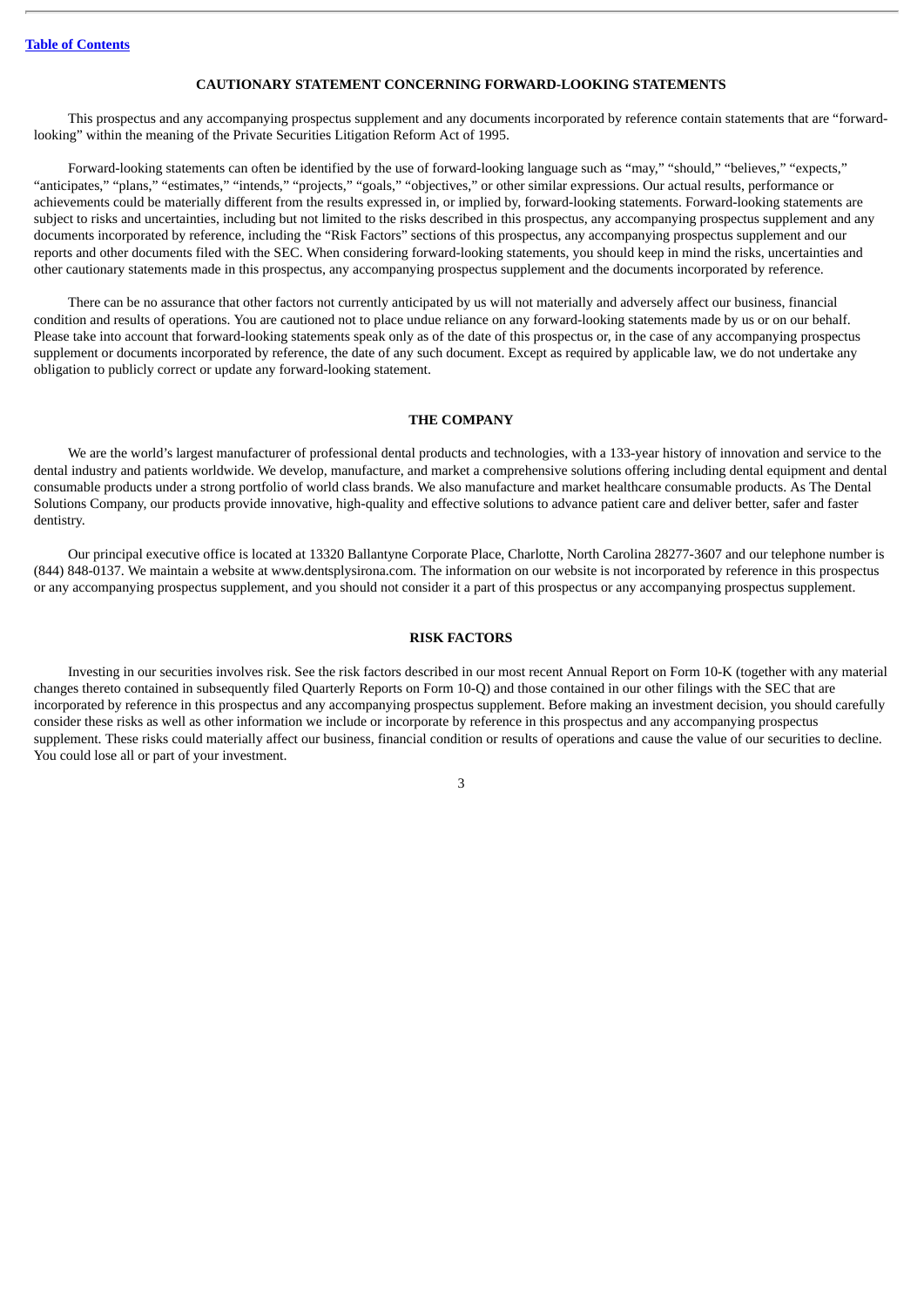## CAUTIONARY STATEMENT CONCERNING FORWARD-LOOKING STATEMENTS

This prospectus and any accompanying prospectus supplement and any documents incorporated by reference contain statements that are "forward-looking" within the meaning of the Private Securities Litigation Reform Act of 1995.

Forward-looking statements can often be identified by the use of forward-looking language such as "may," "should," "believes," "expects," "anticipates," "plans," "estimates," "intends," "projects," "goals," "objectives," or other similar expressions. Our actual results, performance or achievements could be materially different from the results expressed in, or implied by, forward-looking statements. Forward-looking statements are subject to risks and uncertainties, including but not limited to the risks described in this prospectus, any accompanying prospectus supplement and any documents incorporated by reference, including the "Risk Factors" sections of this prospectus, any accompanying prospectus supplement and our reports and other documents filed with the SEC. When considering forward-looking statements, you should keep in mind the risks, uncertainties and other cautionary statements made in this prospectus, any accompanying prospectus supplement and the documents incorporated by reference.

There can be no assurance that other factors not currently anticipated by us will not materially and adversely affect our business, financial condition and results of operations. You are cautioned not to place undue reliance on any forward-looking statements made by us or on our behalf. Please take into account that forward-looking statements speak only as of the date of this prospectus or, in the case of any accompanying prospectus supplement or documents incorporated by reference, the date of any such document. Except as required by applicable law, we do not undertake any obligation to publicly correct or update any forward-looking statement.

## THE COMPANY

We are the world's largest manufacturer of professional dental products and technologies, with a 133-year history of innovation and service to the dental industry and patients worldwide. We develop, manufacture, and market a comprehensive solutions offering including dental equipment and dental consumable products under a strong portfolio of world class brands. We also manufacture and market healthcare consumable products. As The Dental Solutions Company, our products provide innovative, high-quality and effective solutions to advance patient care and deliver better, safer and faster dentistry.

Our principal executive office is located at 13320 Ballantyne Corporate Place, Charlotte, North Carolina 28277-3607 and our telephone number is (844) 848-0137. We maintain a website at www.dentsplysirona.com. The information on our website is not incorporated by reference in this prospectus or any accompanying prospectus supplement, and you should not consider it a part of this prospectus or any accompanying prospectus supplement.

## RISK FACTORS

Investing in our securities involves risk. See the risk factors described in our most recent Annual Report on Form 10-K (together with any material changes thereto contained in subsequently filed Quarterly Reports on Form 10-Q) and those contained in our other filings with the SEC that are incorporated by reference in this prospectus and any accompanying prospectus supplement. Before making an investment decision, you should carefully consider these risks as well as other information we include or incorporate by reference in this prospectus and any accompanying prospectus supplement. These risks could materially affect our business, financial condition or results of operations and cause the value of our securities to decline. You could lose all or part of your investment.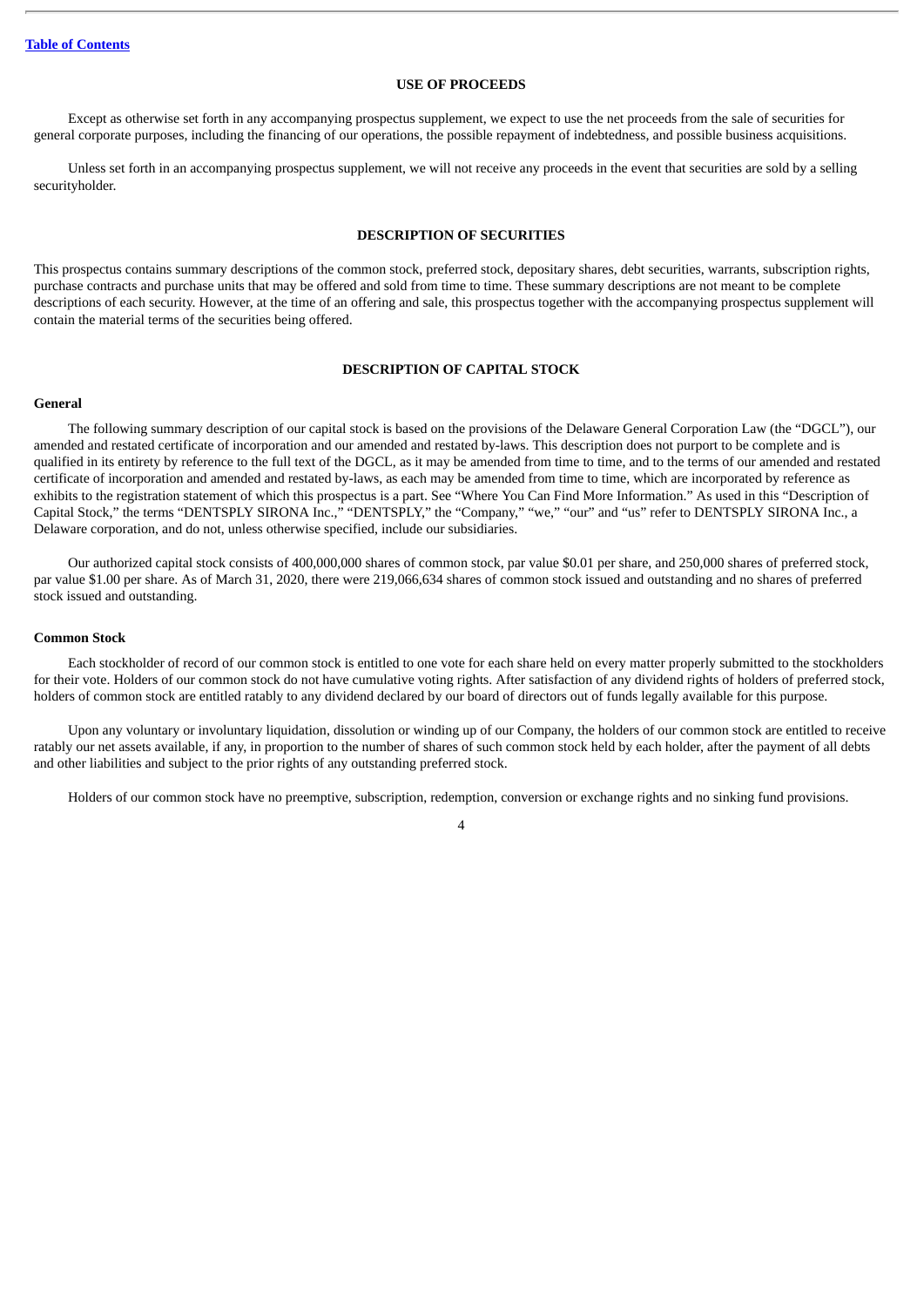## USE OF PROCEEDS

Except as otherwise set forth in any accompanying prospectus supplement, we expect to use the net proceeds from the sale of securities for general corporate purposes, including the financing of our operations, the possible repayment of indebtedness, and possible business acquisitions.

Unless set forth in an accompanying prospectus supplement, we will not receive any proceeds in the event that securities are sold by a selling securityholder.

## DESCRIPTION OF SECURITIES

This prospectus contains summary descriptions of the common stock, preferred stock, depositary shares, debt securities, warrants, subscription rights, purchase contracts and purchase units that may be offered and sold from time to time. These summary descriptions are not meant to be complete descriptions of each security. However, at the time of an offering and sale, this prospectus together with the accompanying prospectus supplement will contain the material terms of the securities being offered.

## DESCRIPTION OF CAPITAL STOCK

### General

The following summary description of our capital stock is based on the provisions of the Delaware General Corporation Law (the "DGCL"), our amended and restated certificate of incorporation and our amended and restated by-laws. This description does not purport to be complete and is qualified in its entirety by reference to the full text of the DGCL, as it may be amended from time to time, and to the terms of our amended and restated certificate of incorporation and amended and restated by-laws, as each may be amended from time to time, which are incorporated by reference as exhibits to the registration statement of which this prospectus is a part. See "Where You Can Find More Information." As used in this "Description of Capital Stock," the terms "DENTSPLY SIRONA Inc.," "DENTSPLY," the "Company," "we," "our" and "us" refer to DENTSPLY SIRONA Inc., a Delaware corporation, and do not, unless otherwise specified, include our subsidiaries.

Our authorized capital stock consists of 400,000,000 shares of common stock, par value $0.01 per share, and 250,000 shares of preferred stock, par value $1.00 per share. As of March 31, 2020, there were 219,066,634 shares of common stock issued and outstanding and no shares of preferred stock issued and outstanding.

### Common Stock

Each stockholder of record of our common stock is entitled to one vote for each share held on every matter properly submitted to the stockholders for their vote. Holders of our common stock do not have cumulative voting rights. After satisfaction of any dividend rights of holders of preferred stock, holders of common stock are entitled ratably to any dividend declared by our board of directors out of funds legally available for this purpose.

Upon any voluntary or involuntary liquidation, dissolution or winding up of our Company, the holders of our common stock are entitled to receive ratably our net assets available, if any, in proportion to the number of shares of such common stock held by each holder, after the payment of all debts and other liabilities and subject to the prior rights of any outstanding preferred stock.

Holders of our common stock have no preemptive, subscription, redemption, conversion or exchange rights and no sinking fund provisions.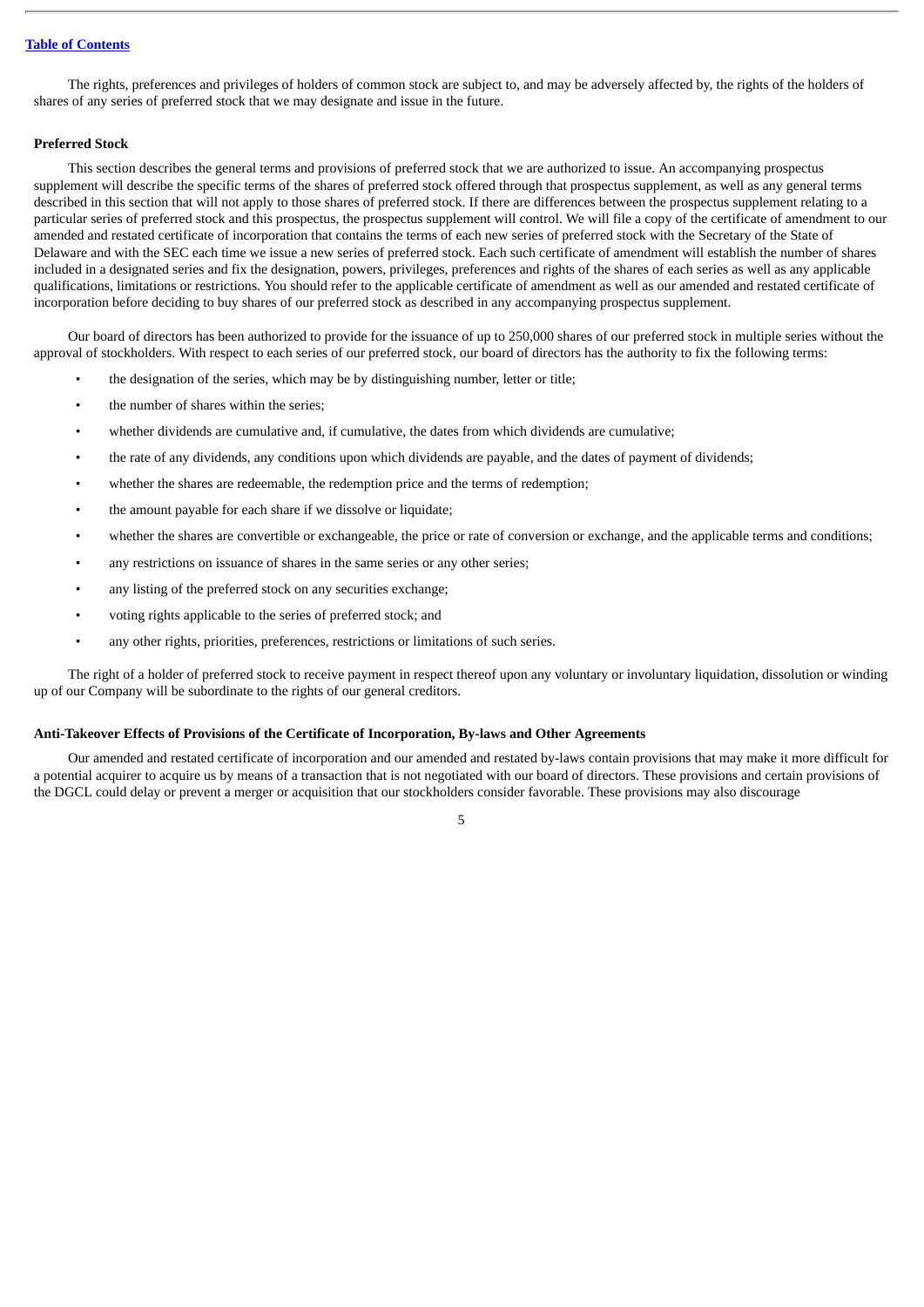The rights, preferences and privileges of holders of common stock are subject to, and may be adversely affected by, the rights of the holders of shares of any series of preferred stock that we may designate and issue in the future.

**Preferred Stock**

This section describes the general terms and provisions of preferred stock that we are authorized to issue. An accompanying prospectus supplement will describe the specific terms of the shares of preferred stock offered through that prospectus supplement, as well as any general terms described in this section that will not apply to those shares of preferred stock. If there are differences between the prospectus supplement relating to a particular series of preferred stock and this prospectus, the prospectus supplement will control. We will file a copy of the certificate of amendment to our amended and restated certificate of incorporation that contains the terms of each new series of preferred stock with the Secretary of the State of Delaware and with the SEC each time we issue a new series of preferred stock. Each such certificate of amendment will establish the number of shares included in a designated series and fix the designation, powers, privileges, preferences and rights of the shares of each series as well as any applicable qualifications, limitations or restrictions. You should refer to the applicable certificate of amendment as well as our amended and restated certificate of incorporation before deciding to buy shares of our preferred stock as described in any accompanying prospectus supplement.

Our board of directors has been authorized to provide for the issuance of up to 250,000 shares of our preferred stock in multiple series without the approval of stockholders. With respect to each series of our preferred stock, our board of directors has the authority to fix the following terms:

- the designation of the series, which may be by distinguishing number, letter or title;
- the number of shares within the series;
- whether dividends are cumulative and, if cumulative, the dates from which dividends are cumulative;
- the rate of any dividends, any conditions upon which dividends are payable, and the dates of payment of dividends;
- whether the shares are redeemable, the redemption price and the terms of redemption;
- the amount payable for each share if we dissolve or liquidate;
- whether the shares are convertible or exchangeable, the price or rate of conversion or exchange, and the applicable terms and conditions;
- any restrictions on issuance of shares in the same series or any other series;
- any listing of the preferred stock on any securities exchange;
- voting rights applicable to the series of preferred stock; and
- any other rights, priorities, preferences, restrictions or limitations of such series.

The right of a holder of preferred stock to receive payment in respect thereof upon any voluntary or involuntary liquidation, dissolution or winding up of our Company will be subordinate to the rights of our general creditors.

**Anti-Takeover Effects of Provisions of the Certificate of Incorporation, By-laws and Other Agreements**

Our amended and restated certificate of incorporation and our amended and restated by-laws contain provisions that may make it more difficult for a potential acquirer to acquire us by means of a transaction that is not negotiated with our board of directors. These provisions and certain provisions of the DGCL could delay or prevent a merger or acquisition that our stockholders consider favorable. These provisions may also discourage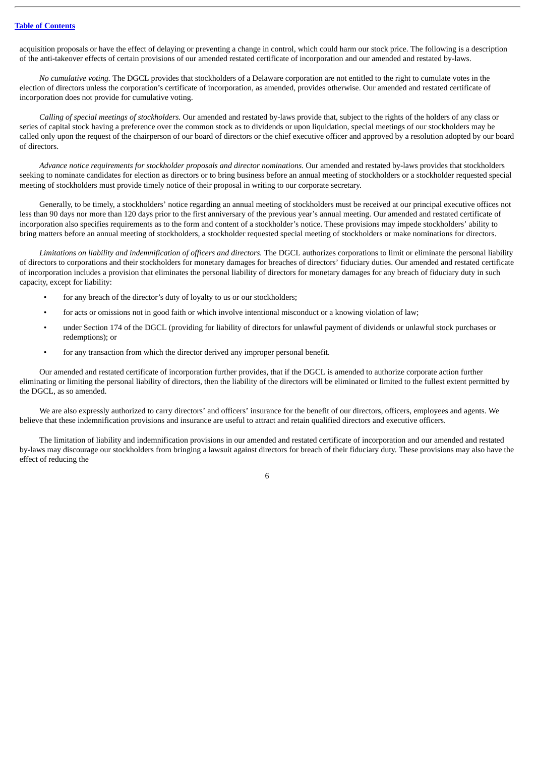acquisition proposals or have the effect of delaying or preventing a change in control, which could harm our stock price. The following is a description of the anti-takeover effects of certain provisions of our amended restated certificate of incorporation and our amended and restated by-laws.

*No cumulative voting.* The DGCL provides that stockholders of a Delaware corporation are not entitled to the right to cumulate votes in the election of directors unless the corporation's certificate of incorporation, as amended, provides otherwise. Our amended and restated certificate of incorporation does not provide for cumulative voting.

*Calling of special meetings of stockholders.* Our amended and restated by-laws provide that, subject to the rights of the holders of any class or series of capital stock having a preference over the common stock as to dividends or upon liquidation, special meetings of our stockholders may be called only upon the request of the chairperson of our board of directors or the chief executive officer and approved by a resolution adopted by our board of directors.

*Advance notice requirements for stockholder proposals and director nominations.* Our amended and restated by-laws provides that stockholders seeking to nominate candidates for election as directors or to bring business before an annual meeting of stockholders or a stockholder requested special meeting of stockholders must provide timely notice of their proposal in writing to our corporate secretary.

Generally, to be timely, a stockholders' notice regarding an annual meeting of stockholders must be received at our principal executive offices not less than 90 days nor more than 120 days prior to the first anniversary of the previous year's annual meeting. Our amended and restated certificate of incorporation also specifies requirements as to the form and content of a stockholder's notice. These provisions may impede stockholders' ability to bring matters before an annual meeting of stockholders, a stockholder requested special meeting of stockholders or make nominations for directors.

*Limitations on liability and indemnification of officers and directors.* The DGCL authorizes corporations to limit or eliminate the personal liability of directors to corporations and their stockholders for monetary damages for breaches of directors' fiduciary duties. Our amended and restated certificate of incorporation includes a provision that eliminates the personal liability of directors for monetary damages for any breach of fiduciary duty in such capacity, except for liability:

- for any breach of the director's duty of loyalty to us or our stockholders;
- for acts or omissions not in good faith or which involve intentional misconduct or a knowing violation of law;
- under Section 174 of the DGCL (providing for liability of directors for unlawful payment of dividends or unlawful stock purchases or redemptions); or
- for any transaction from which the director derived any improper personal benefit.

Our amended and restated certificate of incorporation further provides, that if the DGCL is amended to authorize corporate action further eliminating or limiting the personal liability of directors, then the liability of the directors will be eliminated or limited to the fullest extent permitted by the DGCL, as so amended.

We are also expressly authorized to carry directors' and officers' insurance for the benefit of our directors, officers, employees and agents. We believe that these indemnification provisions and insurance are useful to attract and retain qualified directors and executive officers.

The limitation of liability and indemnification provisions in our amended and restated certificate of incorporation and our amended and restated by-laws may discourage our stockholders from bringing a lawsuit against directors for breach of their fiduciary duty. These provisions may also have the effect of reducing the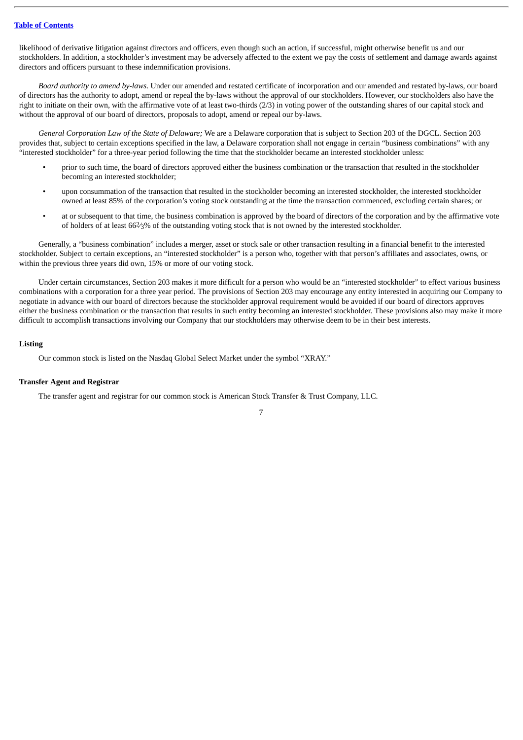likelihood of derivative litigation against directors and officers, even though such an action, if successful, might otherwise benefit us and our stockholders. In addition, a stockholder's investment may be adversely affected to the extent we pay the costs of settlement and damage awards against directors and officers pursuant to these indemnification provisions.

*Board authority to amend by-laws*. Under our amended and restated certificate of incorporation and our amended and restated by-laws, our board of directors has the authority to adopt, amend or repeal the by-laws without the approval of our stockholders. However, our stockholders also have the right to initiate on their own, with the affirmative vote of at least two-thirds (2/3) in voting power of the outstanding shares of our capital stock and without the approval of our board of directors, proposals to adopt, amend or repeal our by-laws.

*General Corporation Law of the State of Delaware;* We are a Delaware corporation that is subject to Section 203 of the DGCL. Section 203 provides that, subject to certain exceptions specified in the law, a Delaware corporation shall not engage in certain "business combinations" with any "interested stockholder" for a three-year period following the time that the stockholder became an interested stockholder unless:

- prior to such time, the board of directors approved either the business combination or the transaction that resulted in the stockholder becoming an interested stockholder;
- upon consummation of the transaction that resulted in the stockholder becoming an interested stockholder, the interested stockholder owned at least 85% of the corporation's voting stock outstanding at the time the transaction commenced, excluding certain shares; or
- at or subsequent to that time, the business combination is approved by the board of directors of the corporation and by the affirmative vote of holders of at least 66⅔% of the outstanding voting stock that is not owned by the interested stockholder.

Generally, a "business combination" includes a merger, asset or stock sale or other transaction resulting in a financial benefit to the interested stockholder. Subject to certain exceptions, an "interested stockholder" is a person who, together with that person's affiliates and associates, owns, or within the previous three years did own, 15% or more of our voting stock.

Under certain circumstances, Section 203 makes it more difficult for a person who would be an "interested stockholder" to effect various business combinations with a corporation for a three year period. The provisions of Section 203 may encourage any entity interested in acquiring our Company to negotiate in advance with our board of directors because the stockholder approval requirement would be avoided if our board of directors approves either the business combination or the transaction that results in such entity becoming an interested stockholder. These provisions also may make it more difficult to accomplish transactions involving our Company that our stockholders may otherwise deem to be in their best interests.

**Listing**

Our common stock is listed on the Nasdaq Global Select Market under the symbol "XRAY."

**Transfer Agent and Registrar**

The transfer agent and registrar for our common stock is American Stock Transfer & Trust Company, LLC.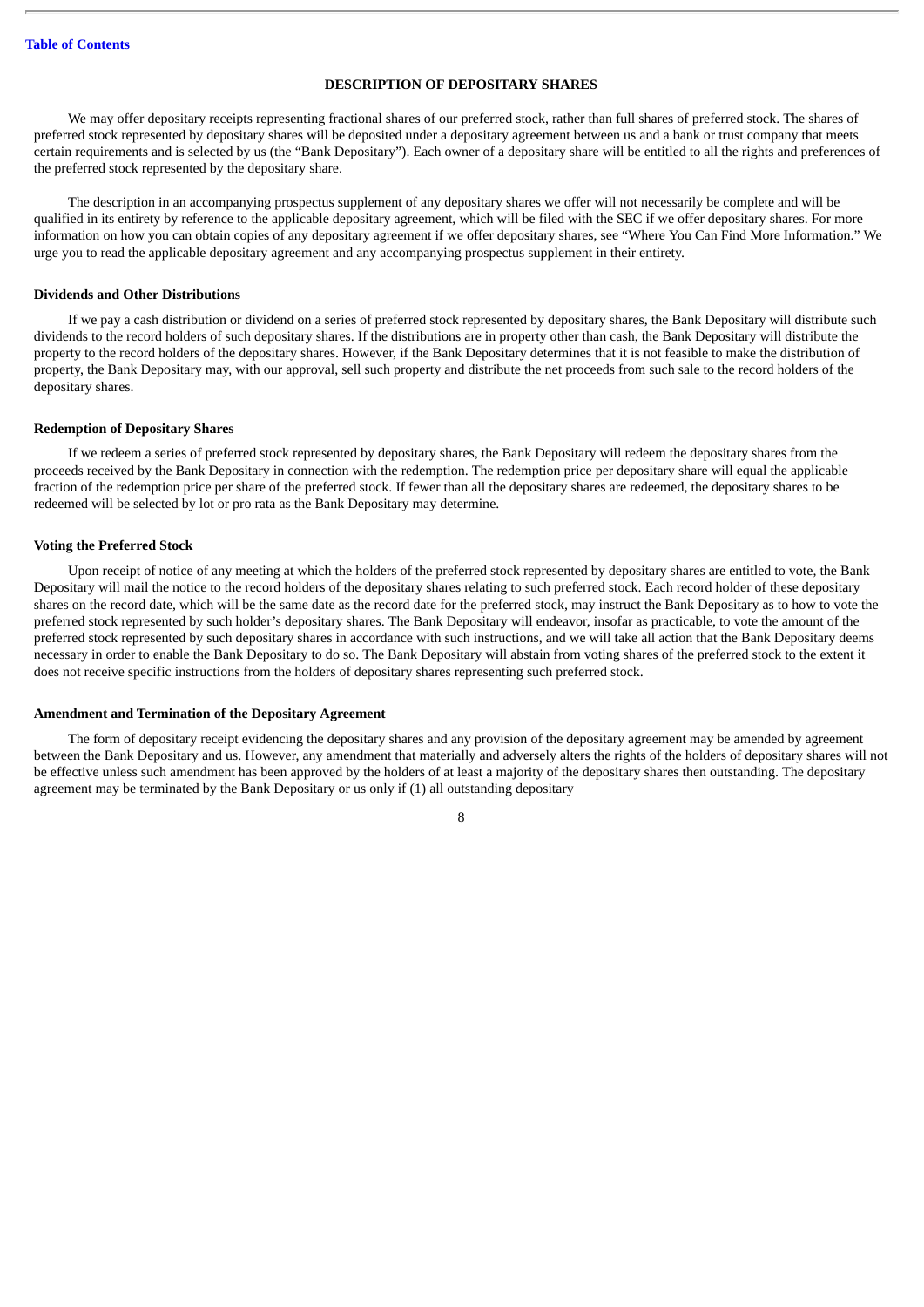## DESCRIPTION OF DEPOSITARY SHARES

We may offer depositary receipts representing fractional shares of our preferred stock, rather than full shares of preferred stock. The shares of preferred stock represented by depositary shares will be deposited under a depositary agreement between us and a bank or trust company that meets certain requirements and is selected by us (the "Bank Depositary"). Each owner of a depositary share will be entitled to all the rights and preferences of the preferred stock represented by the depositary share.

The description in an accompanying prospectus supplement of any depositary shares we offer will not necessarily be complete and will be qualified in its entirety by reference to the applicable depositary agreement, which will be filed with the SEC if we offer depositary shares. For more information on how you can obtain copies of any depositary agreement if we offer depositary shares, see "Where You Can Find More Information." We urge you to read the applicable depositary agreement and any accompanying prospectus supplement in their entirety.

### Dividends and Other Distributions

If we pay a cash distribution or dividend on a series of preferred stock represented by depositary shares, the Bank Depositary will distribute such dividends to the record holders of such depositary shares. If the distributions are in property other than cash, the Bank Depositary will distribute the property to the record holders of the depositary shares. However, if the Bank Depositary determines that it is not feasible to make the distribution of property, the Bank Depositary may, with our approval, sell such property and distribute the net proceeds from such sale to the record holders of the depositary shares.

### Redemption of Depositary Shares

If we redeem a series of preferred stock represented by depositary shares, the Bank Depositary will redeem the depositary shares from the proceeds received by the Bank Depositary in connection with the redemption. The redemption price per depositary share will equal the applicable fraction of the redemption price per share of the preferred stock. If fewer than all the depositary shares are redeemed, the depositary shares to be redeemed will be selected by lot or pro rata as the Bank Depositary may determine.

### Voting the Preferred Stock

Upon receipt of notice of any meeting at which the holders of the preferred stock represented by depositary shares are entitled to vote, the Bank Depositary will mail the notice to the record holders of the depositary shares relating to such preferred stock. Each record holder of these depositary shares on the record date, which will be the same date as the record date for the preferred stock, may instruct the Bank Depositary as to how to vote the preferred stock represented by such holder's depositary shares. The Bank Depositary will endeavor, insofar as practicable, to vote the amount of the preferred stock represented by such depositary shares in accordance with such instructions, and we will take all action that the Bank Depositary deems necessary in order to enable the Bank Depositary to do so. The Bank Depositary will abstain from voting shares of the preferred stock to the extent it does not receive specific instructions from the holders of depositary shares representing such preferred stock.

### Amendment and Termination of the Depositary Agreement

The form of depositary receipt evidencing the depositary shares and any provision of the depositary agreement may be amended by agreement between the Bank Depositary and us. However, any amendment that materially and adversely alters the rights of the holders of depositary shares will not be effective unless such amendment has been approved by the holders of at least a majority of the depositary shares then outstanding. The depositary agreement may be terminated by the Bank Depositary or us only if (1) all outstanding depositary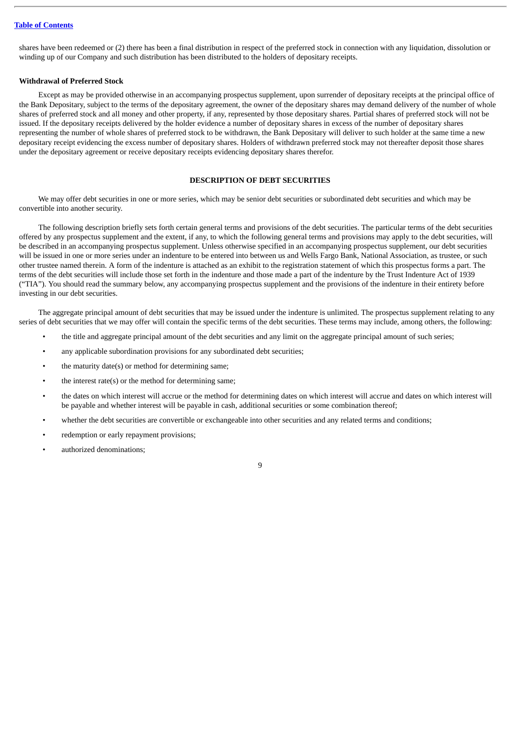shares have been redeemed or (2) there has been a final distribution in respect of the preferred stock in connection with any liquidation, dissolution or winding up of our Company and such distribution has been distributed to the holders of depositary receipts.

**Withdrawal of Preferred Stock**

Except as may be provided otherwise in an accompanying prospectus supplement, upon surrender of depositary receipts at the principal office of the Bank Depositary, subject to the terms of the depositary agreement, the owner of the depositary shares may demand delivery of the number of whole shares of preferred stock and all money and other property, if any, represented by those depositary shares. Partial shares of preferred stock will not be issued. If the depositary receipts delivered by the holder evidence a number of depositary shares in excess of the number of depositary shares representing the number of whole shares of preferred stock to be withdrawn, the Bank Depositary will deliver to such holder at the same time a new depositary receipt evidencing the excess number of depositary shares. Holders of withdrawn preferred stock may not thereafter deposit those shares under the depositary agreement or receive depositary receipts evidencing depositary shares therefor.

## DESCRIPTION OF DEBT SECURITIES

We may offer debt securities in one or more series, which may be senior debt securities or subordinated debt securities and which may be convertible into another security.

The following description briefly sets forth certain general terms and provisions of the debt securities. The particular terms of the debt securities offered by any prospectus supplement and the extent, if any, to which the following general terms and provisions may apply to the debt securities, will be described in an accompanying prospectus supplement. Unless otherwise specified in an accompanying prospectus supplement, our debt securities will be issued in one or more series under an indenture to be entered into between us and Wells Fargo Bank, National Association, as trustee, or such other trustee named therein. A form of the indenture is attached as an exhibit to the registration statement of which this prospectus forms a part. The terms of the debt securities will include those set forth in the indenture and those made a part of the indenture by the Trust Indenture Act of 1939 ("TIA"). You should read the summary below, any accompanying prospectus supplement and the provisions of the indenture in their entirety before investing in our debt securities.

The aggregate principal amount of debt securities that may be issued under the indenture is unlimited. The prospectus supplement relating to any series of debt securities that we may offer will contain the specific terms of the debt securities. These terms may include, among others, the following:

- the title and aggregate principal amount of the debt securities and any limit on the aggregate principal amount of such series;
- any applicable subordination provisions for any subordinated debt securities;
- the maturity date(s) or method for determining same;
- the interest rate(s) or the method for determining same;
- the dates on which interest will accrue or the method for determining dates on which interest will accrue and dates on which interest will be payable and whether interest will be payable in cash, additional securities or some combination thereof;
- whether the debt securities are convertible or exchangeable into other securities and any related terms and conditions;
- redemption or early repayment provisions;
- authorized denominations;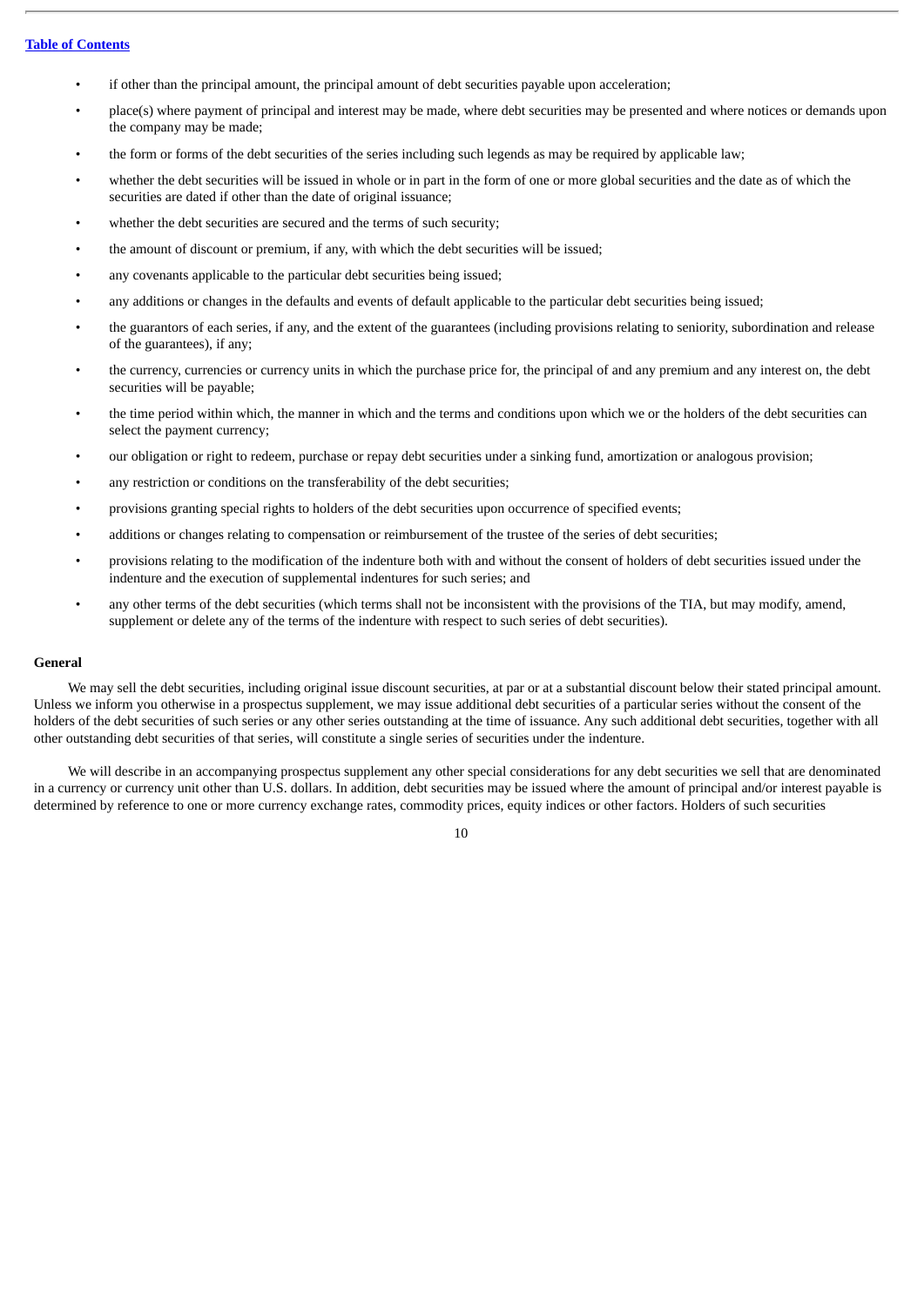- if other than the principal amount, the principal amount of debt securities payable upon acceleration;
- place(s) where payment of principal and interest may be made, where debt securities may be presented and where notices or demands upon the company may be made;
- the form or forms of the debt securities of the series including such legends as may be required by applicable law;
- whether the debt securities will be issued in whole or in part in the form of one or more global securities and the date as of which the securities are dated if other than the date of original issuance;
- whether the debt securities are secured and the terms of such security;
- the amount of discount or premium, if any, with which the debt securities will be issued;
- any covenants applicable to the particular debt securities being issued;
- any additions or changes in the defaults and events of default applicable to the particular debt securities being issued;
- the guarantors of each series, if any, and the extent of the guarantees (including provisions relating to seniority, subordination and release of the guarantees), if any;
- the currency, currencies or currency units in which the purchase price for, the principal of and any premium and any interest on, the debt securities will be payable;
- the time period within which, the manner in which and the terms and conditions upon which we or the holders of the debt securities can select the payment currency;
- our obligation or right to redeem, purchase or repay debt securities under a sinking fund, amortization or analogous provision;
- any restriction or conditions on the transferability of the debt securities;
- provisions granting special rights to holders of the debt securities upon occurrence of specified events;
- additions or changes relating to compensation or reimbursement of the trustee of the series of debt securities;
- provisions relating to the modification of the indenture both with and without the consent of holders of debt securities issued under the indenture and the execution of supplemental indentures for such series; and
- any other terms of the debt securities (which terms shall not be inconsistent with the provisions of the TIA, but may modify, amend, supplement or delete any of the terms of the indenture with respect to such series of debt securities).

**General**

We may sell the debt securities, including original issue discount securities, at par or at a substantial discount below their stated principal amount. Unless we inform you otherwise in a prospectus supplement, we may issue additional debt securities of a particular series without the consent of the holders of the debt securities of such series or any other series outstanding at the time of issuance. Any such additional debt securities, together with all other outstanding debt securities of that series, will constitute a single series of securities under the indenture.

We will describe in an accompanying prospectus supplement any other special considerations for any debt securities we sell that are denominated in a currency or currency unit other than U.S. dollars. In addition, debt securities may be issued where the amount of principal and/or interest payable is determined by reference to one or more currency exchange rates, commodity prices, equity indices or other factors. Holders of such securities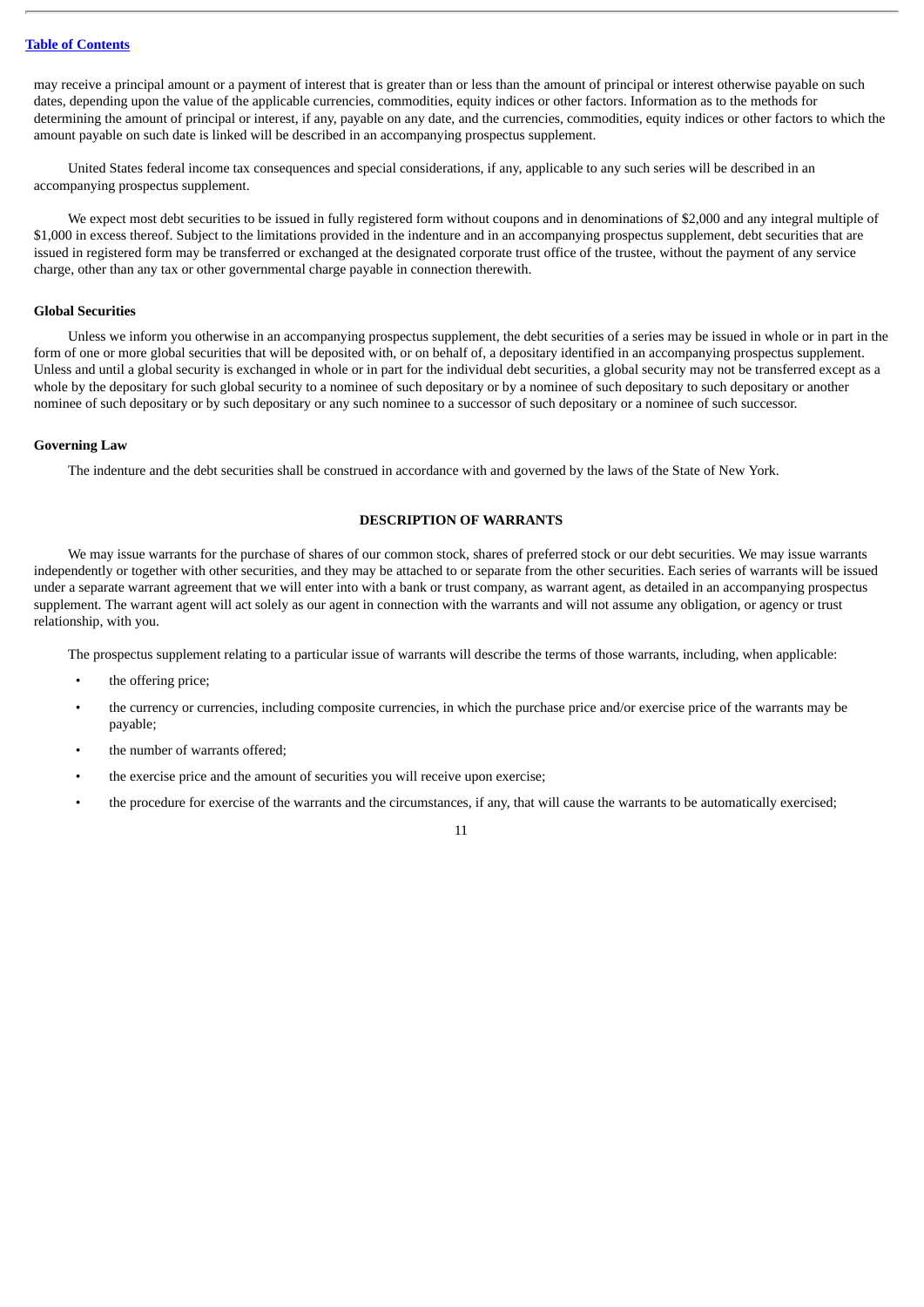may receive a principal amount or a payment of interest that is greater than or less than the amount of principal or interest otherwise payable on such dates, depending upon the value of the applicable currencies, commodities, equity indices or other factors. Information as to the methods for determining the amount of principal or interest, if any, payable on any date, and the currencies, commodities, equity indices or other factors to which the amount payable on such date is linked will be described in an accompanying prospectus supplement.

United States federal income tax consequences and special considerations, if any, applicable to any such series will be described in an accompanying prospectus supplement.

We expect most debt securities to be issued in fully registered form without coupons and in denominations of $2,000 and any integral multiple of $1,000 in excess thereof. Subject to the limitations provided in the indenture and in an accompanying prospectus supplement, debt securities that are issued in registered form may be transferred or exchanged at the designated corporate trust office of the trustee, without the payment of any service charge, other than any tax or other governmental charge payable in connection therewith.

**Global Securities**

Unless we inform you otherwise in an accompanying prospectus supplement, the debt securities of a series may be issued in whole or in part in the form of one or more global securities that will be deposited with, or on behalf of, a depositary identified in an accompanying prospectus supplement. Unless and until a global security is exchanged in whole or in part for the individual debt securities, a global security may not be transferred except as a whole by the depositary for such global security to a nominee of such depositary or by a nominee of such depositary to such depositary or another nominee of such depositary or by such depositary or any such nominee to a successor of such depositary or a nominee of such successor.

**Governing Law**

The indenture and the debt securities shall be construed in accordance with and governed by the laws of the State of New York.

## DESCRIPTION OF WARRANTS

We may issue warrants for the purchase of shares of our common stock, shares of preferred stock or our debt securities. We may issue warrants independently or together with other securities, and they may be attached to or separate from the other securities. Each series of warrants will be issued under a separate warrant agreement that we will enter into with a bank or trust company, as warrant agent, as detailed in an accompanying prospectus supplement. The warrant agent will act solely as our agent in connection with the warrants and will not assume any obligation, or agency or trust relationship, with you.

The prospectus supplement relating to a particular issue of warrants will describe the terms of those warrants, including, when applicable:

- the offering price;
- the currency or currencies, including composite currencies, in which the purchase price and/or exercise price of the warrants may be payable;
- the number of warrants offered;
- the exercise price and the amount of securities you will receive upon exercise;
- the procedure for exercise of the warrants and the circumstances, if any, that will cause the warrants to be automatically exercised;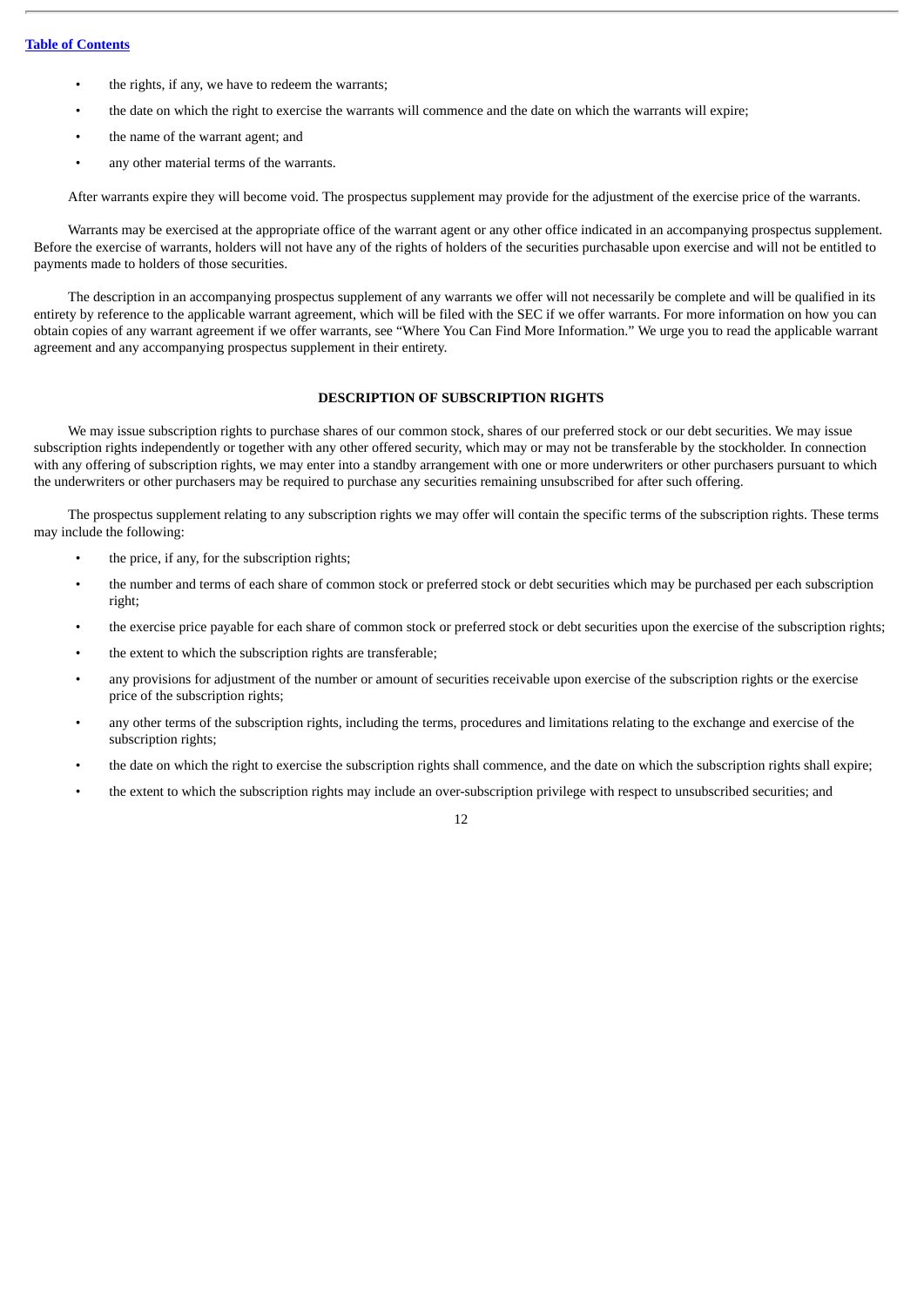- the rights, if any, we have to redeem the warrants;
- the date on which the right to exercise the warrants will commence and the date on which the warrants will expire;
- the name of the warrant agent; and
- any other material terms of the warrants.

After warrants expire they will become void. The prospectus supplement may provide for the adjustment of the exercise price of the warrants.

Warrants may be exercised at the appropriate office of the warrant agent or any other office indicated in an accompanying prospectus supplement. Before the exercise of warrants, holders will not have any of the rights of holders of the securities purchasable upon exercise and will not be entitled to payments made to holders of those securities.

The description in an accompanying prospectus supplement of any warrants we offer will not necessarily be complete and will be qualified in its entirety by reference to the applicable warrant agreement, which will be filed with the SEC if we offer warrants. For more information on how you can obtain copies of any warrant agreement if we offer warrants, see "Where You Can Find More Information." We urge you to read the applicable warrant agreement and any accompanying prospectus supplement in their entirety.

## DESCRIPTION OF SUBSCRIPTION RIGHTS

We may issue subscription rights to purchase shares of our common stock, shares of our preferred stock or our debt securities. We may issue subscription rights independently or together with any other offered security, which may or may not be transferable by the stockholder. In connection with any offering of subscription rights, we may enter into a standby arrangement with one or more underwriters or other purchasers pursuant to which the underwriters or other purchasers may be required to purchase any securities remaining unsubscribed for after such offering.

The prospectus supplement relating to any subscription rights we may offer will contain the specific terms of the subscription rights. These terms may include the following:

- the price, if any, for the subscription rights;
- the number and terms of each share of common stock or preferred stock or debt securities which may be purchased per each subscription right;
- the exercise price payable for each share of common stock or preferred stock or debt securities upon the exercise of the subscription rights;
- the extent to which the subscription rights are transferable;
- any provisions for adjustment of the number or amount of securities receivable upon exercise of the subscription rights or the exercise price of the subscription rights;
- any other terms of the subscription rights, including the terms, procedures and limitations relating to the exchange and exercise of the subscription rights;
- the date on which the right to exercise the subscription rights shall commence, and the date on which the subscription rights shall expire;
- the extent to which the subscription rights may include an over-subscription privilege with respect to unsubscribed securities; and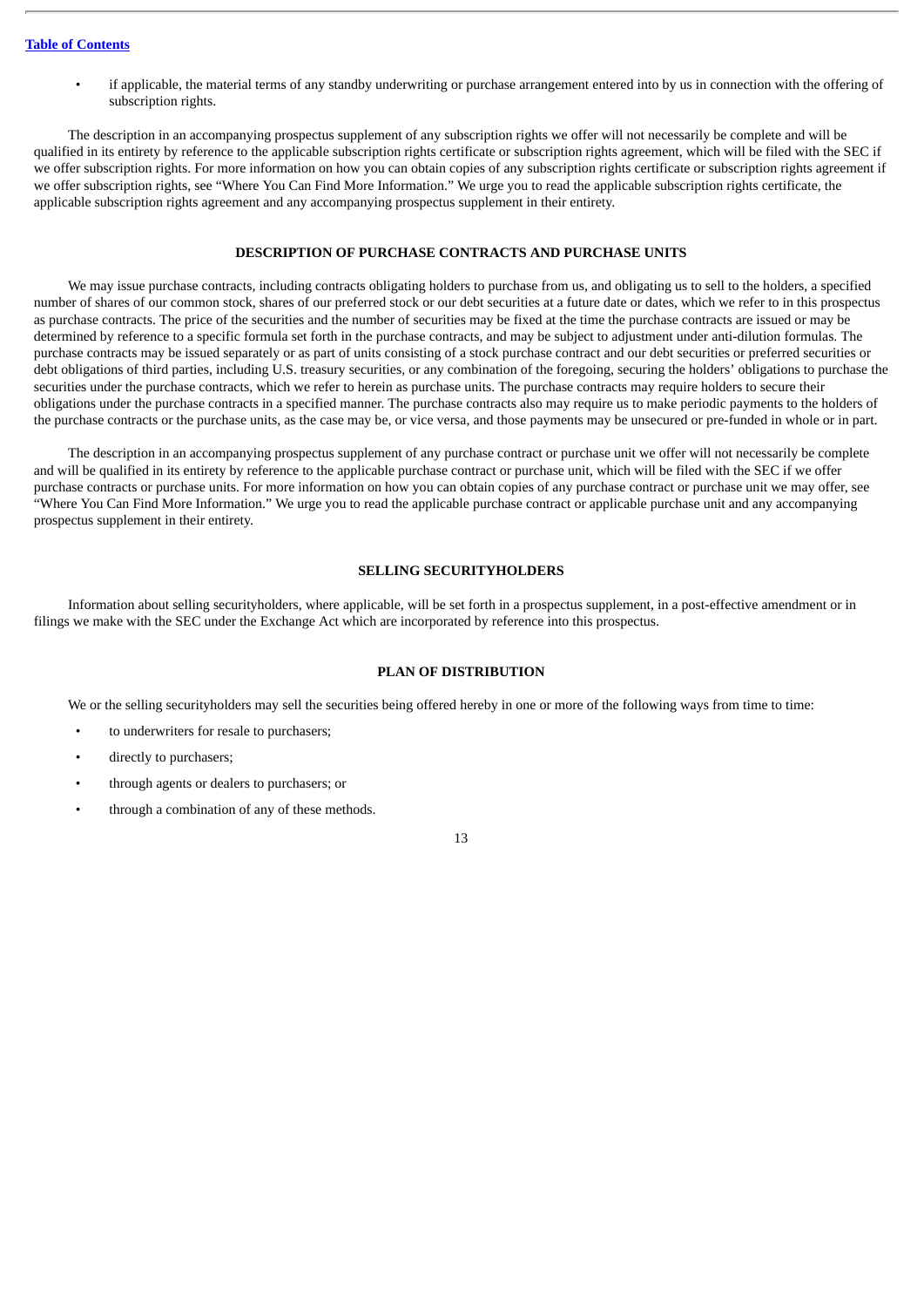- if applicable, the material terms of any standby underwriting or purchase arrangement entered into by us in connection with the offering of subscription rights.

The description in an accompanying prospectus supplement of any subscription rights we offer will not necessarily be complete and will be qualified in its entirety by reference to the applicable subscription rights certificate or subscription rights agreement, which will be filed with the SEC if we offer subscription rights. For more information on how you can obtain copies of any subscription rights certificate or subscription rights agreement if we offer subscription rights, see "Where You Can Find More Information." We urge you to read the applicable subscription rights certificate, the applicable subscription rights agreement and any accompanying prospectus supplement in their entirety.

## DESCRIPTION OF PURCHASE CONTRACTS AND PURCHASE UNITS

We may issue purchase contracts, including contracts obligating holders to purchase from us, and obligating us to sell to the holders, a specified number of shares of our common stock, shares of our preferred stock or our debt securities at a future date or dates, which we refer to in this prospectus as purchase contracts. The price of the securities and the number of securities may be fixed at the time the purchase contracts are issued or may be determined by reference to a specific formula set forth in the purchase contracts, and may be subject to adjustment under anti-dilution formulas. The purchase contracts may be issued separately or as part of units consisting of a stock purchase contract and our debt securities or preferred securities or debt obligations of third parties, including U.S. treasury securities, or any combination of the foregoing, securing the holders' obligations to purchase the securities under the purchase contracts, which we refer to herein as purchase units. The purchase contracts may require holders to secure their obligations under the purchase contracts in a specified manner. The purchase contracts also may require us to make periodic payments to the holders of the purchase contracts or the purchase units, as the case may be, or vice versa, and those payments may be unsecured or pre-funded in whole or in part.

The description in an accompanying prospectus supplement of any purchase contract or purchase unit we offer will not necessarily be complete and will be qualified in its entirety by reference to the applicable purchase contract or purchase unit, which will be filed with the SEC if we offer purchase contracts or purchase units. For more information on how you can obtain copies of any purchase contract or purchase unit we may offer, see "Where You Can Find More Information." We urge you to read the applicable purchase contract or applicable purchase unit and any accompanying prospectus supplement in their entirety.

## SELLING SECURITYHOLDERS

Information about selling securityholders, where applicable, will be set forth in a prospectus supplement, in a post-effective amendment or in filings we make with the SEC under the Exchange Act which are incorporated by reference into this prospectus.

## PLAN OF DISTRIBUTION

We or the selling securityholders may sell the securities being offered hereby in one or more of the following ways from time to time:

- to underwriters for resale to purchasers;
- directly to purchasers;
- through agents or dealers to purchasers; or
- through a combination of any of these methods.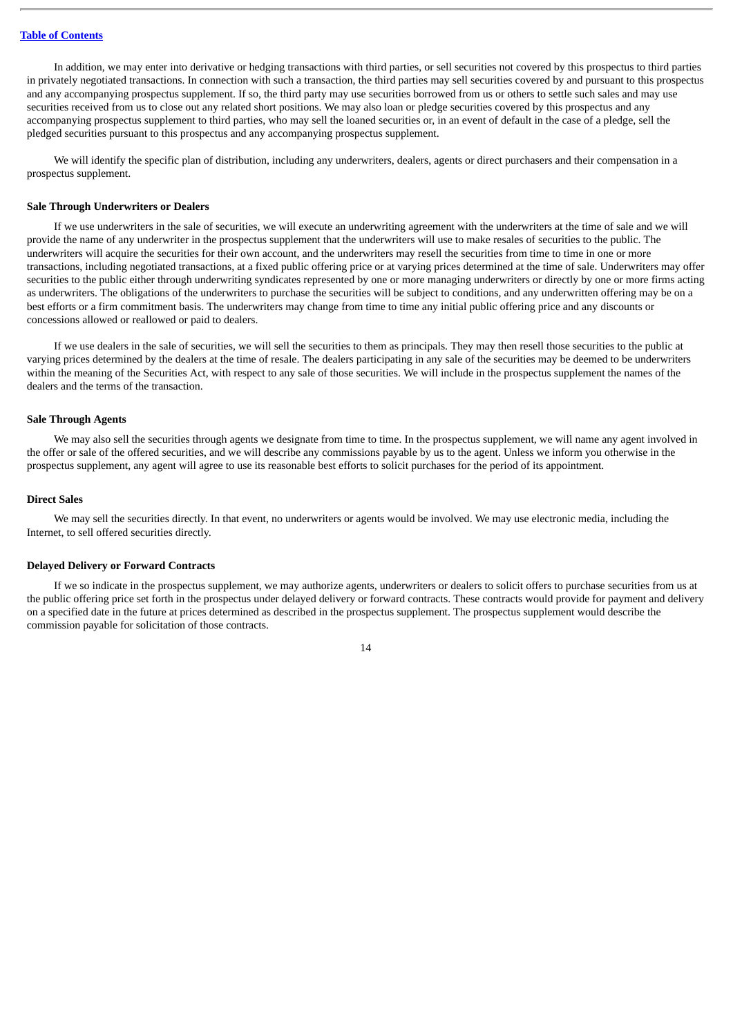In addition, we may enter into derivative or hedging transactions with third parties, or sell securities not covered by this prospectus to third parties in privately negotiated transactions. In connection with such a transaction, the third parties may sell securities covered by and pursuant to this prospectus and any accompanying prospectus supplement. If so, the third party may use securities borrowed from us or others to settle such sales and may use securities received from us to close out any related short positions. We may also loan or pledge securities covered by this prospectus and any accompanying prospectus supplement to third parties, who may sell the loaned securities or, in an event of default in the case of a pledge, sell the pledged securities pursuant to this prospectus and any accompanying prospectus supplement.

We will identify the specific plan of distribution, including any underwriters, dealers, agents or direct purchasers and their compensation in a prospectus supplement.

**Sale Through Underwriters or Dealers**

If we use underwriters in the sale of securities, we will execute an underwriting agreement with the underwriters at the time of sale and we will provide the name of any underwriter in the prospectus supplement that the underwriters will use to make resales of securities to the public. The underwriters will acquire the securities for their own account, and the underwriters may resell the securities from time to time in one or more transactions, including negotiated transactions, at a fixed public offering price or at varying prices determined at the time of sale. Underwriters may offer securities to the public either through underwriting syndicates represented by one or more managing underwriters or directly by one or more firms acting as underwriters. The obligations of the underwriters to purchase the securities will be subject to conditions, and any underwritten offering may be on a best efforts or a firm commitment basis. The underwriters may change from time to time any initial public offering price and any discounts or concessions allowed or reallowed or paid to dealers.

If we use dealers in the sale of securities, we will sell the securities to them as principals. They may then resell those securities to the public at varying prices determined by the dealers at the time of resale. The dealers participating in any sale of the securities may be deemed to be underwriters within the meaning of the Securities Act, with respect to any sale of those securities. We will include in the prospectus supplement the names of the dealers and the terms of the transaction.

**Sale Through Agents**

We may also sell the securities through agents we designate from time to time. In the prospectus supplement, we will name any agent involved in the offer or sale of the offered securities, and we will describe any commissions payable by us to the agent. Unless we inform you otherwise in the prospectus supplement, any agent will agree to use its reasonable best efforts to solicit purchases for the period of its appointment.

**Direct Sales**

We may sell the securities directly. In that event, no underwriters or agents would be involved. We may use electronic media, including the Internet, to sell offered securities directly.

**Delayed Delivery or Forward Contracts**

If we so indicate in the prospectus supplement, we may authorize agents, underwriters or dealers to solicit offers to purchase securities from us at the public offering price set forth in the prospectus under delayed delivery or forward contracts. These contracts would provide for payment and delivery on a specified date in the future at prices determined as described in the prospectus supplement. The prospectus supplement would describe the commission payable for solicitation of those contracts.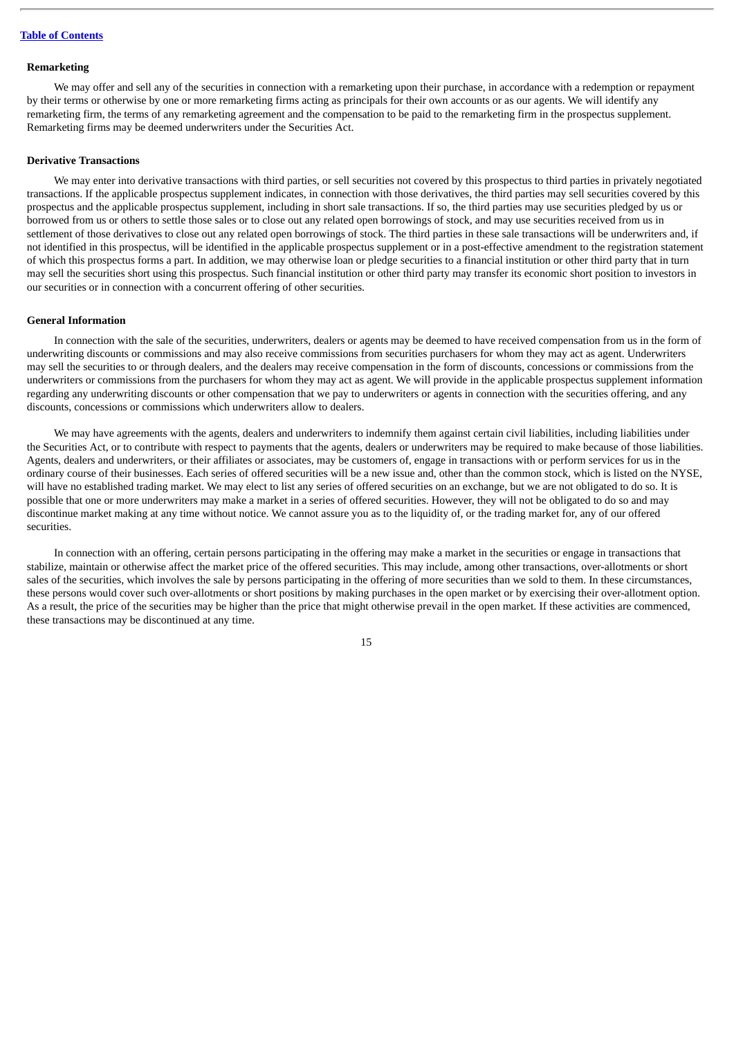### Remarketing

We may offer and sell any of the securities in connection with a remarketing upon their purchase, in accordance with a redemption or repayment by their terms or otherwise by one or more remarketing firms acting as principals for their own accounts or as our agents. We will identify any remarketing firm, the terms of any remarketing agreement and the compensation to be paid to the remarketing firm in the prospectus supplement. Remarketing firms may be deemed underwriters under the Securities Act.

### Derivative Transactions

We may enter into derivative transactions with third parties, or sell securities not covered by this prospectus to third parties in privately negotiated transactions. If the applicable prospectus supplement indicates, in connection with those derivatives, the third parties may sell securities covered by this prospectus and the applicable prospectus supplement, including in short sale transactions. If so, the third parties may use securities pledged by us or borrowed from us or others to settle those sales or to close out any related open borrowings of stock, and may use securities received from us in settlement of those derivatives to close out any related open borrowings of stock. The third parties in these sale transactions will be underwriters and, if not identified in this prospectus, will be identified in the applicable prospectus supplement or in a post-effective amendment to the registration statement of which this prospectus forms a part. In addition, we may otherwise loan or pledge securities to a financial institution or other third party that in turn may sell the securities short using this prospectus. Such financial institution or other third party may transfer its economic short position to investors in our securities or in connection with a concurrent offering of other securities.

### General Information

In connection with the sale of the securities, underwriters, dealers or agents may be deemed to have received compensation from us in the form of underwriting discounts or commissions and may also receive commissions from securities purchasers for whom they may act as agent. Underwriters may sell the securities to or through dealers, and the dealers may receive compensation in the form of discounts, concessions or commissions from the underwriters or commissions from the purchasers for whom they may act as agent. We will provide in the applicable prospectus supplement information regarding any underwriting discounts or other compensation that we pay to underwriters or agents in connection with the securities offering, and any discounts, concessions or commissions which underwriters allow to dealers.

We may have agreements with the agents, dealers and underwriters to indemnify them against certain civil liabilities, including liabilities under the Securities Act, or to contribute with respect to payments that the agents, dealers or underwriters may be required to make because of those liabilities. Agents, dealers and underwriters, or their affiliates or associates, may be customers of, engage in transactions with or perform services for us in the ordinary course of their businesses. Each series of offered securities will be a new issue and, other than the common stock, which is listed on the NYSE, will have no established trading market. We may elect to list any series of offered securities on an exchange, but we are not obligated to do so. It is possible that one or more underwriters may make a market in a series of offered securities. However, they will not be obligated to do so and may discontinue market making at any time without notice. We cannot assure you as to the liquidity of, or the trading market for, any of our offered securities.

In connection with an offering, certain persons participating in the offering may make a market in the securities or engage in transactions that stabilize, maintain or otherwise affect the market price of the offered securities. This may include, among other transactions, over-allotments or short sales of the securities, which involves the sale by persons participating in the offering of more securities than we sold to them. In these circumstances, these persons would cover such over-allotments or short positions by making purchases in the open market or by exercising their over-allotment option. As a result, the price of the securities may be higher than the price that might otherwise prevail in the open market. If these activities are commenced, these transactions may be discontinued at any time.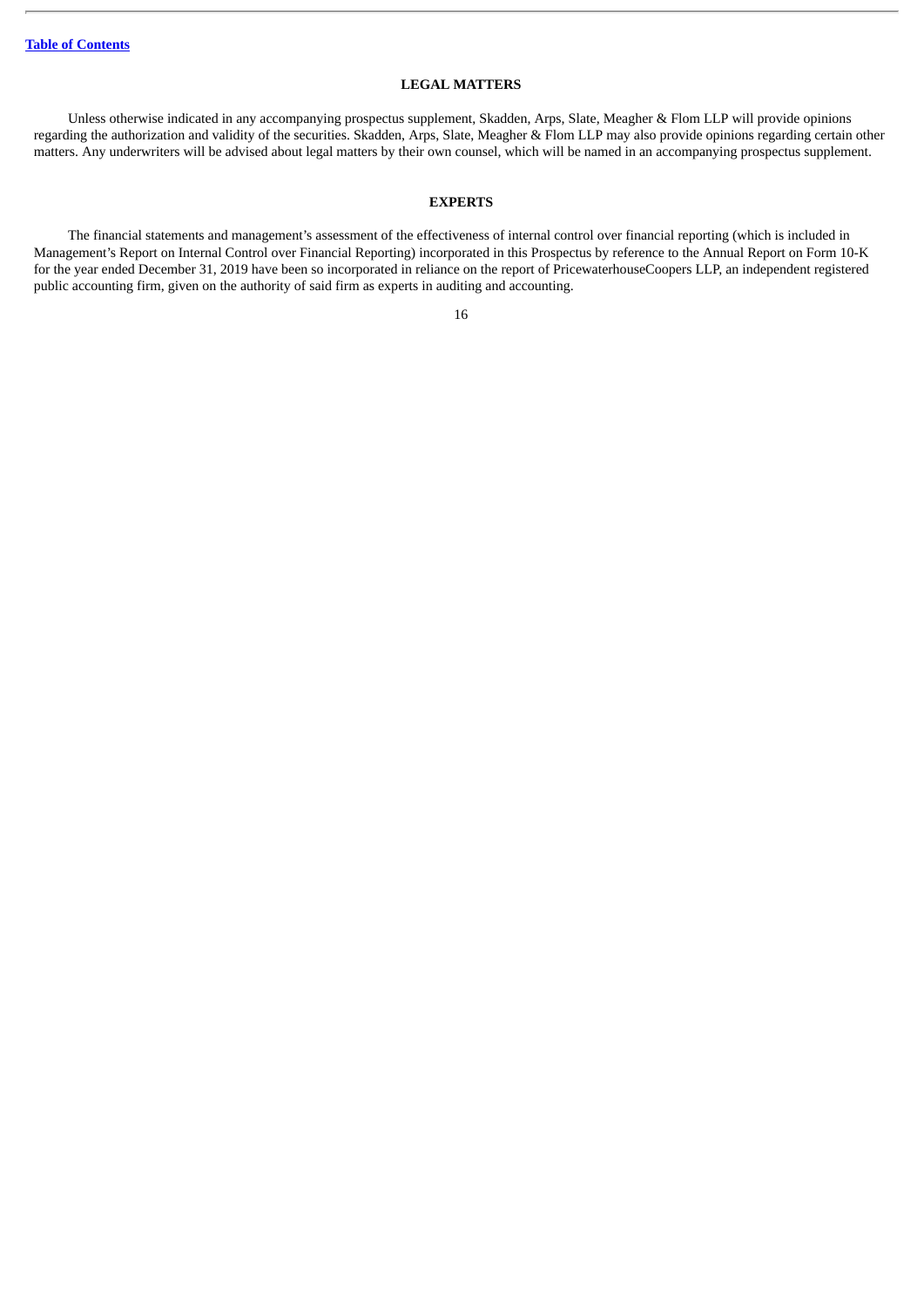## LEGAL MATTERS

Unless otherwise indicated in any accompanying prospectus supplement, Skadden, Arps, Slate, Meagher & Flom LLP will provide opinions regarding the authorization and validity of the securities. Skadden, Arps, Slate, Meagher & Flom LLP may also provide opinions regarding certain other matters. Any underwriters will be advised about legal matters by their own counsel, which will be named in an accompanying prospectus supplement.

## EXPERTS

The financial statements and management's assessment of the effectiveness of internal control over financial reporting (which is included in Management's Report on Internal Control over Financial Reporting) incorporated in this Prospectus by reference to the Annual Report on Form 10-K for the year ended December 31, 2019 have been so incorporated in reliance on the report of PricewaterhouseCoopers LLP, an independent registered public accounting firm, given on the authority of said firm as experts in auditing and accounting.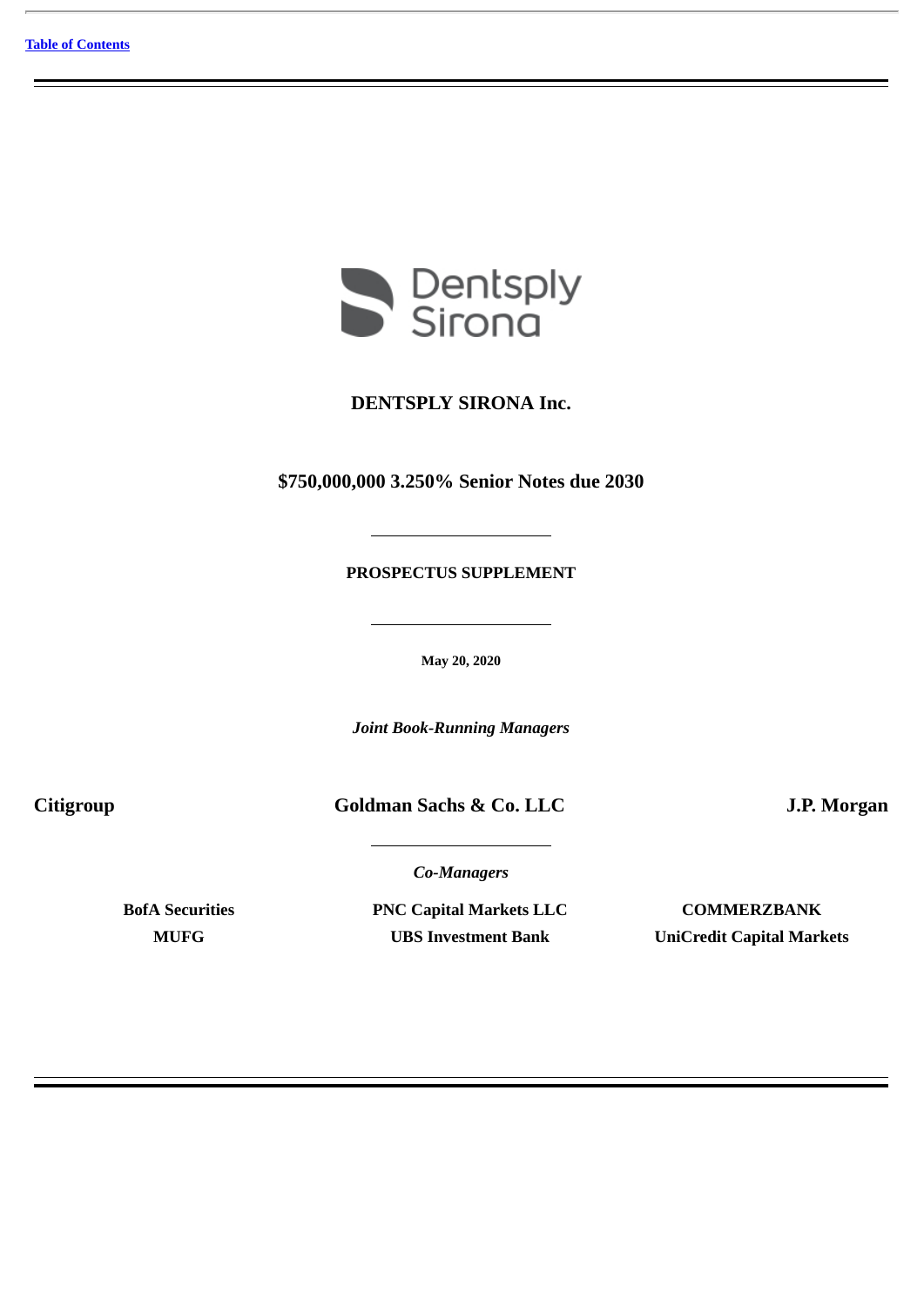[Table of Contents](#)

Dentsply Sirona

**DENTSPLY SIRONA Inc.**

**$750,000,000 3.250% Senior Notes due 2030**

---

**PROSPECTUS SUPPLEMENT**

---

**May 20, 2020**

***Joint Book-Running Managers***

**Citigroup** **Goldman Sachs & Co. LLC** **J.P. Morgan**

---

***Co-Managers***

**BofA Securities** **PNC Capital Markets LLC** **COMMERZBANK**

**MUFG** **UBS Investment Bank** **UniCredit Capital Markets**